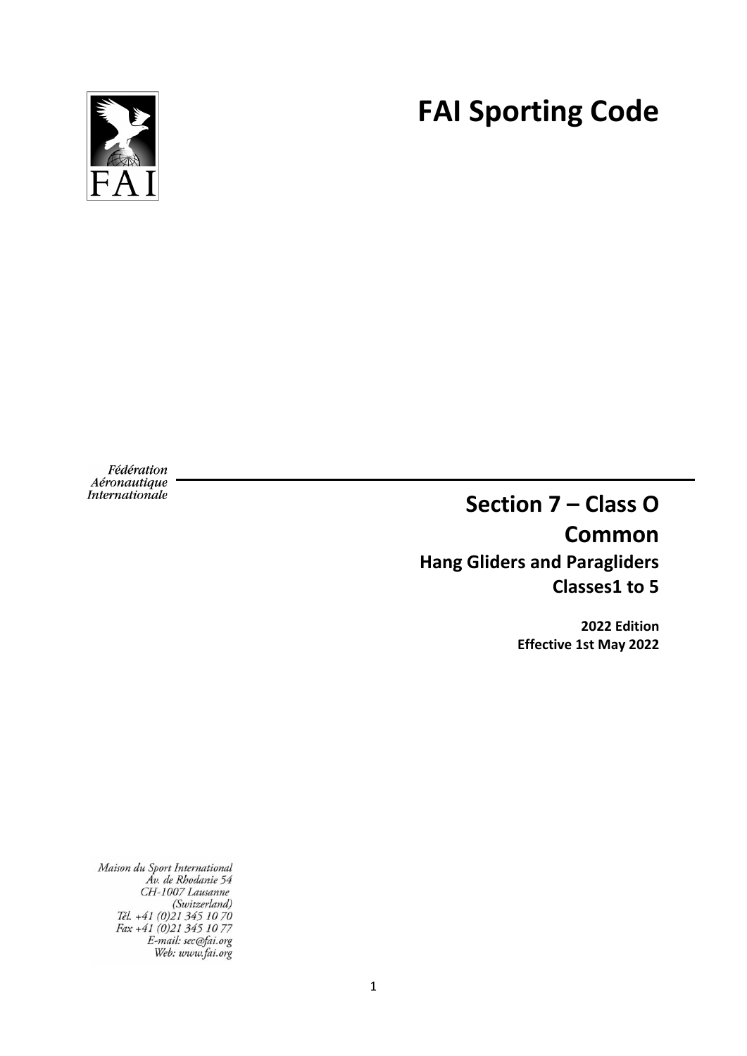# FAI Sporting Code

Fédération
Aéronautique
Internationale

## Section 7 – Class O

## Common

### Hang Gliders and Paragliders

### Classes1 to 5

**2022 Edition**
**Effective 1st May 2022**

*Maison du Sport International*
*Av. de Rhodanie 54*
*CH-1007 Lausanne*
*(Switzerland)*
*Tél. +41 (0)21 345 10 70*
*Fax +41 (0)21 345 10 77*
*E-mail: sec@fai.org*
*Web: www.fai.org*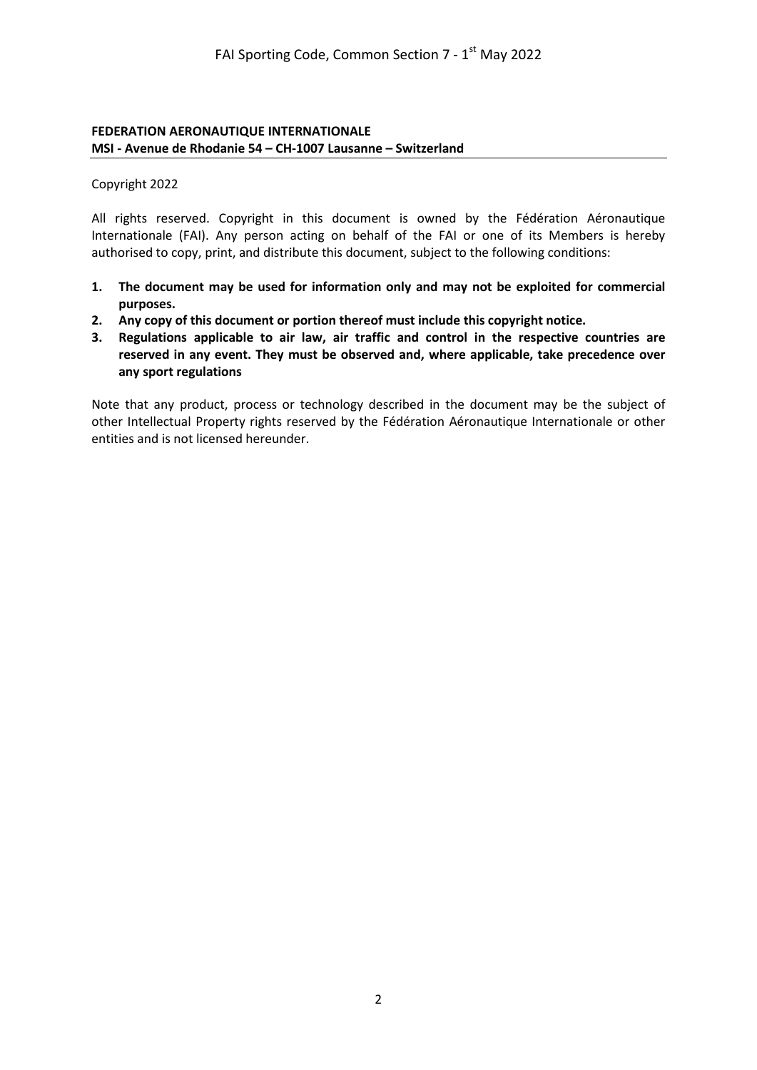**FEDERATION AERONAUTIQUE INTERNATIONALE**
**MSI - Avenue de Rhodanie 54 – CH-1007 Lausanne – Switzerland**

Copyright 2022

All rights reserved. Copyright in this document is owned by the Fédération Aéronautique Internationale (FAI). Any person acting on behalf of the FAI or one of its Members is hereby authorised to copy, print, and distribute this document, subject to the following conditions:

1. **The document may be used for information only and may not be exploited for commercial purposes.**
2. **Any copy of this document or portion thereof must include this copyright notice.**
3. **Regulations applicable to air law, air traffic and control in the respective countries are reserved in any event. They must be observed and, where applicable, take precedence over any sport regulations**

Note that any product, process or technology described in the document may be the subject of other Intellectual Property rights reserved by the Fédération Aéronautique Internationale or other entities and is not licensed hereunder.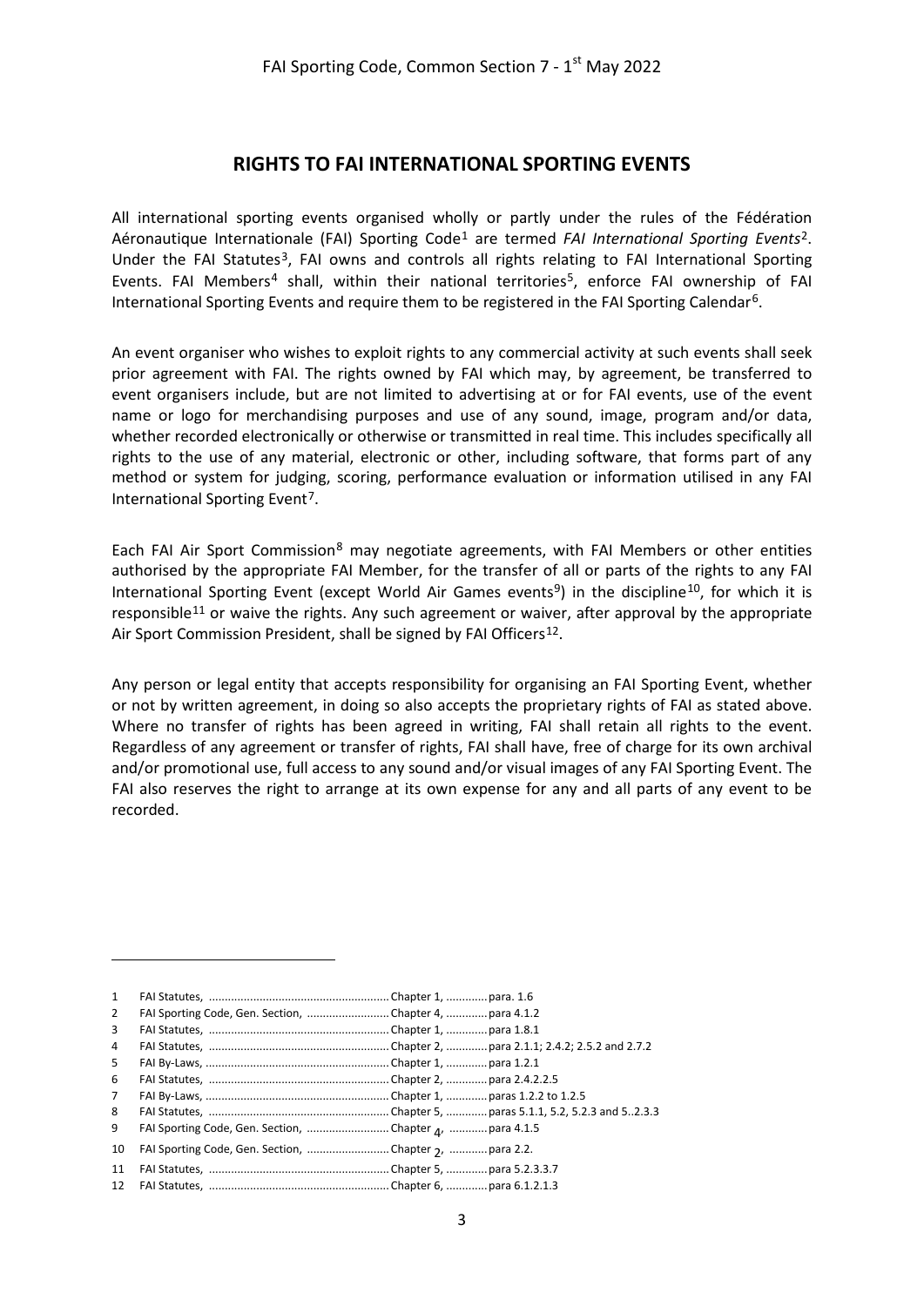## RIGHTS TO FAI INTERNATIONAL SPORTING EVENTS

All international sporting events organised wholly or partly under the rules of the Fédération Aéronautique Internationale (FAI) Sporting Code[1] are termed *FAI International Sporting Events*[2]. Under the FAI Statutes[3], FAI owns and controls all rights relating to FAI International Sporting Events. FAI Members[4] shall, within their national territories[5], enforce FAI ownership of FAI International Sporting Events and require them to be registered in the FAI Sporting Calendar[6].

An event organiser who wishes to exploit rights to any commercial activity at such events shall seek prior agreement with FAI. The rights owned by FAI which may, by agreement, be transferred to event organisers include, but are not limited to advertising at or for FAI events, use of the event name or logo for merchandising purposes and use of any sound, image, program and/or data, whether recorded electronically or otherwise or transmitted in real time. This includes specifically all rights to the use of any material, electronic or other, including software, that forms part of any method or system for judging, scoring, performance evaluation or information utilised in any FAI International Sporting Event[7].

Each FAI Air Sport Commission[8] may negotiate agreements, with FAI Members or other entities authorised by the appropriate FAI Member, for the transfer of all or parts of the rights to any FAI International Sporting Event (except World Air Games events[9]) in the discipline[10], for which it is responsible[11] or waive the rights. Any such agreement or waiver, after approval by the appropriate Air Sport Commission President, shall be signed by FAI Officers[12].

Any person or legal entity that accepts responsibility for organising an FAI Sporting Event, whether or not by written agreement, in doing so also accepts the proprietary rights of FAI as stated above. Where no transfer of rights has been agreed in writing, FAI shall retain all rights to the event. Regardless of any agreement or transfer of rights, FAI shall have, free of charge for its own archival and/or promotional use, full access to any sound and/or visual images of any FAI Sporting Event. The FAI also reserves the right to arrange at its own expense for any and all parts of any event to be recorded.

---

1 FAI Statutes, ........................................................ Chapter 1, ............. para. 1.6
2 FAI Sporting Code, Gen. Section, .......................... Chapter 4, ............. para 4.1.2
3 FAI Statutes, ........................................................ Chapter 1, ............. para 1.8.1
4 FAI Statutes, ........................................................ Chapter 2, ............. para 2.1.1; 2.4.2; 2.5.2 and 2.7.2
5 FAI By-Laws, ........................................................ Chapter 1, ............. para 1.2.1
6 FAI Statutes, ........................................................ Chapter 2, ............. para 2.4.2.2.5
7 FAI By-Laws, ........................................................ Chapter 1, ............. paras 1.2.2 to 1.2.5
8 FAI Statutes, ........................................................ Chapter 5, ............. paras 5.1.1, 5.2, 5.2.3 and 5..2.3.3
9 FAI Sporting Code, Gen. Section, .......................... Chapter 4, ............. para 4.1.5
10 FAI Sporting Code, Gen. Section, .......................... Chapter 2, ............. para 2.2.
11 FAI Statutes, ........................................................ Chapter 5, ............. para 5.2.3.3.7
12 FAI Statutes, ........................................................ Chapter 6, ............. para 6.1.2.1.3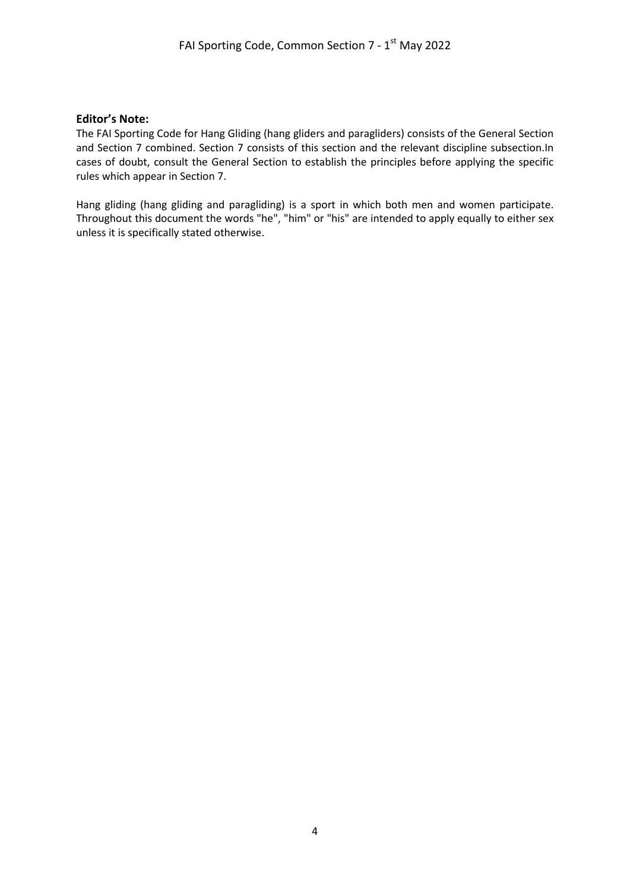**Editor's Note:**

The FAI Sporting Code for Hang Gliding (hang gliders and paragliders) consists of the General Section and Section 7 combined. Section 7 consists of this section and the relevant discipline subsection.In cases of doubt, consult the General Section to establish the principles before applying the specific rules which appear in Section 7.

Hang gliding (hang gliding and paragliding) is a sport in which both men and women participate. Throughout this document the words "he", "him" or "his" are intended to apply equally to either sex unless it is specifically stated otherwise.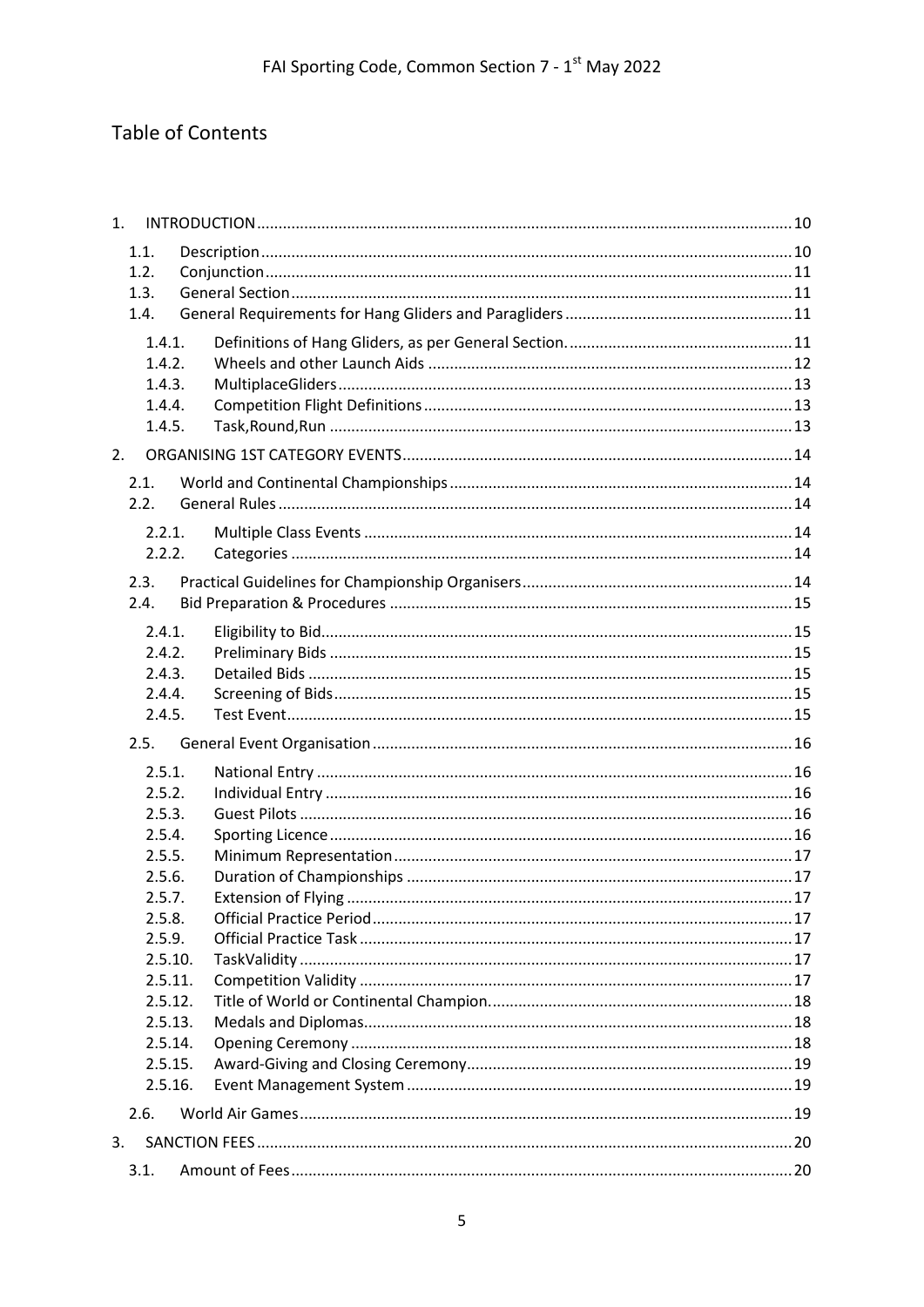# Table of Contents

1. INTRODUCTION ........ 10
   - 1.1. Description ........ 10
   - 1.2. Conjunction ........ 11
   - 1.3. General Section ........ 11
   - 1.4. General Requirements for Hang Gliders and Paragliders ........ 11
     - 1.4.1. Definitions of Hang Gliders, as per General Section. ........ 11
     - 1.4.2. Wheels and other Launch Aids ........ 12
     - 1.4.3. MultiplaceGliders ........ 13
     - 1.4.4. Competition Flight Definitions ........ 13
     - 1.4.5. Task,Round,Run ........ 13
2. ORGANISING 1ST CATEGORY EVENTS ........ 14
   - 2.1. World and Continental Championships ........ 14
   - 2.2. General Rules ........ 14
     - 2.2.1. Multiple Class Events ........ 14
     - 2.2.2. Categories ........ 14
   - 2.3. Practical Guidelines for Championship Organisers ........ 14
   - 2.4. Bid Preparation & Procedures ........ 15
     - 2.4.1. Eligibility to Bid ........ 15
     - 2.4.2. Preliminary Bids ........ 15
     - 2.4.3. Detailed Bids ........ 15
     - 2.4.4. Screening of Bids ........ 15
     - 2.4.5. Test Event ........ 15
   - 2.5. General Event Organisation ........ 16
     - 2.5.1. National Entry ........ 16
     - 2.5.2. Individual Entry ........ 16
     - 2.5.3. Guest Pilots ........ 16
     - 2.5.4. Sporting Licence ........ 16
     - 2.5.5. Minimum Representation ........ 17
     - 2.5.6. Duration of Championships ........ 17
     - 2.5.7. Extension of Flying ........ 17
     - 2.5.8. Official Practice Period ........ 17
     - 2.5.9. Official Practice Task ........ 17
     - 2.5.10. TaskValidity ........ 17
     - 2.5.11. Competition Validity ........ 17
     - 2.5.12. Title of World or Continental Champion ........ 18
     - 2.5.13. Medals and Diplomas ........ 18
     - 2.5.14. Opening Ceremony ........ 18
     - 2.5.15. Award-Giving and Closing Ceremony ........ 19
     - 2.5.16. Event Management System ........ 19
   - 2.6. World Air Games ........ 19
3. SANCTION FEES ........ 20
   - 3.1. Amount of Fees ........ 20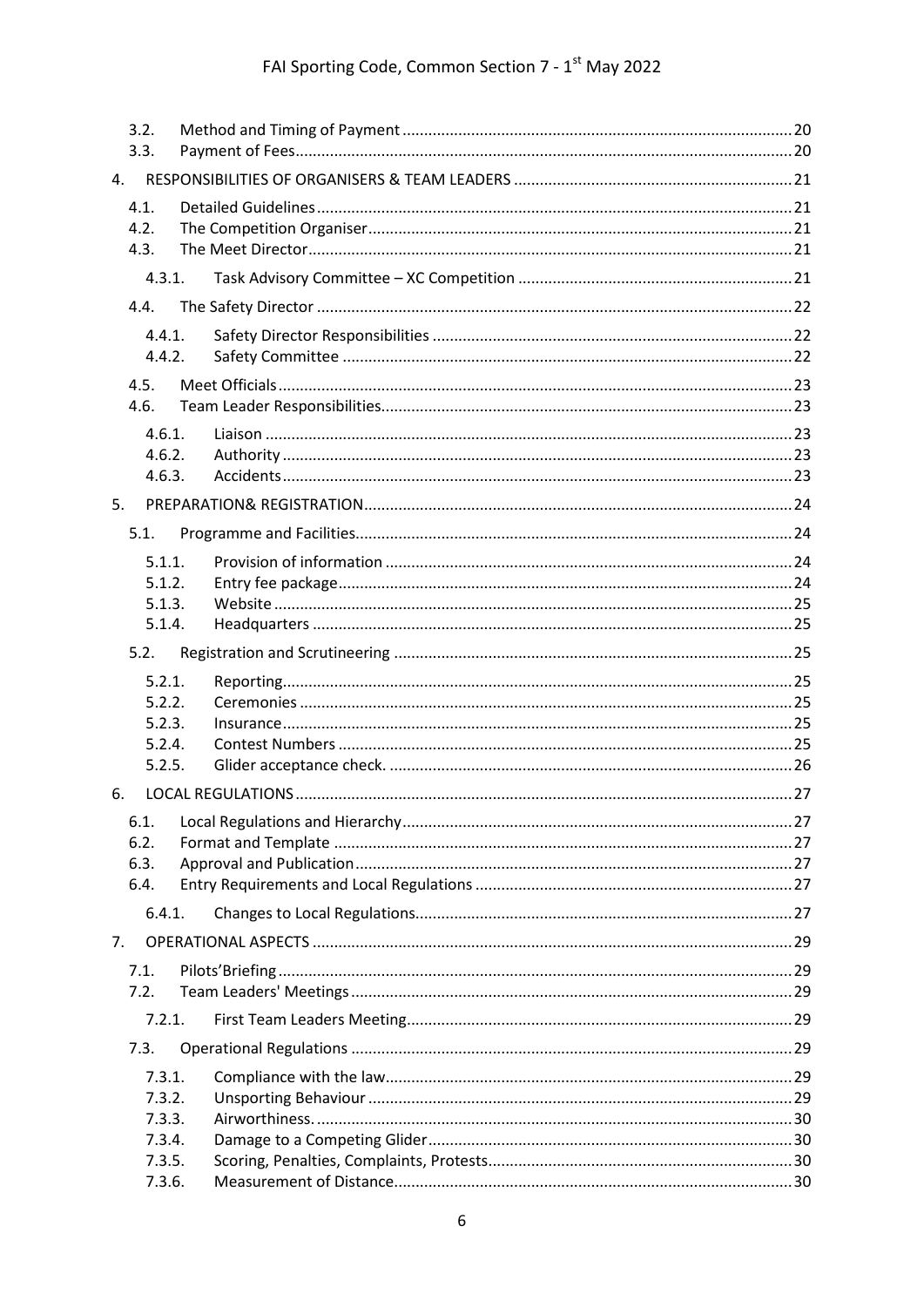3.2. Method and Timing of Payment ........ 20
3.3. Payment of Fees ........ 20

4. RESPONSIBILITIES OF ORGANISERS & TEAM LEADERS ........ 21

4.1. Detailed Guidelines ........ 21
4.2. The Competition Organiser ........ 21
4.3. The Meet Director ........ 21

4.3.1. Task Advisory Committee – XC Competition ........ 21

4.4. The Safety Director ........ 22

4.4.1. Safety Director Responsibilities ........ 22
4.4.2. Safety Committee ........ 22

4.5. Meet Officials ........ 23
4.6. Team Leader Responsibilities ........ 23

4.6.1. Liaison ........ 23
4.6.2. Authority ........ 23
4.6.3. Accidents ........ 23

5. PREPARATION& REGISTRATION ........ 24

5.1. Programme and Facilities ........ 24

5.1.1. Provision of information ........ 24
5.1.2. Entry fee package ........ 24
5.1.3. Website ........ 25
5.1.4. Headquarters ........ 25

5.2. Registration and Scrutineering ........ 25

5.2.1. Reporting ........ 25
5.2.2. Ceremonies ........ 25
5.2.3. Insurance ........ 25
5.2.4. Contest Numbers ........ 25
5.2.5. Glider acceptance check. ........ 26

6. LOCAL REGULATIONS ........ 27

6.1. Local Regulations and Hierarchy ........ 27
6.2. Format and Template ........ 27
6.3. Approval and Publication ........ 27
6.4. Entry Requirements and Local Regulations ........ 27

6.4.1. Changes to Local Regulations ........ 27

7. OPERATIONAL ASPECTS ........ 29

7.1. Pilots'Briefing ........ 29
7.2. Team Leaders' Meetings ........ 29

7.2.1. First Team Leaders Meeting ........ 29

7.3. Operational Regulations ........ 29

7.3.1. Compliance with the law ........ 29
7.3.2. Unsporting Behaviour ........ 29
7.3.3. Airworthiness. ........ 30
7.3.4. Damage to a Competing Glider ........ 30
7.3.5. Scoring, Penalties, Complaints, Protests ........ 30
7.3.6. Measurement of Distance ........ 30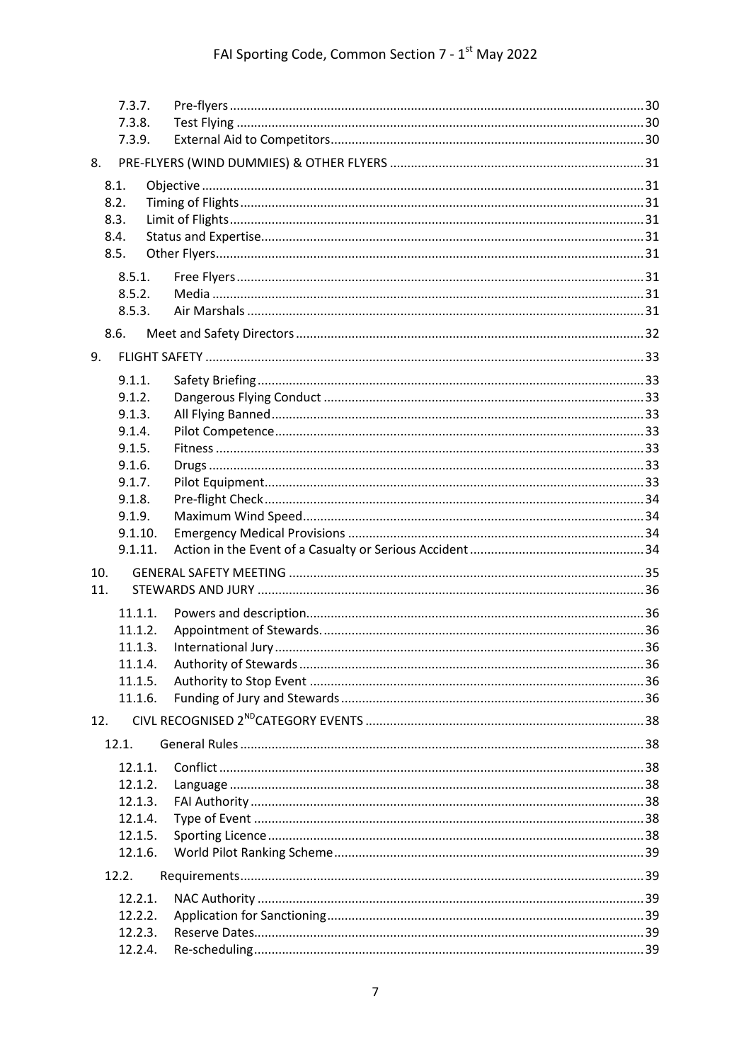7.3.7. Pre-flyers ........................................................ 30
7.3.8. Test Flying ........................................................ 30
7.3.9. External Aid to Competitors ........................................................ 30

8. PRE-FLYERS (WIND DUMMIES) & OTHER FLYERS ........................................................ 31

8.1. Objective ........................................................ 31
8.2. Timing of Flights ........................................................ 31
8.3. Limit of Flights ........................................................ 31
8.4. Status and Expertise ........................................................ 31
8.5. Other Flyers ........................................................ 31

8.5.1. Free Flyers ........................................................ 31
8.5.2. Media ........................................................ 31
8.5.3. Air Marshals ........................................................ 31

8.6. Meet and Safety Directors ........................................................ 32

9. FLIGHT SAFETY ........................................................ 33

9.1.1. Safety Briefing ........................................................ 33
9.1.2. Dangerous Flying Conduct ........................................................ 33
9.1.3. All Flying Banned ........................................................ 33
9.1.4. Pilot Competence ........................................................ 33
9.1.5. Fitness ........................................................ 33
9.1.6. Drugs ........................................................ 33
9.1.7. Pilot Equipment ........................................................ 33
9.1.8. Pre-flight Check ........................................................ 34
9.1.9. Maximum Wind Speed ........................................................ 34
9.1.10. Emergency Medical Provisions ........................................................ 34
9.1.11. Action in the Event of a Casualty or Serious Accident ........................................................ 34

10. GENERAL SAFETY MEETING ........................................................ 35
11. STEWARDS AND JURY ........................................................ 36

11.1.1. Powers and description ........................................................ 36
11.1.2. Appointment of Stewards. ........................................................ 36
11.1.3. International Jury ........................................................ 36
11.1.4. Authority of Stewards ........................................................ 36
11.1.5. Authority to Stop Event ........................................................ 36
11.1.6. Funding of Jury and Stewards ........................................................ 36

12. CIVL RECOGNISED 2ND CATEGORY EVENTS ........................................................ 38

12.1. General Rules ........................................................ 38

12.1.1. Conflict ........................................................ 38
12.1.2. Language ........................................................ 38
12.1.3. FAI Authority ........................................................ 38
12.1.4. Type of Event ........................................................ 38
12.1.5. Sporting Licence ........................................................ 38
12.1.6. World Pilot Ranking Scheme ........................................................ 39

12.2. Requirements ........................................................ 39

12.2.1. NAC Authority ........................................................ 39
12.2.2. Application for Sanctioning ........................................................ 39
12.2.3. Reserve Dates ........................................................ 39
12.2.4. Re-scheduling ........................................................ 39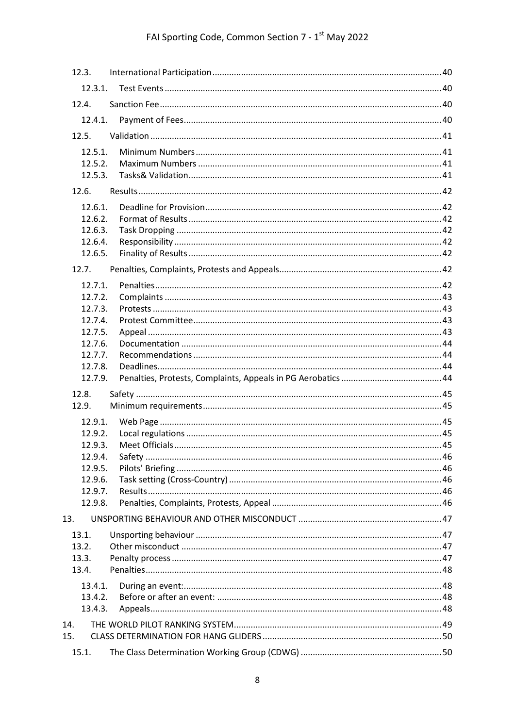| | | |
|---|---|---|
| 12.3. | International Participation | 40 |
| 12.3.1. | Test Events | 40 |
| 12.4. | Sanction Fee | 40 |
| 12.4.1. | Payment of Fees | 40 |
| 12.5. | Validation | 41 |
| 12.5.1. | Minimum Numbers | 41 |
| 12.5.2. | Maximum Numbers | 41 |
| 12.5.3. | Tasks& Validation | 41 |
| 12.6. | Results | 42 |
| 12.6.1. | Deadline for Provision | 42 |
| 12.6.2. | Format of Results | 42 |
| 12.6.3. | Task Dropping | 42 |
| 12.6.4. | Responsibility | 42 |
| 12.6.5. | Finality of Results | 42 |
| 12.7. | Penalties, Complaints, Protests and Appeals | 42 |
| 12.7.1. | Penalties | 42 |
| 12.7.2. | Complaints | 43 |
| 12.7.3. | Protests | 43 |
| 12.7.4. | Protest Committee | 43 |
| 12.7.5. | Appeal | 43 |
| 12.7.6. | Documentation | 44 |
| 12.7.7. | Recommendations | 44 |
| 12.7.8. | Deadlines | 44 |
| 12.7.9. | Penalties, Protests, Complaints, Appeals in PG Aerobatics | 44 |
| 12.8. | Safety | 45 |
| 12.9. | Minimum requirements | 45 |
| 12.9.1. | Web Page | 45 |
| 12.9.2. | Local regulations | 45 |
| 12.9.3. | Meet Officials | 45 |
| 12.9.4. | Safety | 46 |
| 12.9.5. | Pilots' Briefing | 46 |
| 12.9.6. | Task setting (Cross-Country) | 46 |
| 12.9.7. | Results | 46 |
| 12.9.8. | Penalties, Complaints, Protests, Appeal | 46 |
| 13. | UNSPORTING BEHAVIOUR AND OTHER MISCONDUCT | 47 |
| 13.1. | Unsporting behaviour | 47 |
| 13.2. | Other misconduct | 47 |
| 13.3. | Penalty process | 47 |
| 13.4. | Penalties | 48 |
| 13.4.1. | During an event: | 48 |
| 13.4.2. | Before or after an event: | 48 |
| 13.4.3. | Appeals | 48 |
| 14. | THE WORLD PILOT RANKING SYSTEM | 49 |
| 15. | CLASS DETERMINATION FOR HANG GLIDERS | 50 |
| 15.1. | The Class Determination Working Group (CDWG) | 50 |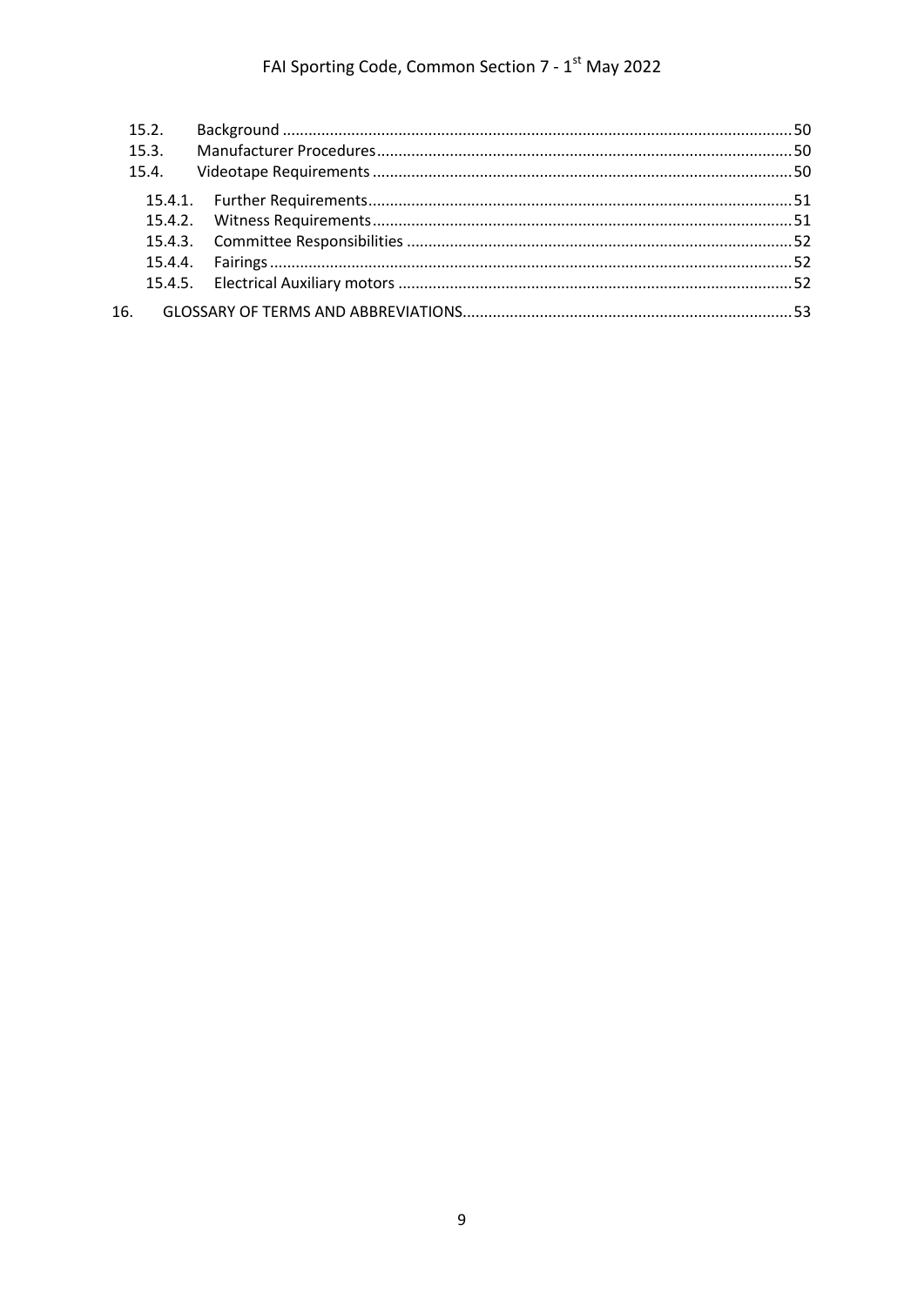15.2. Background ...... 50
15.3. Manufacturer Procedures ...... 50
15.4. Videotape Requirements ...... 50
15.4.1. Further Requirements ...... 51
15.4.2. Witness Requirements ...... 51
15.4.3. Committee Responsibilities ...... 52
15.4.4. Fairings ...... 52
15.4.5. Electrical Auxiliary motors ...... 52
16. GLOSSARY OF TERMS AND ABBREVIATIONS ...... 53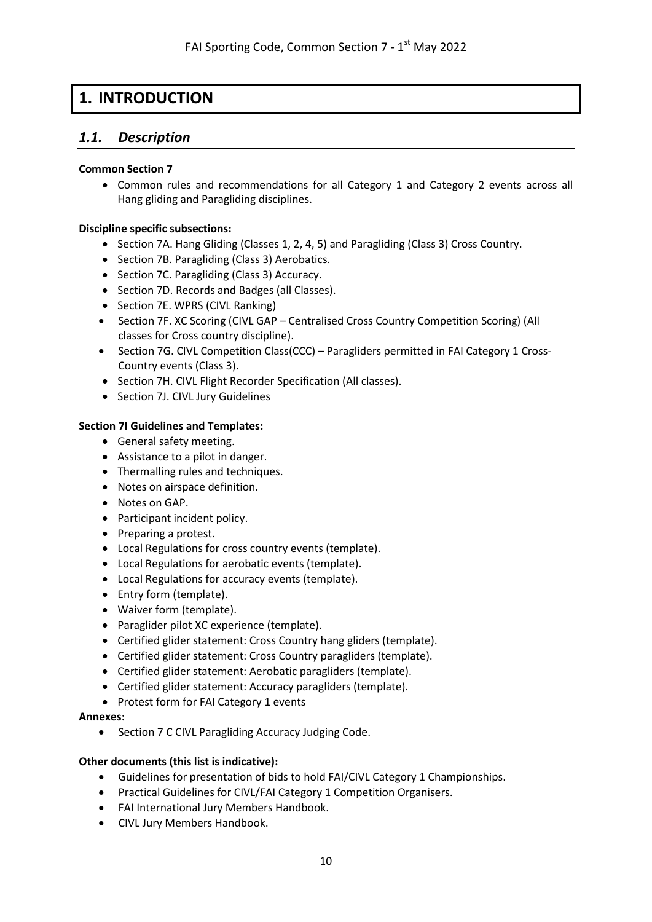# 1. INTRODUCTION

## *1.1. Description*

**Common Section 7**

- Common rules and recommendations for all Category 1 and Category 2 events across all Hang gliding and Paragliding disciplines.

**Discipline specific subsections:**

- Section 7A. Hang Gliding (Classes 1, 2, 4, 5) and Paragliding (Class 3) Cross Country.
- Section 7B. Paragliding (Class 3) Aerobatics.
- Section 7C. Paragliding (Class 3) Accuracy.
- Section 7D. Records and Badges (all Classes).
- Section 7E. WPRS (CIVL Ranking)
- Section 7F. XC Scoring (CIVL GAP – Centralised Cross Country Competition Scoring) (All classes for Cross country discipline).
- Section 7G. CIVL Competition Class(CCC) – Paragliders permitted in FAI Category 1 Cross-Country events (Class 3).
- Section 7H. CIVL Flight Recorder Specification (All classes).
- Section 7J. CIVL Jury Guidelines

**Section 7I Guidelines and Templates:**

- General safety meeting.
- Assistance to a pilot in danger.
- Thermalling rules and techniques.
- Notes on airspace definition.
- Notes on GAP.
- Participant incident policy.
- Preparing a protest.
- Local Regulations for cross country events (template).
- Local Regulations for aerobatic events (template).
- Local Regulations for accuracy events (template).
- Entry form (template).
- Waiver form (template).
- Paraglider pilot XC experience (template).
- Certified glider statement: Cross Country hang gliders (template).
- Certified glider statement: Cross Country paragliders (template).
- Certified glider statement: Aerobatic paragliders (template).
- Certified glider statement: Accuracy paragliders (template).
- Protest form for FAI Category 1 events

**Annexes:**

- Section 7 C CIVL Paragliding Accuracy Judging Code.

**Other documents (this list is indicative):**

- Guidelines for presentation of bids to hold FAI/CIVL Category 1 Championships.
- Practical Guidelines for CIVL/FAI Category 1 Competition Organisers.
- FAI International Jury Members Handbook.
- CIVL Jury Members Handbook.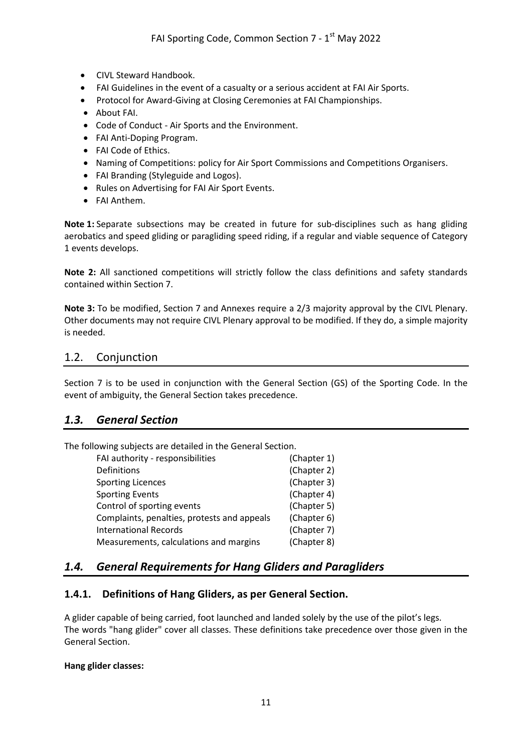- CIVL Steward Handbook.
- FAI Guidelines in the event of a casualty or a serious accident at FAI Air Sports.
- Protocol for Award-Giving at Closing Ceremonies at FAI Championships.
- About FAI.
- Code of Conduct - Air Sports and the Environment.
- FAI Anti-Doping Program.
- FAI Code of Ethics.
- Naming of Competitions: policy for Air Sport Commissions and Competitions Organisers.
- FAI Branding (Styleguide and Logos).
- Rules on Advertising for FAI Air Sport Events.
- FAI Anthem.

**Note 1:** Separate subsections may be created in future for sub-disciplines such as hang gliding aerobatics and speed gliding or paragliding speed riding, if a regular and viable sequence of Category 1 events develops.

**Note 2:** All sanctioned competitions will strictly follow the class definitions and safety standards contained within Section 7.

**Note 3:** To be modified, Section 7 and Annexes require a 2/3 majority approval by the CIVL Plenary. Other documents may not require CIVL Plenary approval to be modified. If they do, a simple majority is needed.

## 1.2. Conjunction

Section 7 is to be used in conjunction with the General Section (GS) of the Sporting Code. In the event of ambiguity, the General Section takes precedence.

## *1.3. General Section*

The following subjects are detailed in the General Section.

| | |
|---|---|
| FAI authority - responsibilities | (Chapter 1) |
| Definitions | (Chapter 2) |
| Sporting Licences | (Chapter 3) |
| Sporting Events | (Chapter 4) |
| Control of sporting events | (Chapter 5) |
| Complaints, penalties, protests and appeals | (Chapter 6) |
| International Records | (Chapter 7) |
| Measurements, calculations and margins | (Chapter 8) |

## *1.4. General Requirements for Hang Gliders and Paragliders*

### 1.4.1. Definitions of Hang Gliders, as per General Section.

A glider capable of being carried, foot launched and landed solely by the use of the pilot's legs.
The words "hang glider" cover all classes. These definitions take precedence over those given in the General Section.

**Hang glider classes:**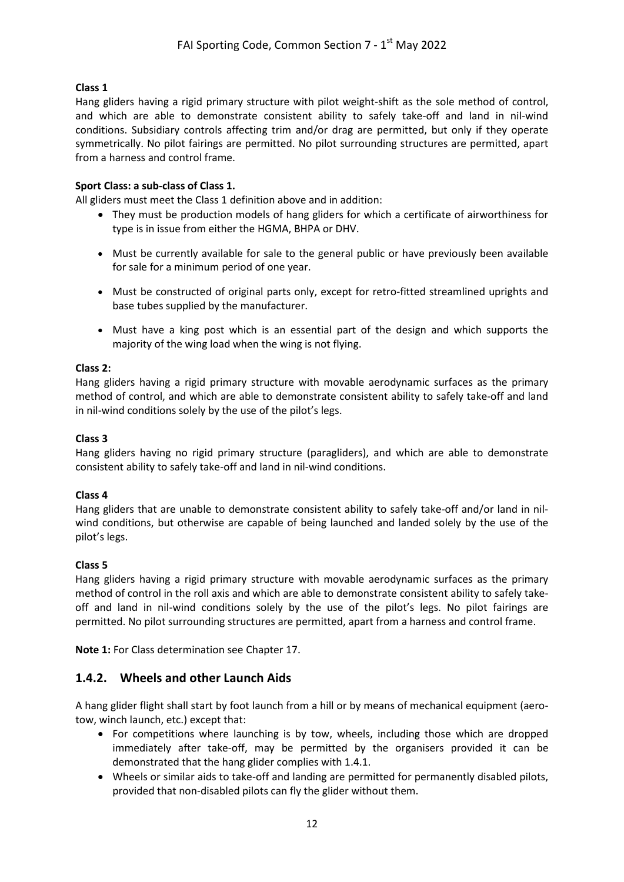**Class 1**

Hang gliders having a rigid primary structure with pilot weight-shift as the sole method of control, and which are able to demonstrate consistent ability to safely take-off and land in nil-wind conditions. Subsidiary controls affecting trim and/or drag are permitted, but only if they operate symmetrically. No pilot fairings are permitted. No pilot surrounding structures are permitted, apart from a harness and control frame.

**Sport Class: a sub-class of Class 1.**

All gliders must meet the Class 1 definition above and in addition:

- They must be production models of hang gliders for which a certificate of airworthiness for type is in issue from either the HGMA, BHPA or DHV.
- Must be currently available for sale to the general public or have previously been available for sale for a minimum period of one year.
- Must be constructed of original parts only, except for retro-fitted streamlined uprights and base tubes supplied by the manufacturer.
- Must have a king post which is an essential part of the design and which supports the majority of the wing load when the wing is not flying.

**Class 2:**

Hang gliders having a rigid primary structure with movable aerodynamic surfaces as the primary method of control, and which are able to demonstrate consistent ability to safely take-off and land in nil-wind conditions solely by the use of the pilot's legs.

**Class 3**

Hang gliders having no rigid primary structure (paragliders), and which are able to demonstrate consistent ability to safely take-off and land in nil-wind conditions.

**Class 4**

Hang gliders that are unable to demonstrate consistent ability to safely take-off and/or land in nil-wind conditions, but otherwise are capable of being launched and landed solely by the use of the pilot's legs.

**Class 5**

Hang gliders having a rigid primary structure with movable aerodynamic surfaces as the primary method of control in the roll axis and which are able to demonstrate consistent ability to safely take-off and land in nil-wind conditions solely by the use of the pilot's legs. No pilot fairings are permitted. No pilot surrounding structures are permitted, apart from a harness and control frame.

**Note 1:** For Class determination see Chapter 17.

## 1.4.2. Wheels and other Launch Aids

A hang glider flight shall start by foot launch from a hill or by means of mechanical equipment (aero-tow, winch launch, etc.) except that:

- For competitions where launching is by tow, wheels, including those which are dropped immediately after take-off, may be permitted by the organisers provided it can be demonstrated that the hang glider complies with 1.4.1.
- Wheels or similar aids to take-off and landing are permitted for permanently disabled pilots, provided that non-disabled pilots can fly the glider without them.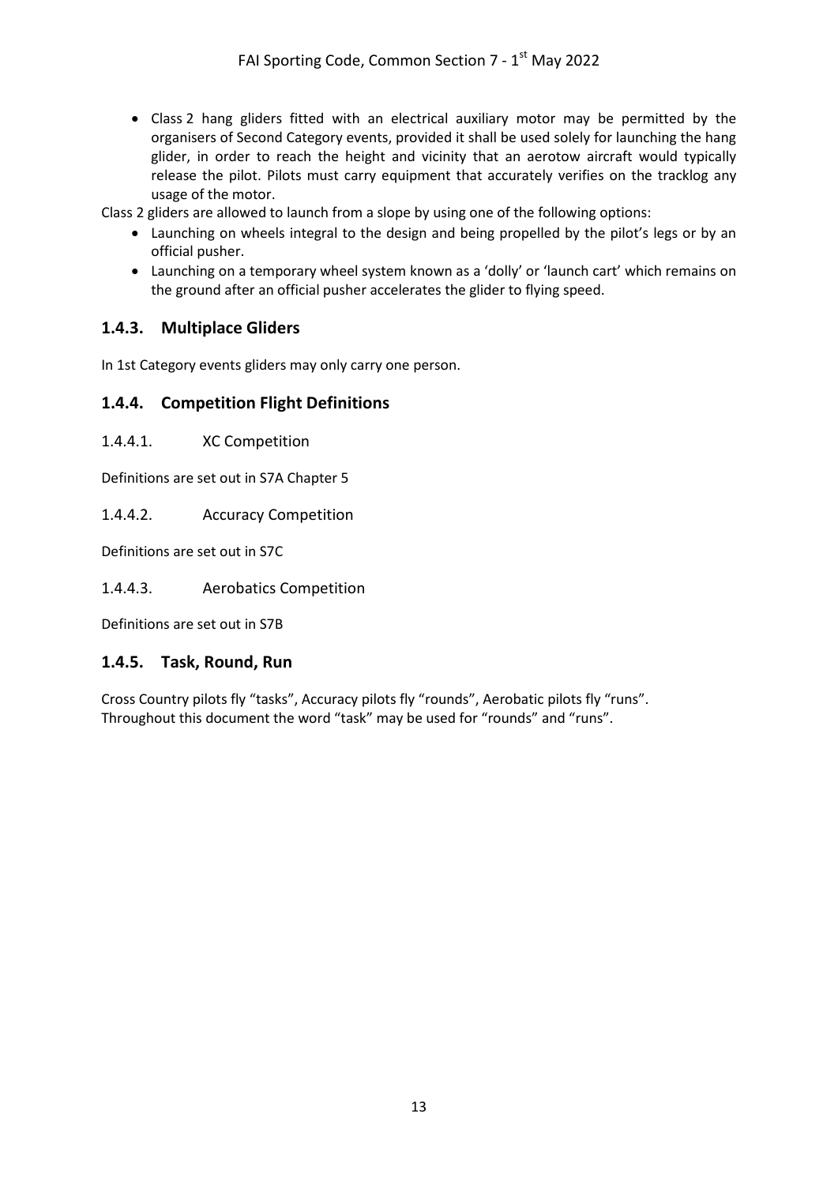- Class 2 hang gliders fitted with an electrical auxiliary motor may be permitted by the organisers of Second Category events, provided it shall be used solely for launching the hang glider, in order to reach the height and vicinity that an aerotow aircraft would typically release the pilot. Pilots must carry equipment that accurately verifies on the tracklog any usage of the motor.

Class 2 gliders are allowed to launch from a slope by using one of the following options:

- Launching on wheels integral to the design and being propelled by the pilot's legs or by an official pusher.
- Launching on a temporary wheel system known as a 'dolly' or 'launch cart' which remains on the ground after an official pusher accelerates the glider to flying speed.

### 1.4.3. Multiplace Gliders

In 1st Category events gliders may only carry one person.

### 1.4.4. Competition Flight Definitions

#### 1.4.4.1. XC Competition

Definitions are set out in S7A Chapter 5

#### 1.4.4.2. Accuracy Competition

Definitions are set out in S7C

#### 1.4.4.3. Aerobatics Competition

Definitions are set out in S7B

### 1.4.5. Task, Round, Run

Cross Country pilots fly "tasks", Accuracy pilots fly "rounds", Aerobatic pilots fly "runs".
Throughout this document the word "task" may be used for "rounds" and "runs".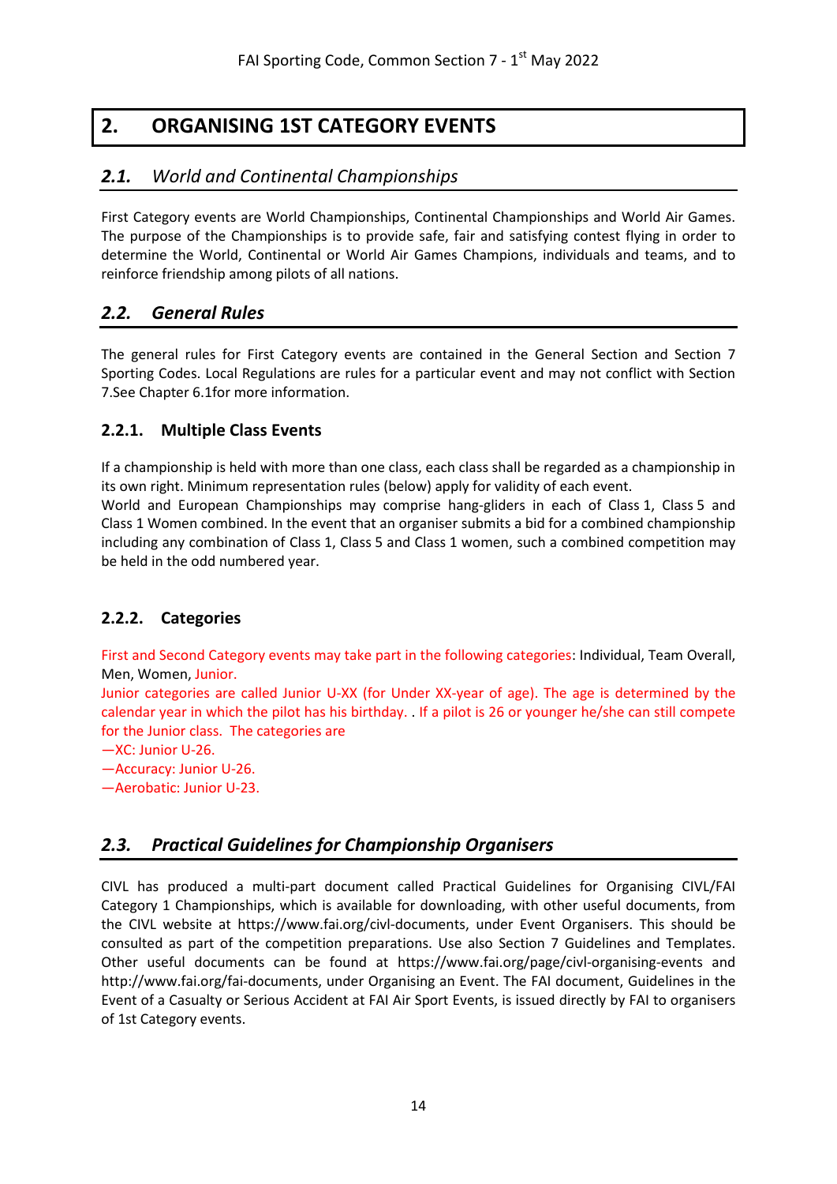# 2. ORGANISING 1ST CATEGORY EVENTS

## *2.1. World and Continental Championships*

First Category events are World Championships, Continental Championships and World Air Games. The purpose of the Championships is to provide safe, fair and satisfying contest flying in order to determine the World, Continental or World Air Games Champions, individuals and teams, and to reinforce friendship among pilots of all nations.

## *2.2. General Rules*

The general rules for First Category events are contained in the General Section and Section 7 Sporting Codes. Local Regulations are rules for a particular event and may not conflict with Section 7.See Chapter 6.1for more information.

### 2.2.1. Multiple Class Events

If a championship is held with more than one class, each class shall be regarded as a championship in its own right. Minimum representation rules (below) apply for validity of each event.
World and European Championships may comprise hang-gliders in each of Class 1, Class 5 and Class 1 Women combined. In the event that an organiser submits a bid for a combined championship including any combination of Class 1, Class 5 and Class 1 women, such a combined competition may be held in the odd numbered year.

### 2.2.2. Categories

First and Second Category events may take part in the following categories: Individual, Team Overall, Men, Women, Junior.
Junior categories are called Junior U-XX (for Under XX-year of age). The age is determined by the calendar year in which the pilot has his birthday. . If a pilot is 26 or younger he/she can still compete for the Junior class. The categories are
—XC: Junior U-26.
—Accuracy: Junior U-26.
—Aerobatic: Junior U-23.

## *2.3. Practical Guidelines for Championship Organisers*

CIVL has produced a multi-part document called Practical Guidelines for Organising CIVL/FAI Category 1 Championships, which is available for downloading, with other useful documents, from the CIVL website at https://www.fai.org/civl-documents, under Event Organisers. This should be consulted as part of the competition preparations. Use also Section 7 Guidelines and Templates. Other useful documents can be found at https://www.fai.org/page/civl-organising-events and http://www.fai.org/fai-documents, under Organising an Event. The FAI document, Guidelines in the Event of a Casualty or Serious Accident at FAI Air Sport Events, is issued directly by FAI to organisers of 1st Category events.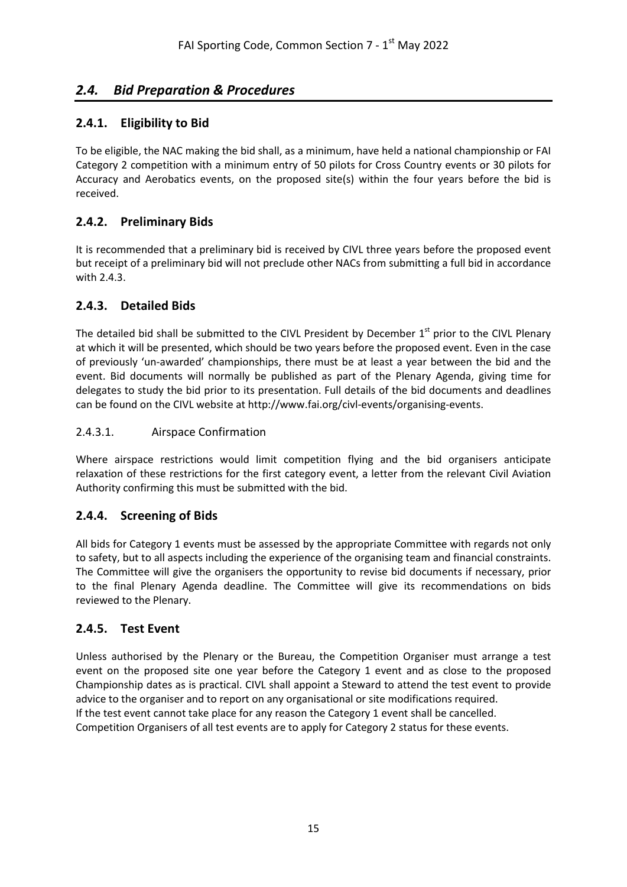## *2.4. Bid Preparation & Procedures*

### 2.4.1. Eligibility to Bid

To be eligible, the NAC making the bid shall, as a minimum, have held a national championship or FAI Category 2 competition with a minimum entry of 50 pilots for Cross Country events or 30 pilots for Accuracy and Aerobatics events, on the proposed site(s) within the four years before the bid is received.

### 2.4.2. Preliminary Bids

It is recommended that a preliminary bid is received by CIVL three years before the proposed event but receipt of a preliminary bid will not preclude other NACs from submitting a full bid in accordance with 2.4.3.

### 2.4.3. Detailed Bids

The detailed bid shall be submitted to the CIVL President by December 1st prior to the CIVL Plenary at which it will be presented, which should be two years before the proposed event. Even in the case of previously 'un-awarded' championships, there must be at least a year between the bid and the event. Bid documents will normally be published as part of the Plenary Agenda, giving time for delegates to study the bid prior to its presentation. Full details of the bid documents and deadlines can be found on the CIVL website at http://www.fai.org/civl-events/organising-events.

#### 2.4.3.1. Airspace Confirmation

Where airspace restrictions would limit competition flying and the bid organisers anticipate relaxation of these restrictions for the first category event, a letter from the relevant Civil Aviation Authority confirming this must be submitted with the bid.

### 2.4.4. Screening of Bids

All bids for Category 1 events must be assessed by the appropriate Committee with regards not only to safety, but to all aspects including the experience of the organising team and financial constraints. The Committee will give the organisers the opportunity to revise bid documents if necessary, prior to the final Plenary Agenda deadline. The Committee will give its recommendations on bids reviewed to the Plenary.

### 2.4.5. Test Event

Unless authorised by the Plenary or the Bureau, the Competition Organiser must arrange a test event on the proposed site one year before the Category 1 event and as close to the proposed Championship dates as is practical. CIVL shall appoint a Steward to attend the test event to provide advice to the organiser and to report on any organisational or site modifications required.
If the test event cannot take place for any reason the Category 1 event shall be cancelled.
Competition Organisers of all test events are to apply for Category 2 status for these events.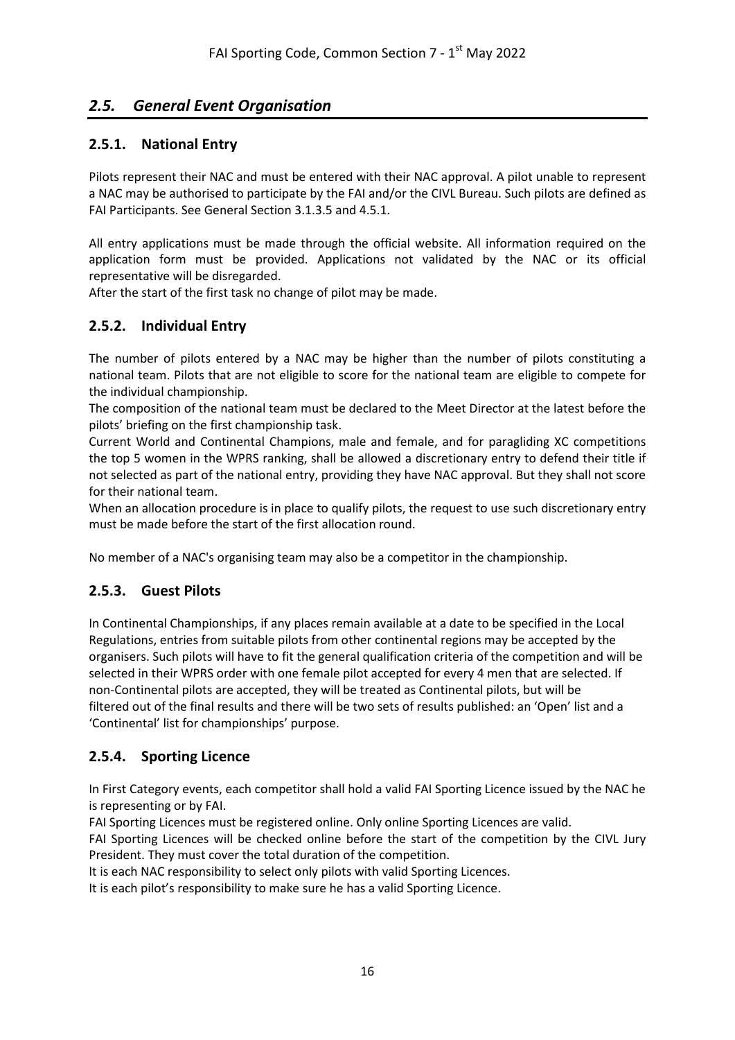## *2.5. General Event Organisation*

### 2.5.1. National Entry

Pilots represent their NAC and must be entered with their NAC approval. A pilot unable to represent a NAC may be authorised to participate by the FAI and/or the CIVL Bureau. Such pilots are defined as FAI Participants. See General Section 3.1.3.5 and 4.5.1.

All entry applications must be made through the official website. All information required on the application form must be provided. Applications not validated by the NAC or its official representative will be disregarded.

After the start of the first task no change of pilot may be made.

### 2.5.2. Individual Entry

The number of pilots entered by a NAC may be higher than the number of pilots constituting a national team. Pilots that are not eligible to score for the national team are eligible to compete for the individual championship.

The composition of the national team must be declared to the Meet Director at the latest before the pilots' briefing on the first championship task.

Current World and Continental Champions, male and female, and for paragliding XC competitions the top 5 women in the WPRS ranking, shall be allowed a discretionary entry to defend their title if not selected as part of the national entry, providing they have NAC approval. But they shall not score for their national team.

When an allocation procedure is in place to qualify pilots, the request to use such discretionary entry must be made before the start of the first allocation round.

No member of a NAC's organising team may also be a competitor in the championship.

### 2.5.3. Guest Pilots

In Continental Championships, if any places remain available at a date to be specified in the Local Regulations, entries from suitable pilots from other continental regions may be accepted by the organisers. Such pilots will have to fit the general qualification criteria of the competition and will be selected in their WPRS order with one female pilot accepted for every 4 men that are selected. If non-Continental pilots are accepted, they will be treated as Continental pilots, but will be filtered out of the final results and there will be two sets of results published: an 'Open' list and a 'Continental' list for championships' purpose.

### 2.5.4. Sporting Licence

In First Category events, each competitor shall hold a valid FAI Sporting Licence issued by the NAC he is representing or by FAI.

FAI Sporting Licences must be registered online. Only online Sporting Licences are valid.

FAI Sporting Licences will be checked online before the start of the competition by the CIVL Jury President. They must cover the total duration of the competition.

It is each NAC responsibility to select only pilots with valid Sporting Licences.

It is each pilot's responsibility to make sure he has a valid Sporting Licence.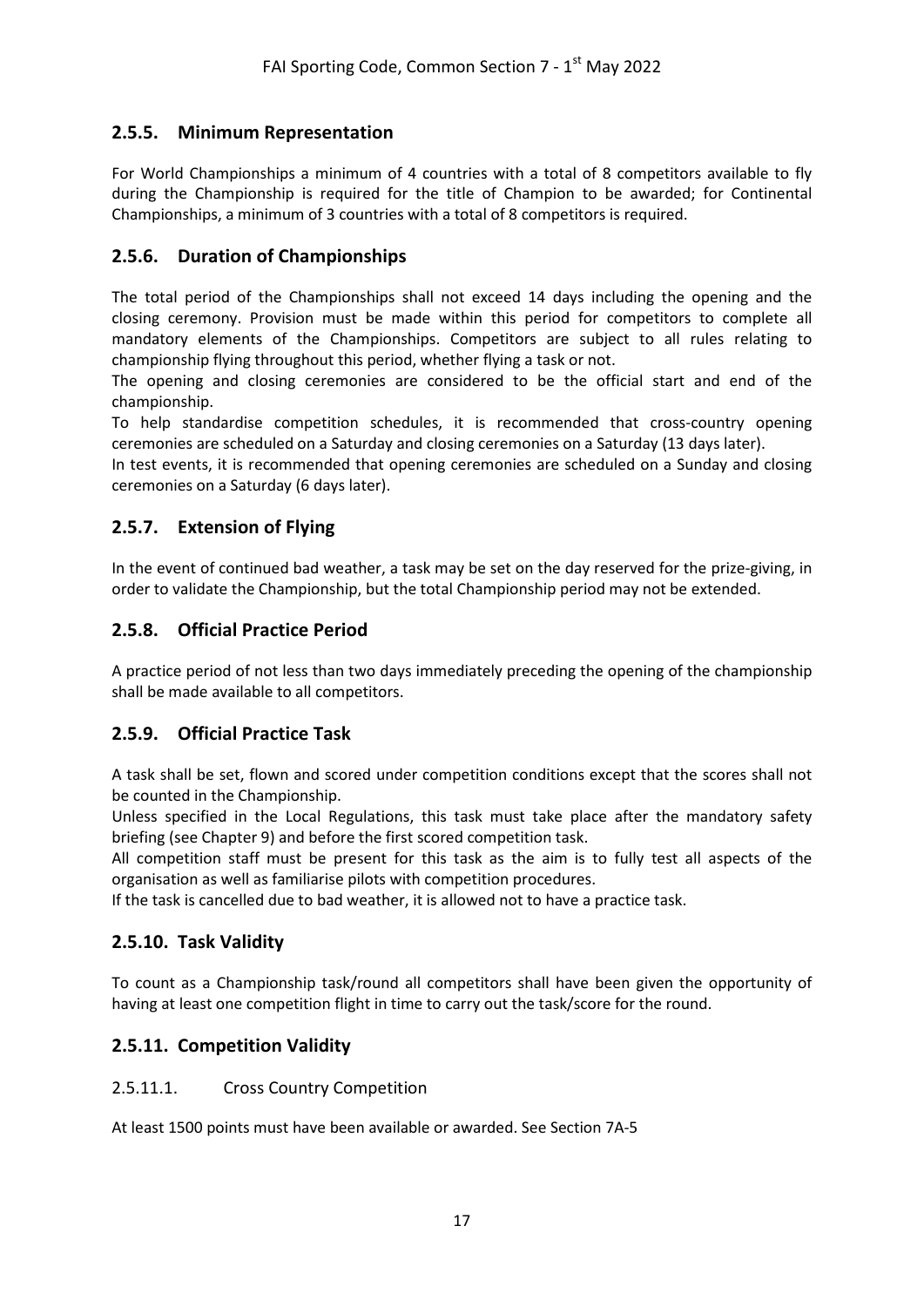### 2.5.5. Minimum Representation

For World Championships a minimum of 4 countries with a total of 8 competitors available to fly during the Championship is required for the title of Champion to be awarded; for Continental Championships, a minimum of 3 countries with a total of 8 competitors is required.

### 2.5.6. Duration of Championships

The total period of the Championships shall not exceed 14 days including the opening and the closing ceremony. Provision must be made within this period for competitors to complete all mandatory elements of the Championships. Competitors are subject to all rules relating to championship flying throughout this period, whether flying a task or not.

The opening and closing ceremonies are considered to be the official start and end of the championship.

To help standardise competition schedules, it is recommended that cross-country opening ceremonies are scheduled on a Saturday and closing ceremonies on a Saturday (13 days later).

In test events, it is recommended that opening ceremonies are scheduled on a Sunday and closing ceremonies on a Saturday (6 days later).

### 2.5.7. Extension of Flying

In the event of continued bad weather, a task may be set on the day reserved for the prize-giving, in order to validate the Championship, but the total Championship period may not be extended.

### 2.5.8. Official Practice Period

A practice period of not less than two days immediately preceding the opening of the championship shall be made available to all competitors.

### 2.5.9. Official Practice Task

A task shall be set, flown and scored under competition conditions except that the scores shall not be counted in the Championship.

Unless specified in the Local Regulations, this task must take place after the mandatory safety briefing (see Chapter 9) and before the first scored competition task.

All competition staff must be present for this task as the aim is to fully test all aspects of the organisation as well as familiarise pilots with competition procedures.

If the task is cancelled due to bad weather, it is allowed not to have a practice task.

### 2.5.10. Task Validity

To count as a Championship task/round all competitors shall have been given the opportunity of having at least one competition flight in time to carry out the task/score for the round.

### 2.5.11. Competition Validity

#### 2.5.11.1. Cross Country Competition

At least 1500 points must have been available or awarded. See Section 7A-5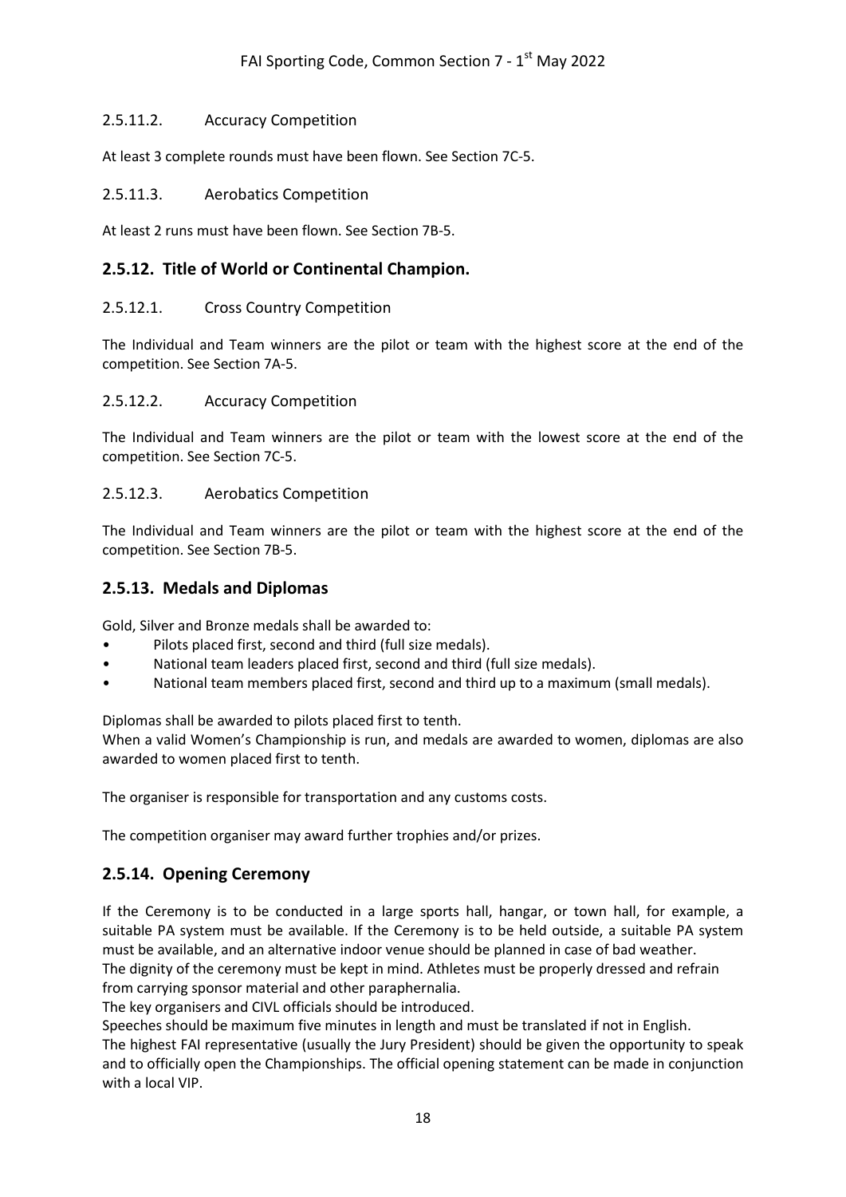#### 2.5.11.2. Accuracy Competition

At least 3 complete rounds must have been flown. See Section 7C-5.

#### 2.5.11.3. Aerobatics Competition

At least 2 runs must have been flown. See Section 7B-5.

### 2.5.12. Title of World or Continental Champion.

#### 2.5.12.1. Cross Country Competition

The Individual and Team winners are the pilot or team with the highest score at the end of the competition. See Section 7A-5.

#### 2.5.12.2. Accuracy Competition

The Individual and Team winners are the pilot or team with the lowest score at the end of the competition. See Section 7C-5.

#### 2.5.12.3. Aerobatics Competition

The Individual and Team winners are the pilot or team with the highest score at the end of the competition. See Section 7B-5.

### 2.5.13. Medals and Diplomas

Gold, Silver and Bronze medals shall be awarded to:

- Pilots placed first, second and third (full size medals).
- National team leaders placed first, second and third (full size medals).
- National team members placed first, second and third up to a maximum (small medals).

Diplomas shall be awarded to pilots placed first to tenth.
When a valid Women's Championship is run, and medals are awarded to women, diplomas are also awarded to women placed first to tenth.

The organiser is responsible for transportation and any customs costs.

The competition organiser may award further trophies and/or prizes.

### 2.5.14. Opening Ceremony

If the Ceremony is to be conducted in a large sports hall, hangar, or town hall, for example, a suitable PA system must be available. If the Ceremony is to be held outside, a suitable PA system must be available, and an alternative indoor venue should be planned in case of bad weather.
The dignity of the ceremony must be kept in mind. Athletes must be properly dressed and refrain from carrying sponsor material and other paraphernalia.
The key organisers and CIVL officials should be introduced.
Speeches should be maximum five minutes in length and must be translated if not in English.
The highest FAI representative (usually the Jury President) should be given the opportunity to speak and to officially open the Championships. The official opening statement can be made in conjunction with a local VIP.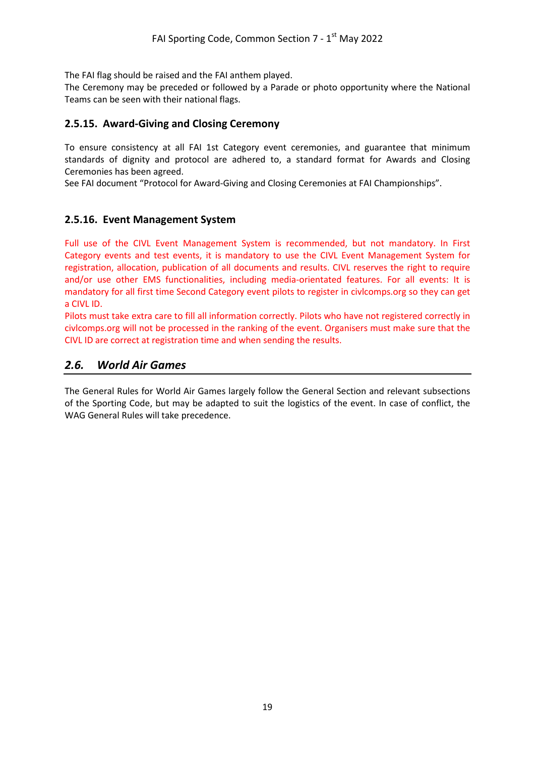The FAI flag should be raised and the FAI anthem played.
The Ceremony may be preceded or followed by a Parade or photo opportunity where the National Teams can be seen with their national flags.

### 2.5.15. Award-Giving and Closing Ceremony

To ensure consistency at all FAI 1st Category event ceremonies, and guarantee that minimum standards of dignity and protocol are adhered to, a standard format for Awards and Closing Ceremonies has been agreed.
See FAI document "Protocol for Award-Giving and Closing Ceremonies at FAI Championships".

### 2.5.16. Event Management System

Full use of the CIVL Event Management System is recommended, but not mandatory. In First Category events and test events, it is mandatory to use the CIVL Event Management System for registration, allocation, publication of all documents and results. CIVL reserves the right to require and/or use other EMS functionalities, including media-orientated features. For all events: It is mandatory for all first time Second Category event pilots to register in civlcomps.org so they can get a CIVL ID.
Pilots must take extra care to fill all information correctly. Pilots who have not registered correctly in civlcomps.org will not be processed in the ranking of the event. Organisers must make sure that the CIVL ID are correct at registration time and when sending the results.

## *2.6. World Air Games*

The General Rules for World Air Games largely follow the General Section and relevant subsections of the Sporting Code, but may be adapted to suit the logistics of the event. In case of conflict, the WAG General Rules will take precedence.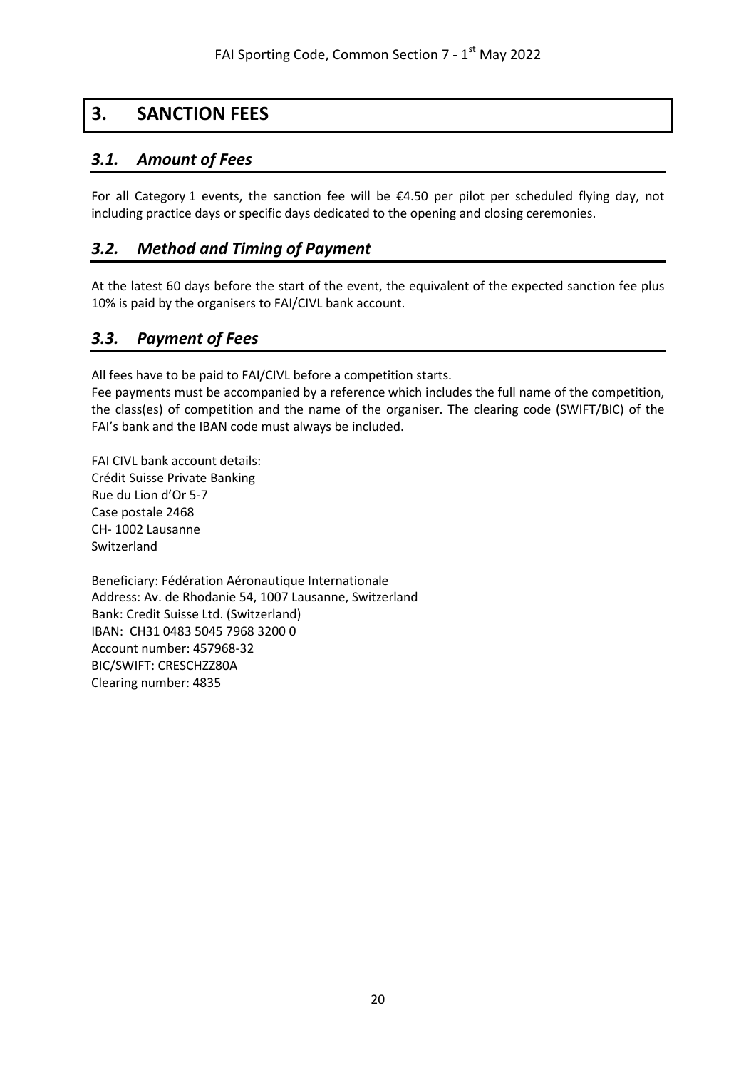# 3. SANCTION FEES

## *3.1. Amount of Fees*

For all Category 1 events, the sanction fee will be €4.50 per pilot per scheduled flying day, not including practice days or specific days dedicated to the opening and closing ceremonies.

## *3.2. Method and Timing of Payment*

At the latest 60 days before the start of the event, the equivalent of the expected sanction fee plus 10% is paid by the organisers to FAI/CIVL bank account.

## *3.3. Payment of Fees*

All fees have to be paid to FAI/CIVL before a competition starts.
Fee payments must be accompanied by a reference which includes the full name of the competition, the class(es) of competition and the name of the organiser. The clearing code (SWIFT/BIC) of the FAI's bank and the IBAN code must always be included.

FAI CIVL bank account details:
Crédit Suisse Private Banking
Rue du Lion d'Or 5-7
Case postale 2468
CH- 1002 Lausanne
Switzerland

Beneficiary: Fédération Aéronautique Internationale
Address: Av. de Rhodanie 54, 1007 Lausanne, Switzerland
Bank: Credit Suisse Ltd. (Switzerland)
IBAN: CH31 0483 5045 7968 3200 0
Account number: 457968-32
BIC/SWIFT: CRESCHZZ80A
Clearing number: 4835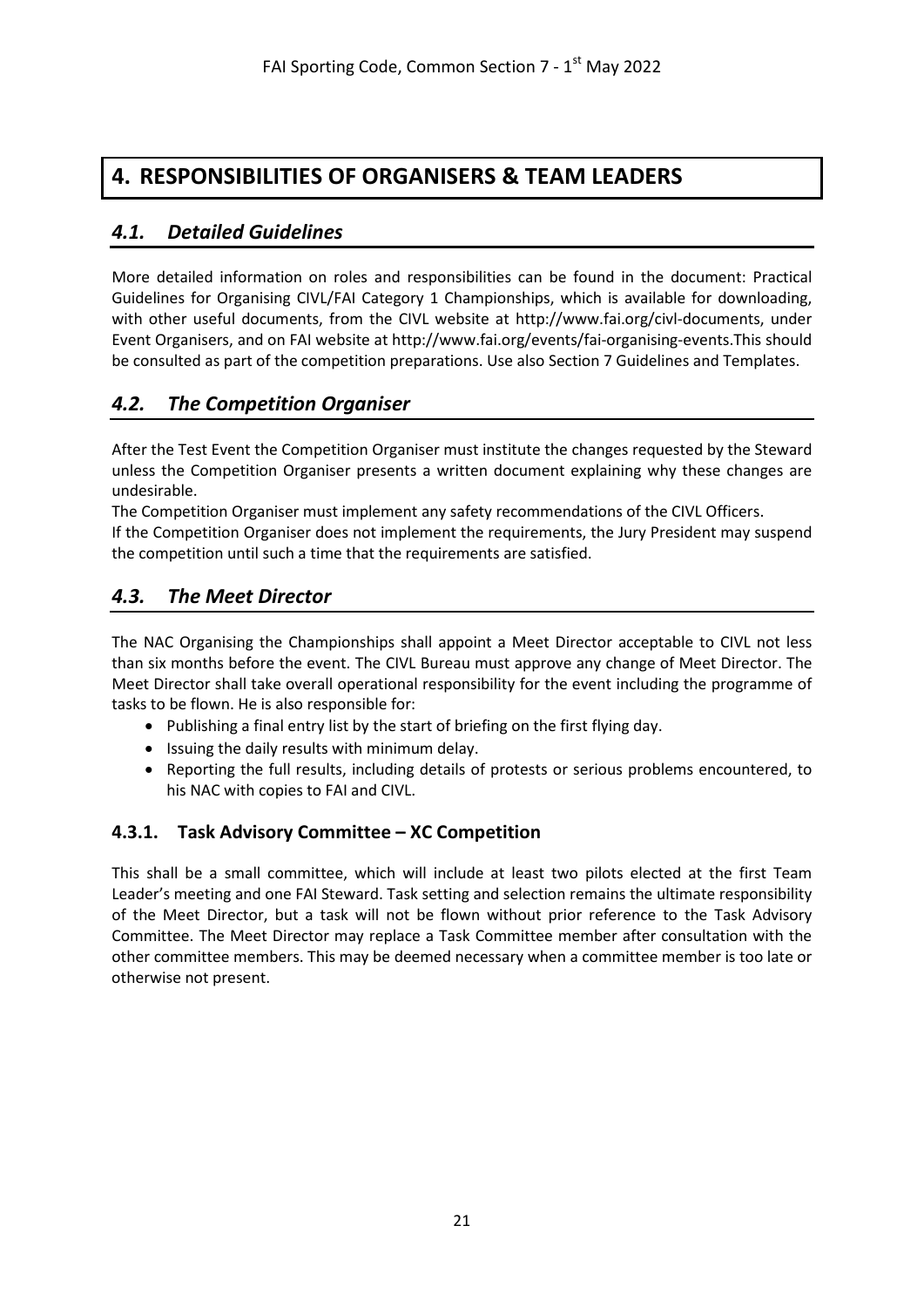# 4. RESPONSIBILITIES OF ORGANISERS & TEAM LEADERS

## *4.1. Detailed Guidelines*

More detailed information on roles and responsibilities can be found in the document: Practical Guidelines for Organising CIVL/FAI Category 1 Championships, which is available for downloading, with other useful documents, from the CIVL website at http://www.fai.org/civl-documents, under Event Organisers, and on FAI website at http://www.fai.org/events/fai-organising-events.This should be consulted as part of the competition preparations. Use also Section 7 Guidelines and Templates.

## *4.2. The Competition Organiser*

After the Test Event the Competition Organiser must institute the changes requested by the Steward unless the Competition Organiser presents a written document explaining why these changes are undesirable.

The Competition Organiser must implement any safety recommendations of the CIVL Officers.

If the Competition Organiser does not implement the requirements, the Jury President may suspend the competition until such a time that the requirements are satisfied.

## *4.3. The Meet Director*

The NAC Organising the Championships shall appoint a Meet Director acceptable to CIVL not less than six months before the event. The CIVL Bureau must approve any change of Meet Director. The Meet Director shall take overall operational responsibility for the event including the programme of tasks to be flown. He is also responsible for:

- Publishing a final entry list by the start of briefing on the first flying day.
- Issuing the daily results with minimum delay.
- Reporting the full results, including details of protests or serious problems encountered, to his NAC with copies to FAI and CIVL.

### 4.3.1. Task Advisory Committee – XC Competition

This shall be a small committee, which will include at least two pilots elected at the first Team Leader's meeting and one FAI Steward. Task setting and selection remains the ultimate responsibility of the Meet Director, but a task will not be flown without prior reference to the Task Advisory Committee. The Meet Director may replace a Task Committee member after consultation with the other committee members. This may be deemed necessary when a committee member is too late or otherwise not present.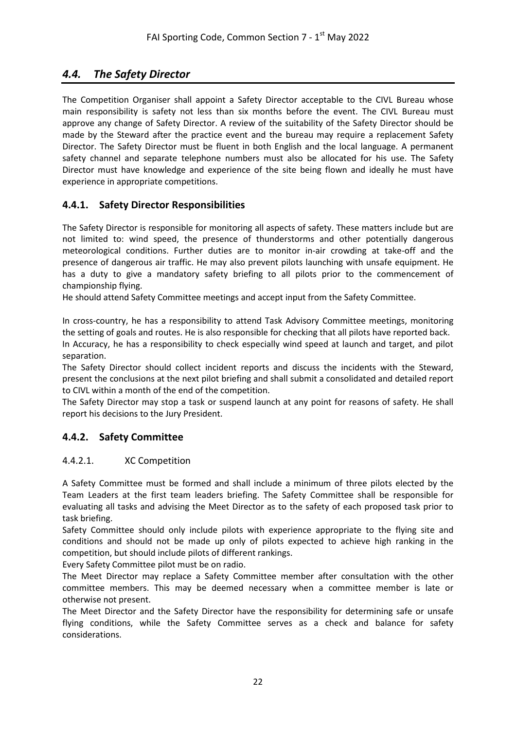## *4.4. The Safety Director*

The Competition Organiser shall appoint a Safety Director acceptable to the CIVL Bureau whose main responsibility is safety not less than six months before the event. The CIVL Bureau must approve any change of Safety Director. A review of the suitability of the Safety Director should be made by the Steward after the practice event and the bureau may require a replacement Safety Director. The Safety Director must be fluent in both English and the local language. A permanent safety channel and separate telephone numbers must also be allocated for his use. The Safety Director must have knowledge and experience of the site being flown and ideally he must have experience in appropriate competitions.

### 4.4.1. Safety Director Responsibilities

The Safety Director is responsible for monitoring all aspects of safety. These matters include but are not limited to: wind speed, the presence of thunderstorms and other potentially dangerous meteorological conditions. Further duties are to monitor in-air crowding at take-off and the presence of dangerous air traffic. He may also prevent pilots launching with unsafe equipment. He has a duty to give a mandatory safety briefing to all pilots prior to the commencement of championship flying.
He should attend Safety Committee meetings and accept input from the Safety Committee.

In cross-country, he has a responsibility to attend Task Advisory Committee meetings, monitoring the setting of goals and routes. He is also responsible for checking that all pilots have reported back.
In Accuracy, he has a responsibility to check especially wind speed at launch and target, and pilot separation.
The Safety Director should collect incident reports and discuss the incidents with the Steward, present the conclusions at the next pilot briefing and shall submit a consolidated and detailed report to CIVL within a month of the end of the competition.
The Safety Director may stop a task or suspend launch at any point for reasons of safety. He shall report his decisions to the Jury President.

### 4.4.2. Safety Committee

#### 4.4.2.1. XC Competition

A Safety Committee must be formed and shall include a minimum of three pilots elected by the Team Leaders at the first team leaders briefing. The Safety Committee shall be responsible for evaluating all tasks and advising the Meet Director as to the safety of each proposed task prior to task briefing.
Safety Committee should only include pilots with experience appropriate to the flying site and conditions and should not be made up only of pilots expected to achieve high ranking in the competition, but should include pilots of different rankings.
Every Safety Committee pilot must be on radio.
The Meet Director may replace a Safety Committee member after consultation with the other committee members. This may be deemed necessary when a committee member is late or otherwise not present.
The Meet Director and the Safety Director have the responsibility for determining safe or unsafe flying conditions, while the Safety Committee serves as a check and balance for safety considerations.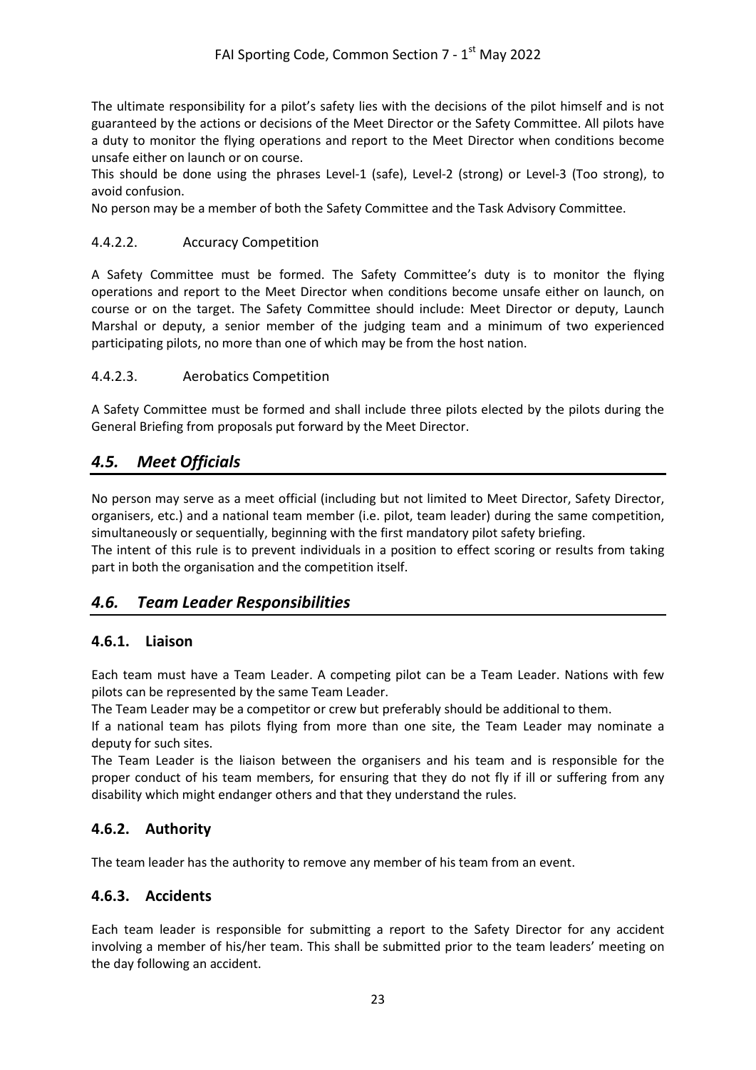The ultimate responsibility for a pilot's safety lies with the decisions of the pilot himself and is not guaranteed by the actions or decisions of the Meet Director or the Safety Committee. All pilots have a duty to monitor the flying operations and report to the Meet Director when conditions become unsafe either on launch or on course.

This should be done using the phrases Level-1 (safe), Level-2 (strong) or Level-3 (Too strong), to avoid confusion.

No person may be a member of both the Safety Committee and the Task Advisory Committee.

#### 4.4.2.2. Accuracy Competition

A Safety Committee must be formed. The Safety Committee's duty is to monitor the flying operations and report to the Meet Director when conditions become unsafe either on launch, on course or on the target. The Safety Committee should include: Meet Director or deputy, Launch Marshal or deputy, a senior member of the judging team and a minimum of two experienced participating pilots, no more than one of which may be from the host nation.

#### 4.4.2.3. Aerobatics Competition

A Safety Committee must be formed and shall include three pilots elected by the pilots during the General Briefing from proposals put forward by the Meet Director.

## *4.5. Meet Officials*

No person may serve as a meet official (including but not limited to Meet Director, Safety Director, organisers, etc.) and a national team member (i.e. pilot, team leader) during the same competition, simultaneously or sequentially, beginning with the first mandatory pilot safety briefing.

The intent of this rule is to prevent individuals in a position to effect scoring or results from taking part in both the organisation and the competition itself.

## *4.6. Team Leader Responsibilities*

### 4.6.1. Liaison

Each team must have a Team Leader. A competing pilot can be a Team Leader. Nations with few pilots can be represented by the same Team Leader.

The Team Leader may be a competitor or crew but preferably should be additional to them.

If a national team has pilots flying from more than one site, the Team Leader may nominate a deputy for such sites.

The Team Leader is the liaison between the organisers and his team and is responsible for the proper conduct of his team members, for ensuring that they do not fly if ill or suffering from any disability which might endanger others and that they understand the rules.

### 4.6.2. Authority

The team leader has the authority to remove any member of his team from an event.

### 4.6.3. Accidents

Each team leader is responsible for submitting a report to the Safety Director for any accident involving a member of his/her team. This shall be submitted prior to the team leaders' meeting on the day following an accident.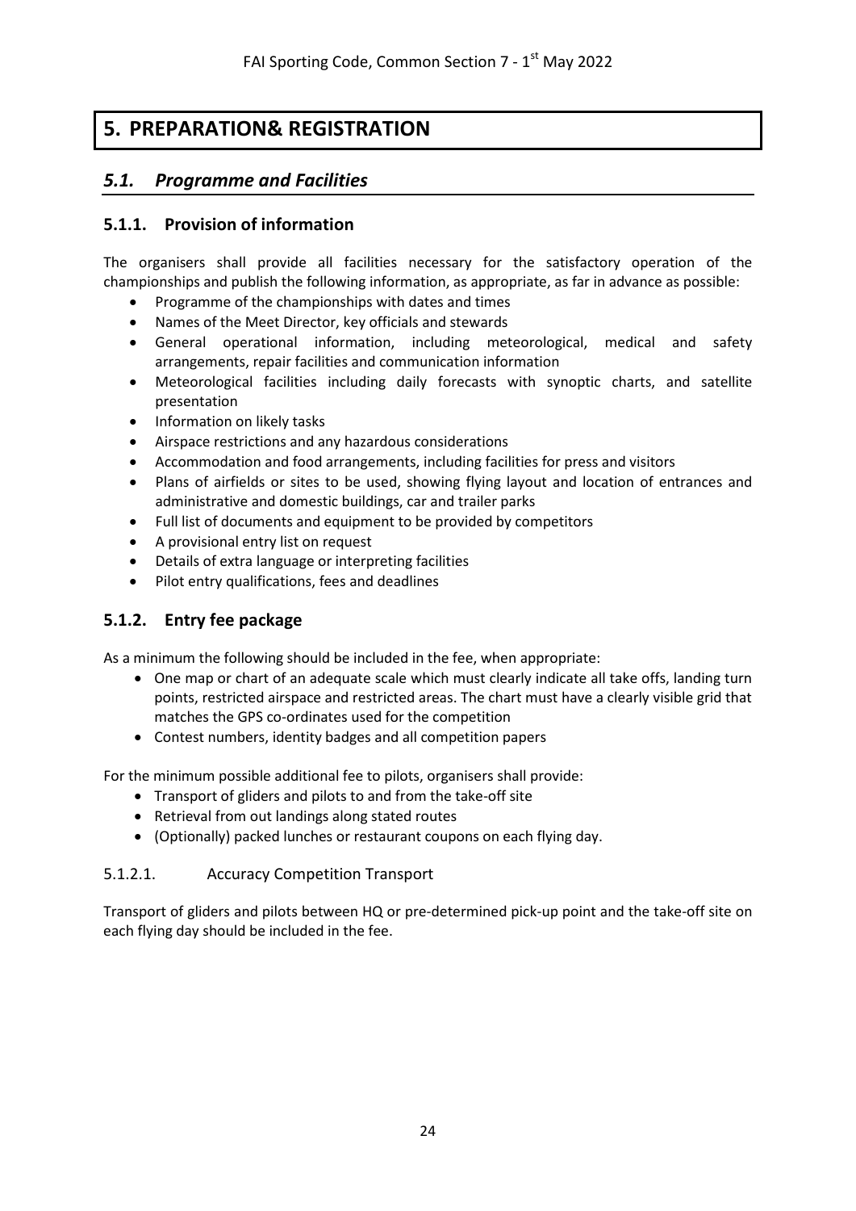# 5. PREPARATION& REGISTRATION

## *5.1. Programme and Facilities*

### 5.1.1. Provision of information

The organisers shall provide all facilities necessary for the satisfactory operation of the championships and publish the following information, as appropriate, as far in advance as possible:

- Programme of the championships with dates and times
- Names of the Meet Director, key officials and stewards
- General operational information, including meteorological, medical and safety arrangements, repair facilities and communication information
- Meteorological facilities including daily forecasts with synoptic charts, and satellite presentation
- Information on likely tasks
- Airspace restrictions and any hazardous considerations
- Accommodation and food arrangements, including facilities for press and visitors
- Plans of airfields or sites to be used, showing flying layout and location of entrances and administrative and domestic buildings, car and trailer parks
- Full list of documents and equipment to be provided by competitors
- A provisional entry list on request
- Details of extra language or interpreting facilities
- Pilot entry qualifications, fees and deadlines

### 5.1.2. Entry fee package

As a minimum the following should be included in the fee, when appropriate:

- One map or chart of an adequate scale which must clearly indicate all take offs, landing turn points, restricted airspace and restricted areas. The chart must have a clearly visible grid that matches the GPS co-ordinates used for the competition
- Contest numbers, identity badges and all competition papers

For the minimum possible additional fee to pilots, organisers shall provide:

- Transport of gliders and pilots to and from the take-off site
- Retrieval from out landings along stated routes
- (Optionally) packed lunches or restaurant coupons on each flying day.

#### 5.1.2.1. Accuracy Competition Transport

Transport of gliders and pilots between HQ or pre-determined pick-up point and the take-off site on each flying day should be included in the fee.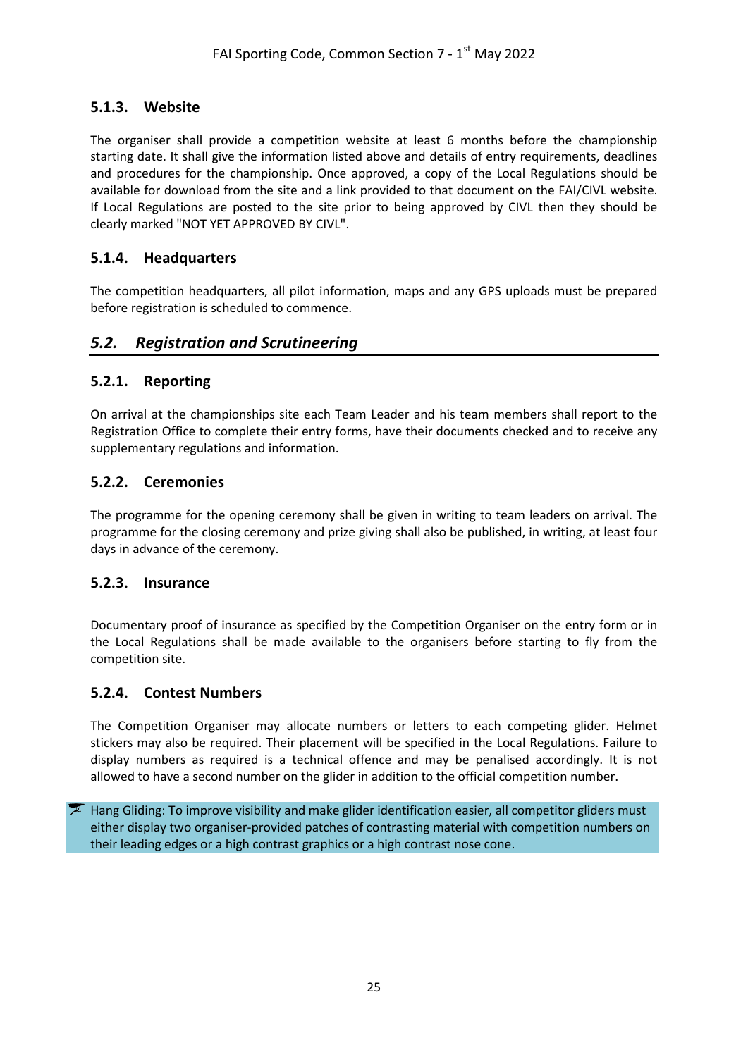### 5.1.3. Website

The organiser shall provide a competition website at least 6 months before the championship starting date. It shall give the information listed above and details of entry requirements, deadlines and procedures for the championship. Once approved, a copy of the Local Regulations should be available for download from the site and a link provided to that document on the FAI/CIVL website. If Local Regulations are posted to the site prior to being approved by CIVL then they should be clearly marked "NOT YET APPROVED BY CIVL".

### 5.1.4. Headquarters

The competition headquarters, all pilot information, maps and any GPS uploads must be prepared before registration is scheduled to commence.

## *5.2. Registration and Scrutineering*

### 5.2.1. Reporting

On arrival at the championships site each Team Leader and his team members shall report to the Registration Office to complete their entry forms, have their documents checked and to receive any supplementary regulations and information.

### 5.2.2. Ceremonies

The programme for the opening ceremony shall be given in writing to team leaders on arrival. The programme for the closing ceremony and prize giving shall also be published, in writing, at least four days in advance of the ceremony.

### 5.2.3. Insurance

Documentary proof of insurance as specified by the Competition Organiser on the entry form or in the Local Regulations shall be made available to the organisers before starting to fly from the competition site.

### 5.2.4. Contest Numbers

The Competition Organiser may allocate numbers or letters to each competing glider. Helmet stickers may also be required. Their placement will be specified in the Local Regulations. Failure to display numbers as required is a technical offence and may be penalised accordingly. It is not allowed to have a second number on the glider in addition to the official competition number.

Hang Gliding: To improve visibility and make glider identification easier, all competitor gliders must either display two organiser-provided patches of contrasting material with competition numbers on their leading edges or a high contrast graphics or a high contrast nose cone.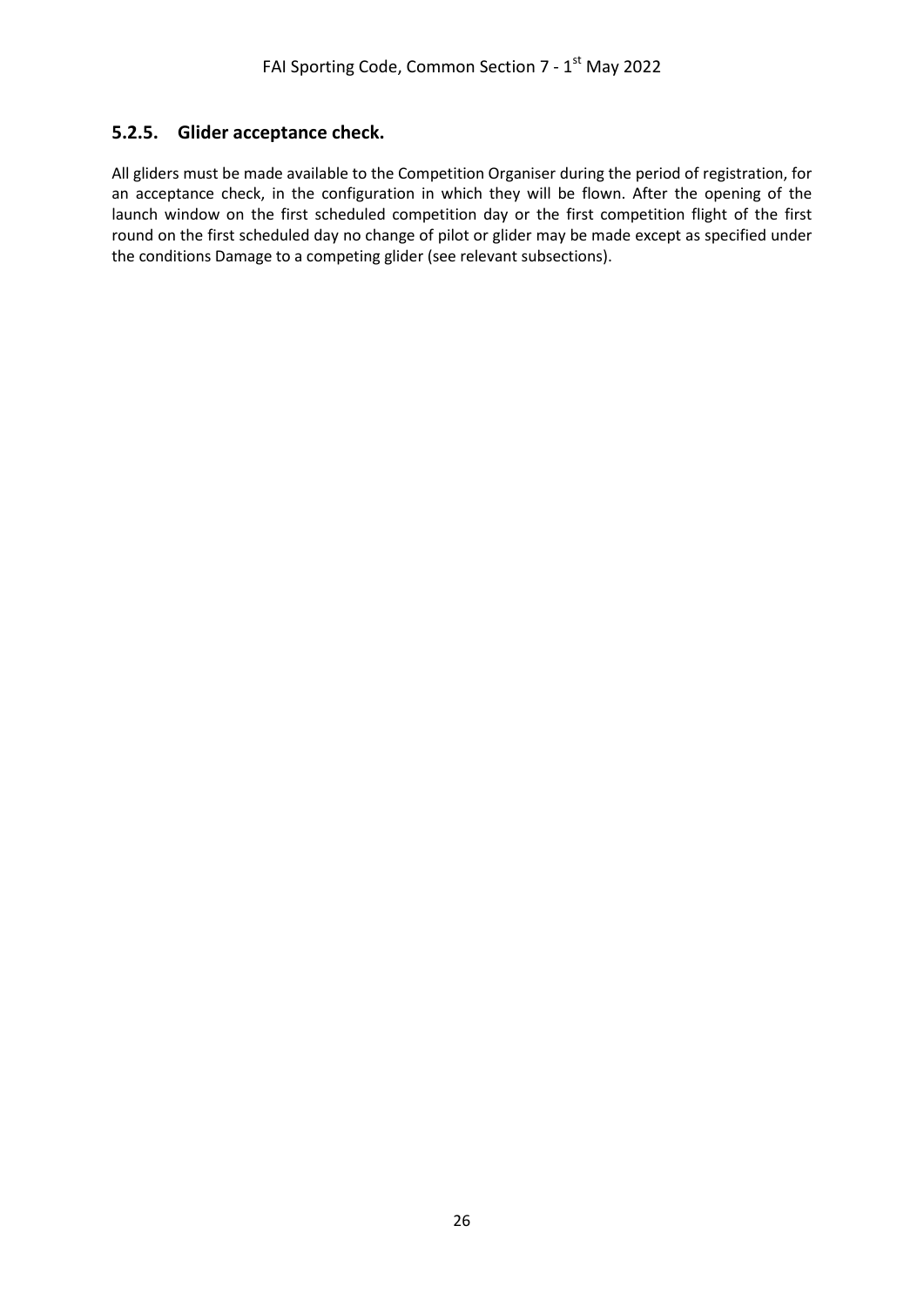### 5.2.5. Glider acceptance check.

All gliders must be made available to the Competition Organiser during the period of registration, for an acceptance check, in the configuration in which they will be flown. After the opening of the launch window on the first scheduled competition day or the first competition flight of the first round on the first scheduled day no change of pilot or glider may be made except as specified under the conditions Damage to a competing glider (see relevant subsections).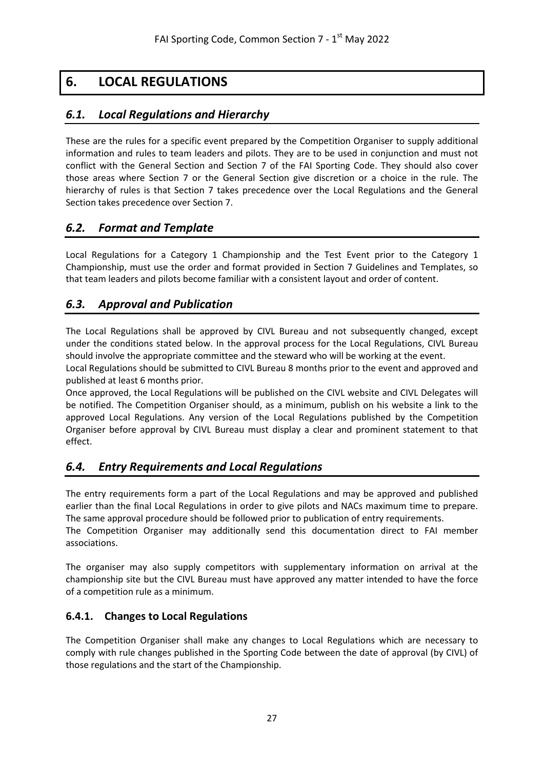# 6. LOCAL REGULATIONS

## *6.1. Local Regulations and Hierarchy*

These are the rules for a specific event prepared by the Competition Organiser to supply additional information and rules to team leaders and pilots. They are to be used in conjunction and must not conflict with the General Section and Section 7 of the FAI Sporting Code. They should also cover those areas where Section 7 or the General Section give discretion or a choice in the rule. The hierarchy of rules is that Section 7 takes precedence over the Local Regulations and the General Section takes precedence over Section 7.

## *6.2. Format and Template*

Local Regulations for a Category 1 Championship and the Test Event prior to the Category 1 Championship, must use the order and format provided in Section 7 Guidelines and Templates, so that team leaders and pilots become familiar with a consistent layout and order of content.

## *6.3. Approval and Publication*

The Local Regulations shall be approved by CIVL Bureau and not subsequently changed, except under the conditions stated below. In the approval process for the Local Regulations, CIVL Bureau should involve the appropriate committee and the steward who will be working at the event.

Local Regulations should be submitted to CIVL Bureau 8 months prior to the event and approved and published at least 6 months prior.

Once approved, the Local Regulations will be published on the CIVL website and CIVL Delegates will be notified. The Competition Organiser should, as a minimum, publish on his website a link to the approved Local Regulations. Any version of the Local Regulations published by the Competition Organiser before approval by CIVL Bureau must display a clear and prominent statement to that effect.

## *6.4. Entry Requirements and Local Regulations*

The entry requirements form a part of the Local Regulations and may be approved and published earlier than the final Local Regulations in order to give pilots and NACs maximum time to prepare. The same approval procedure should be followed prior to publication of entry requirements.

The Competition Organiser may additionally send this documentation direct to FAI member associations.

The organiser may also supply competitors with supplementary information on arrival at the championship site but the CIVL Bureau must have approved any matter intended to have the force of a competition rule as a minimum.

### 6.4.1. Changes to Local Regulations

The Competition Organiser shall make any changes to Local Regulations which are necessary to comply with rule changes published in the Sporting Code between the date of approval (by CIVL) of those regulations and the start of the Championship.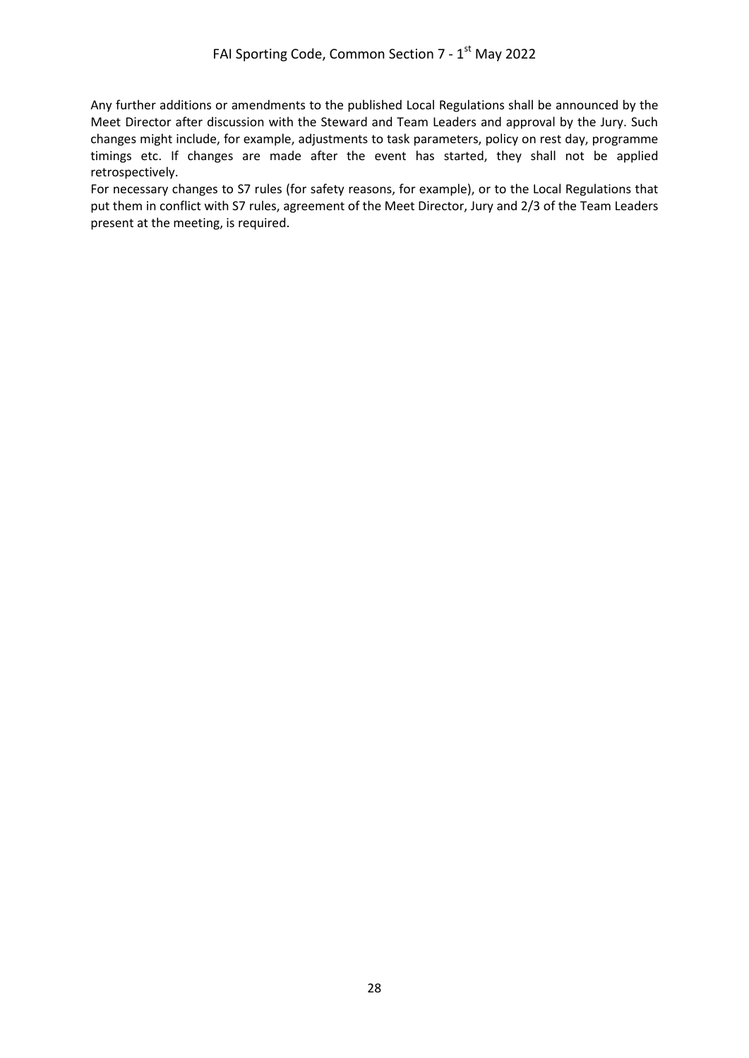Any further additions or amendments to the published Local Regulations shall be announced by the Meet Director after discussion with the Steward and Team Leaders and approval by the Jury. Such changes might include, for example, adjustments to task parameters, policy on rest day, programme timings etc. If changes are made after the event has started, they shall not be applied retrospectively.

For necessary changes to S7 rules (for safety reasons, for example), or to the Local Regulations that put them in conflict with S7 rules, agreement of the Meet Director, Jury and 2/3 of the Team Leaders present at the meeting, is required.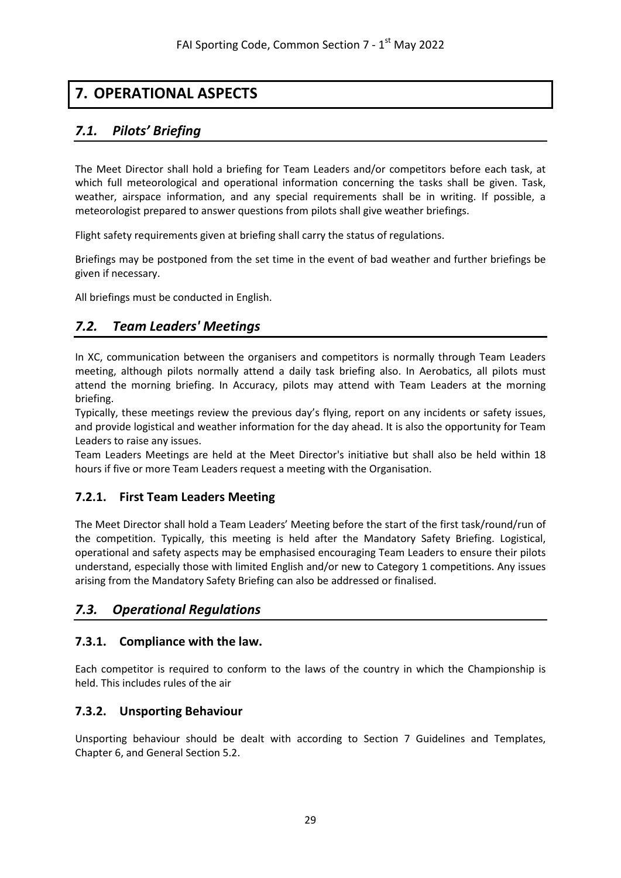# 7. OPERATIONAL ASPECTS

## *7.1. Pilots' Briefing*

The Meet Director shall hold a briefing for Team Leaders and/or competitors before each task, at which full meteorological and operational information concerning the tasks shall be given. Task, weather, airspace information, and any special requirements shall be in writing. If possible, a meteorologist prepared to answer questions from pilots shall give weather briefings.

Flight safety requirements given at briefing shall carry the status of regulations.

Briefings may be postponed from the set time in the event of bad weather and further briefings be given if necessary.

All briefings must be conducted in English.

## *7.2. Team Leaders' Meetings*

In XC, communication between the organisers and competitors is normally through Team Leaders meeting, although pilots normally attend a daily task briefing also. In Aerobatics, all pilots must attend the morning briefing. In Accuracy, pilots may attend with Team Leaders at the morning briefing.

Typically, these meetings review the previous day's flying, report on any incidents or safety issues, and provide logistical and weather information for the day ahead. It is also the opportunity for Team Leaders to raise any issues.

Team Leaders Meetings are held at the Meet Director's initiative but shall also be held within 18 hours if five or more Team Leaders request a meeting with the Organisation.

### 7.2.1. First Team Leaders Meeting

The Meet Director shall hold a Team Leaders' Meeting before the start of the first task/round/run of the competition. Typically, this meeting is held after the Mandatory Safety Briefing. Logistical, operational and safety aspects may be emphasised encouraging Team Leaders to ensure their pilots understand, especially those with limited English and/or new to Category 1 competitions. Any issues arising from the Mandatory Safety Briefing can also be addressed or finalised.

## *7.3. Operational Regulations*

### 7.3.1. Compliance with the law.

Each competitor is required to conform to the laws of the country in which the Championship is held. This includes rules of the air

### 7.3.2. Unsporting Behaviour

Unsporting behaviour should be dealt with according to Section 7 Guidelines and Templates, Chapter 6, and General Section 5.2.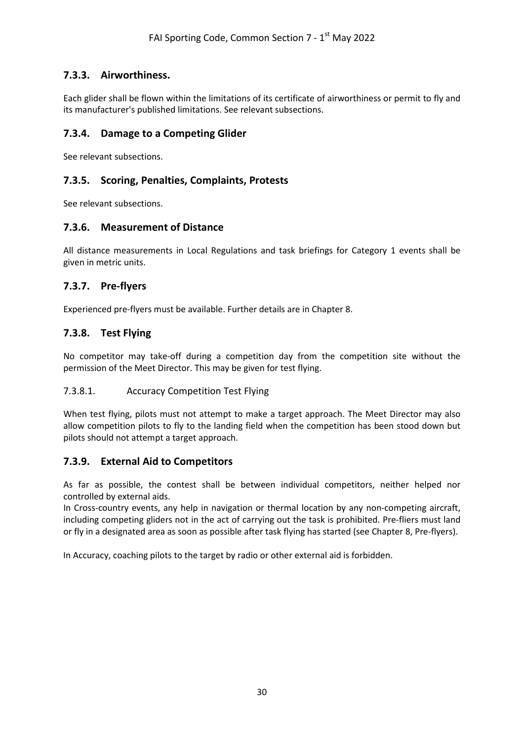### 7.3.3. Airworthiness.

Each glider shall be flown within the limitations of its certificate of airworthiness or permit to fly and its manufacturer's published limitations. See relevant subsections.

### 7.3.4. Damage to a Competing Glider

See relevant subsections.

### 7.3.5. Scoring, Penalties, Complaints, Protests

See relevant subsections.

### 7.3.6. Measurement of Distance

All distance measurements in Local Regulations and task briefings for Category 1 events shall be given in metric units.

### 7.3.7. Pre-flyers

Experienced pre-flyers must be available. Further details are in Chapter 8.

### 7.3.8. Test Flying

No competitor may take-off during a competition day from the competition site without the permission of the Meet Director. This may be given for test flying.

#### 7.3.8.1. Accuracy Competition Test Flying

When test flying, pilots must not attempt to make a target approach. The Meet Director may also allow competition pilots to fly to the landing field when the competition has been stood down but pilots should not attempt a target approach.

### 7.3.9. External Aid to Competitors

As far as possible, the contest shall be between individual competitors, neither helped nor controlled by external aids.
In Cross-country events, any help in navigation or thermal location by any non-competing aircraft, including competing gliders not in the act of carrying out the task is prohibited. Pre-fliers must land or fly in a designated area as soon as possible after task flying has started (see Chapter 8, Pre-flyers).

In Accuracy, coaching pilots to the target by radio or other external aid is forbidden.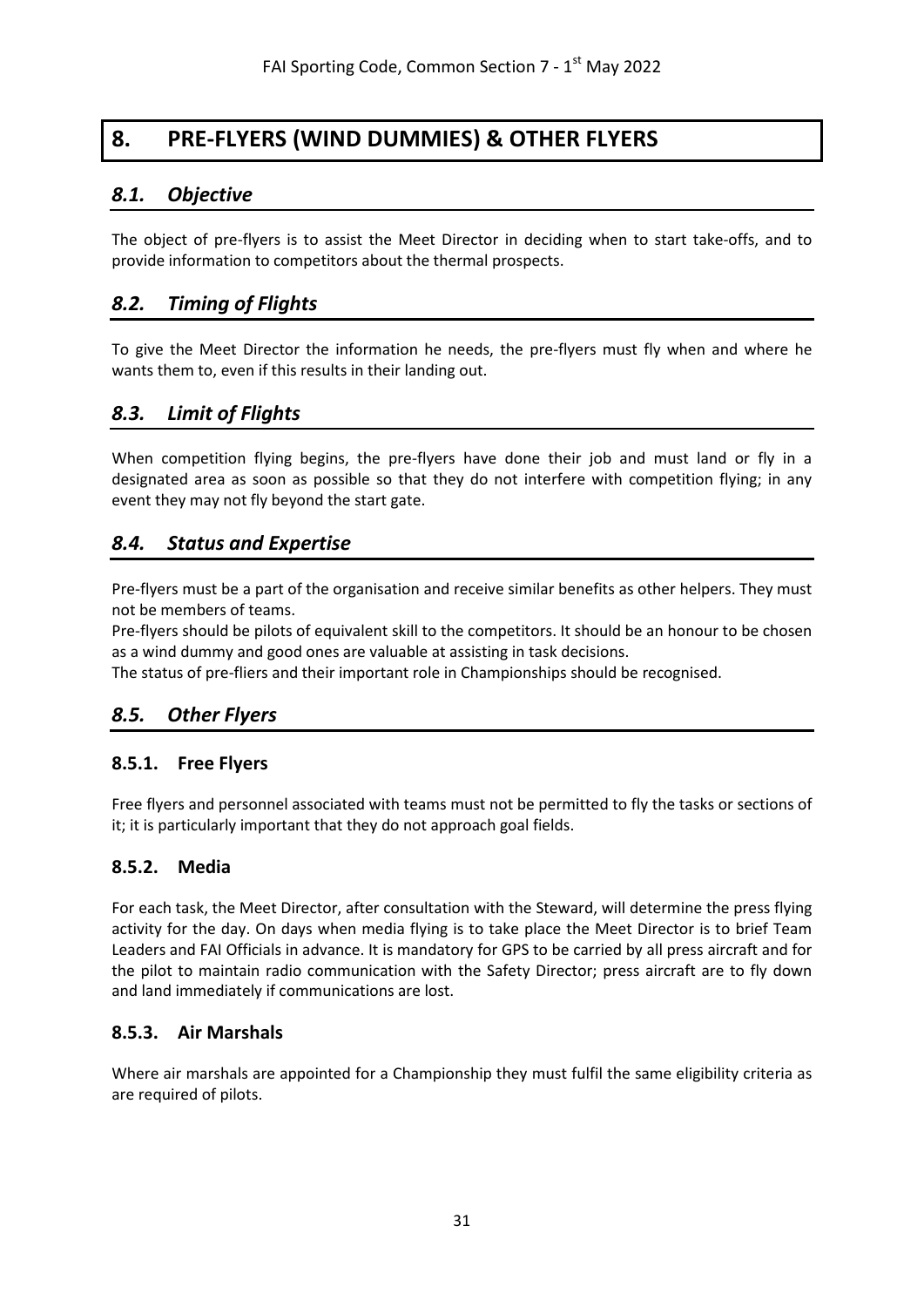# 8. PRE-FLYERS (WIND DUMMIES) & OTHER FLYERS

## *8.1. Objective*

The object of pre-flyers is to assist the Meet Director in deciding when to start take-offs, and to provide information to competitors about the thermal prospects.

## *8.2. Timing of Flights*

To give the Meet Director the information he needs, the pre-flyers must fly when and where he wants them to, even if this results in their landing out.

## *8.3. Limit of Flights*

When competition flying begins, the pre-flyers have done their job and must land or fly in a designated area as soon as possible so that they do not interfere with competition flying; in any event they may not fly beyond the start gate.

## *8.4. Status and Expertise*

Pre-flyers must be a part of the organisation and receive similar benefits as other helpers. They must not be members of teams.

Pre-flyers should be pilots of equivalent skill to the competitors. It should be an honour to be chosen as a wind dummy and good ones are valuable at assisting in task decisions.

The status of pre-fliers and their important role in Championships should be recognised.

## *8.5. Other Flyers*

### 8.5.1. Free Flyers

Free flyers and personnel associated with teams must not be permitted to fly the tasks or sections of it; it is particularly important that they do not approach goal fields.

### 8.5.2. Media

For each task, the Meet Director, after consultation with the Steward, will determine the press flying activity for the day. On days when media flying is to take place the Meet Director is to brief Team Leaders and FAI Officials in advance. It is mandatory for GPS to be carried by all press aircraft and for the pilot to maintain radio communication with the Safety Director; press aircraft are to fly down and land immediately if communications are lost.

### 8.5.3. Air Marshals

Where air marshals are appointed for a Championship they must fulfil the same eligibility criteria as are required of pilots.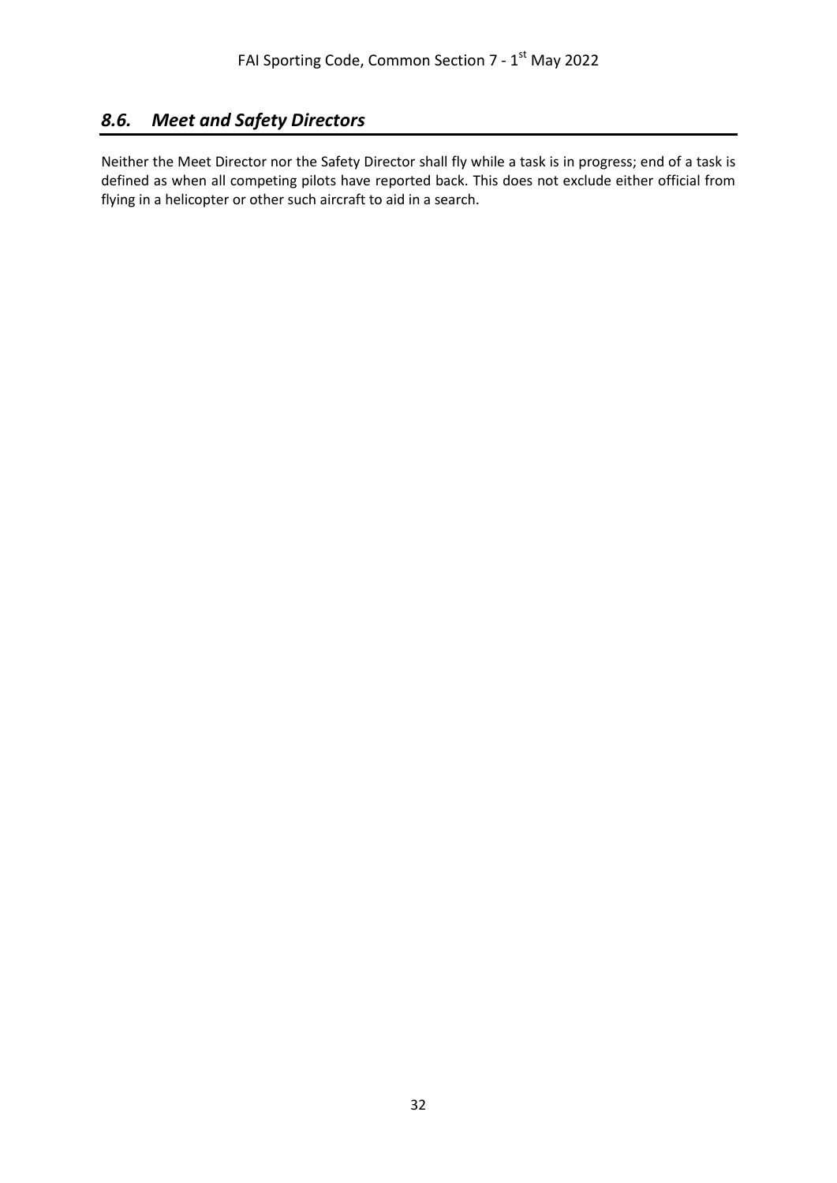## *8.6. Meet and Safety Directors*

Neither the Meet Director nor the Safety Director shall fly while a task is in progress; end of a task is defined as when all competing pilots have reported back. This does not exclude either official from flying in a helicopter or other such aircraft to aid in a search.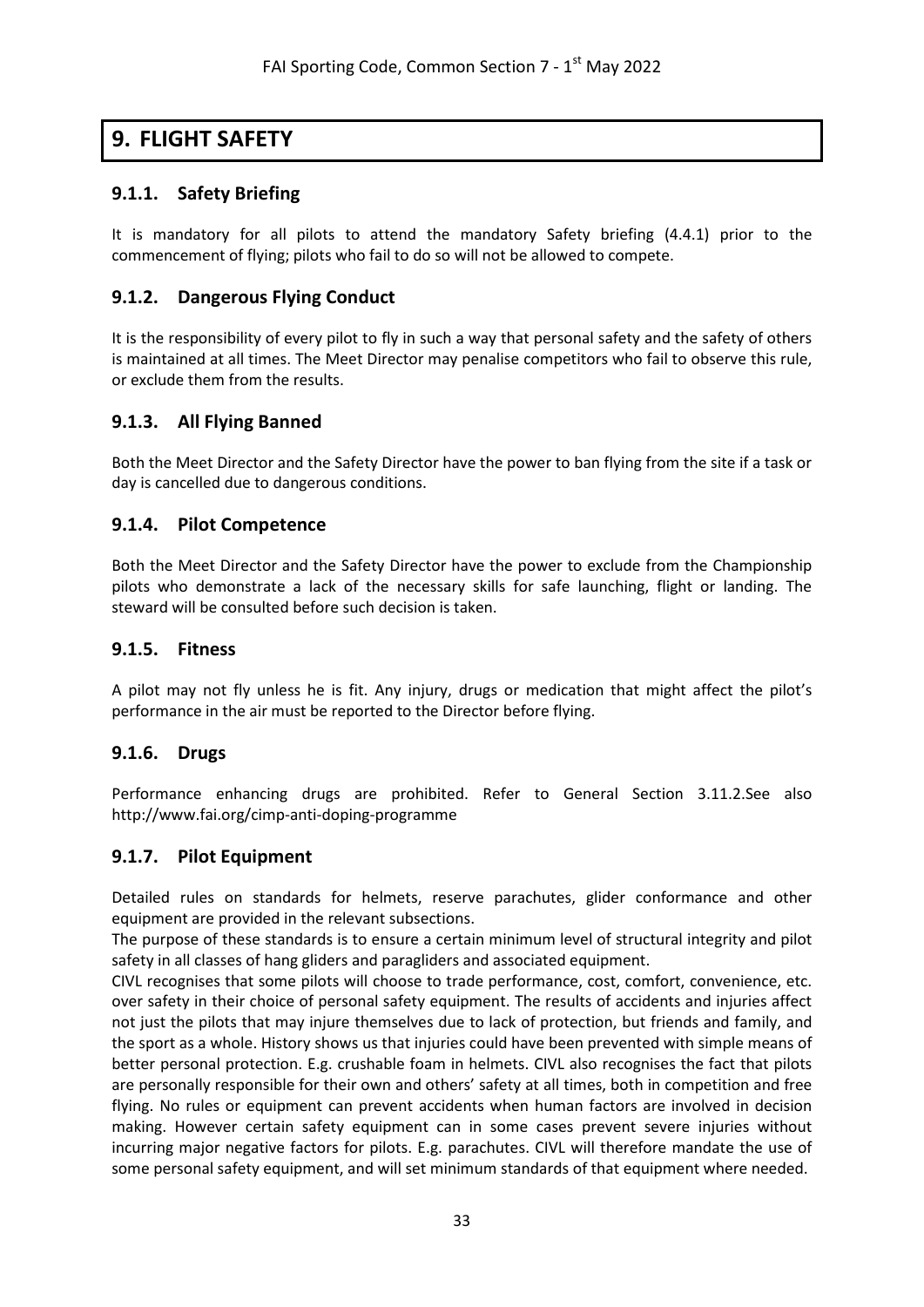# 9. FLIGHT SAFETY

## 9.1.1. Safety Briefing

It is mandatory for all pilots to attend the mandatory Safety briefing (4.4.1) prior to the commencement of flying; pilots who fail to do so will not be allowed to compete.

## 9.1.2. Dangerous Flying Conduct

It is the responsibility of every pilot to fly in such a way that personal safety and the safety of others is maintained at all times. The Meet Director may penalise competitors who fail to observe this rule, or exclude them from the results.

## 9.1.3. All Flying Banned

Both the Meet Director and the Safety Director have the power to ban flying from the site if a task or day is cancelled due to dangerous conditions.

## 9.1.4. Pilot Competence

Both the Meet Director and the Safety Director have the power to exclude from the Championship pilots who demonstrate a lack of the necessary skills for safe launching, flight or landing. The steward will be consulted before such decision is taken.

## 9.1.5. Fitness

A pilot may not fly unless he is fit. Any injury, drugs or medication that might affect the pilot's performance in the air must be reported to the Director before flying.

## 9.1.6. Drugs

Performance enhancing drugs are prohibited. Refer to General Section 3.11.2.See also http://www.fai.org/cimp-anti-doping-programme

## 9.1.7. Pilot Equipment

Detailed rules on standards for helmets, reserve parachutes, glider conformance and other equipment are provided in the relevant subsections.

The purpose of these standards is to ensure a certain minimum level of structural integrity and pilot safety in all classes of hang gliders and paragliders and associated equipment.

CIVL recognises that some pilots will choose to trade performance, cost, comfort, convenience, etc. over safety in their choice of personal safety equipment. The results of accidents and injuries affect not just the pilots that may injure themselves due to lack of protection, but friends and family, and the sport as a whole. History shows us that injuries could have been prevented with simple means of better personal protection. E.g. crushable foam in helmets. CIVL also recognises the fact that pilots are personally responsible for their own and others' safety at all times, both in competition and free flying. No rules or equipment can prevent accidents when human factors are involved in decision making. However certain safety equipment can in some cases prevent severe injuries without incurring major negative factors for pilots. E.g. parachutes. CIVL will therefore mandate the use of some personal safety equipment, and will set minimum standards of that equipment where needed.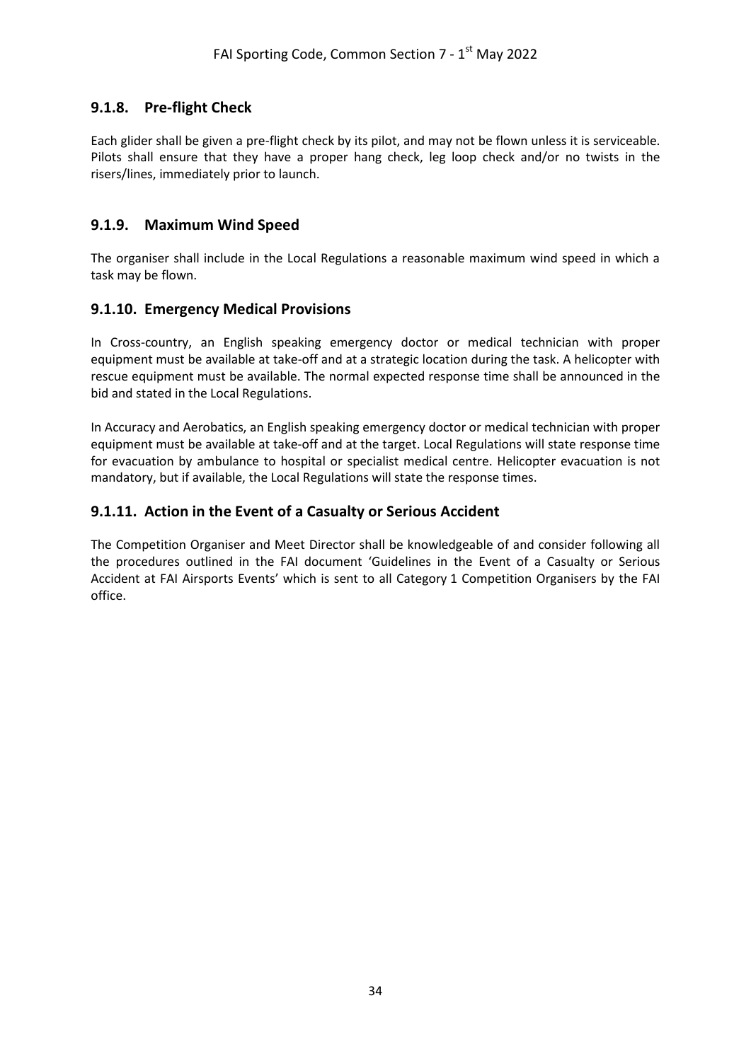### 9.1.8. Pre-flight Check

Each glider shall be given a pre-flight check by its pilot, and may not be flown unless it is serviceable. Pilots shall ensure that they have a proper hang check, leg loop check and/or no twists in the risers/lines, immediately prior to launch.

### 9.1.9. Maximum Wind Speed

The organiser shall include in the Local Regulations a reasonable maximum wind speed in which a task may be flown.

### 9.1.10. Emergency Medical Provisions

In Cross-country, an English speaking emergency doctor or medical technician with proper equipment must be available at take-off and at a strategic location during the task. A helicopter with rescue equipment must be available. The normal expected response time shall be announced in the bid and stated in the Local Regulations.

In Accuracy and Aerobatics, an English speaking emergency doctor or medical technician with proper equipment must be available at take-off and at the target. Local Regulations will state response time for evacuation by ambulance to hospital or specialist medical centre. Helicopter evacuation is not mandatory, but if available, the Local Regulations will state the response times.

### 9.1.11. Action in the Event of a Casualty or Serious Accident

The Competition Organiser and Meet Director shall be knowledgeable of and consider following all the procedures outlined in the FAI document 'Guidelines in the Event of a Casualty or Serious Accident at FAI Airsports Events' which is sent to all Category 1 Competition Organisers by the FAI office.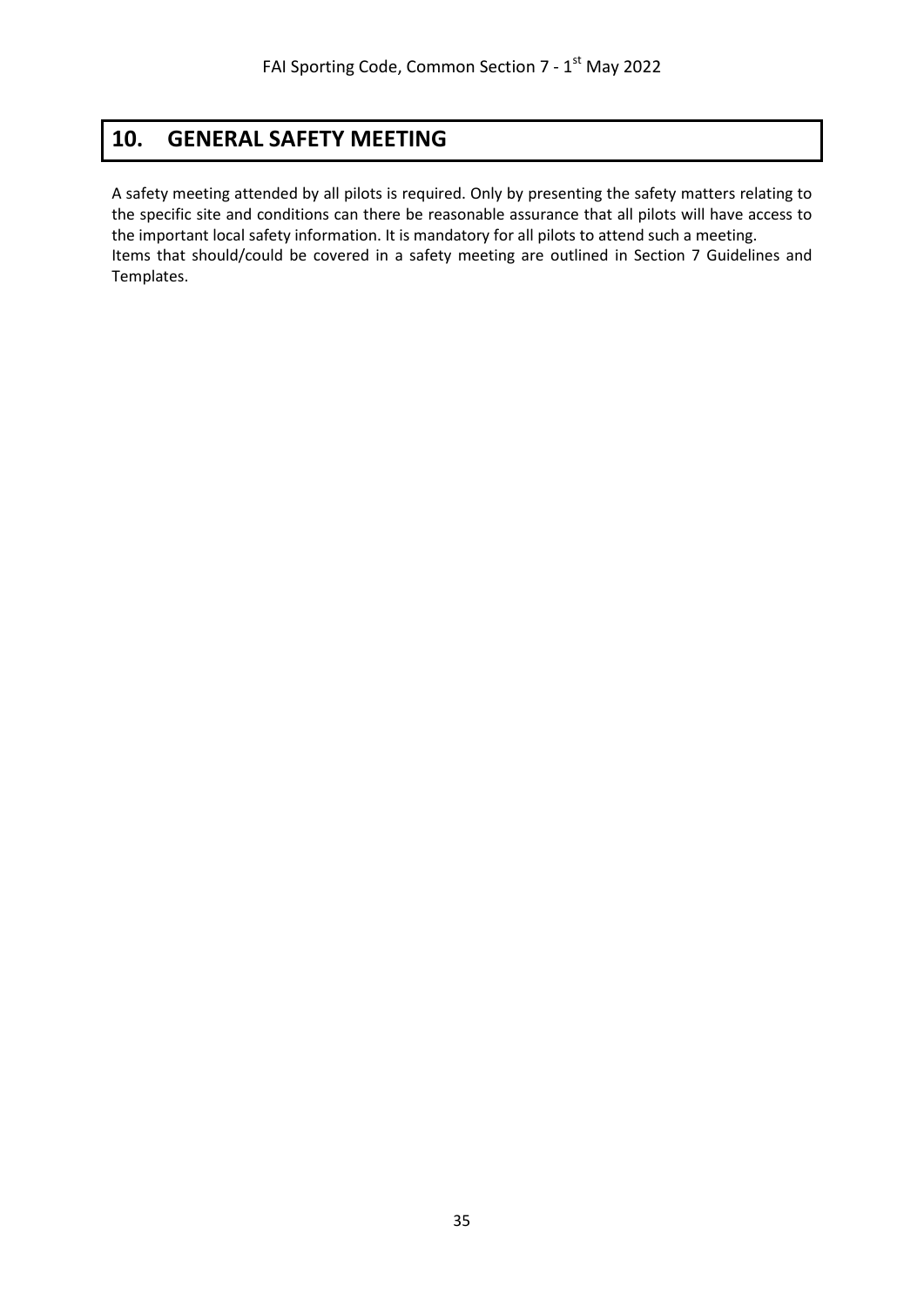# 10. GENERAL SAFETY MEETING

A safety meeting attended by all pilots is required. Only by presenting the safety matters relating to the specific site and conditions can there be reasonable assurance that all pilots will have access to the important local safety information. It is mandatory for all pilots to attend such a meeting.
Items that should/could be covered in a safety meeting are outlined in Section 7 Guidelines and Templates.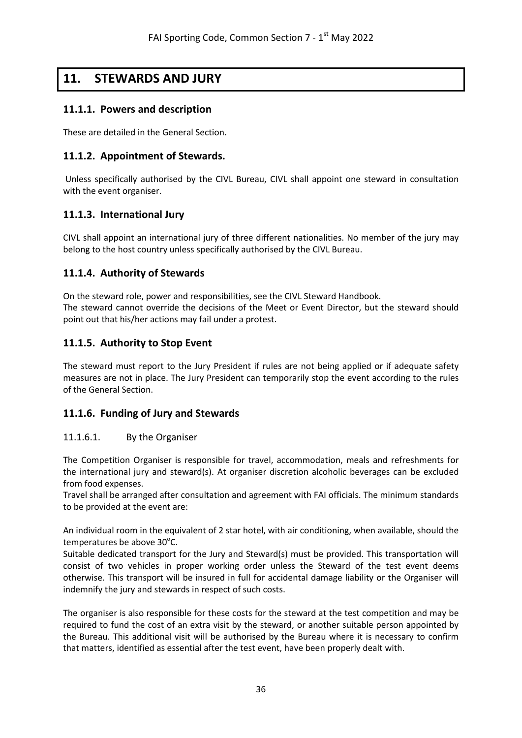# 11. STEWARDS AND JURY

## 11.1.1. Powers and description

These are detailed in the General Section.

## 11.1.2. Appointment of Stewards.

Unless specifically authorised by the CIVL Bureau, CIVL shall appoint one steward in consultation with the event organiser.

## 11.1.3. International Jury

CIVL shall appoint an international jury of three different nationalities. No member of the jury may belong to the host country unless specifically authorised by the CIVL Bureau.

## 11.1.4. Authority of Stewards

On the steward role, power and responsibilities, see the CIVL Steward Handbook.
The steward cannot override the decisions of the Meet or Event Director, but the steward should point out that his/her actions may fail under a protest.

## 11.1.5. Authority to Stop Event

The steward must report to the Jury President if rules are not being applied or if adequate safety measures are not in place. The Jury President can temporarily stop the event according to the rules of the General Section.

## 11.1.6. Funding of Jury and Stewards

### 11.1.6.1. By the Organiser

The Competition Organiser is responsible for travel, accommodation, meals and refreshments for the international jury and steward(s). At organiser discretion alcoholic beverages can be excluded from food expenses.
Travel shall be arranged after consultation and agreement with FAI officials. The minimum standards to be provided at the event are:

An individual room in the equivalent of 2 star hotel, with air conditioning, when available, should the temperatures be above 30°C.
Suitable dedicated transport for the Jury and Steward(s) must be provided. This transportation will consist of two vehicles in proper working order unless the Steward of the test event deems otherwise. This transport will be insured in full for accidental damage liability or the Organiser will indemnify the jury and stewards in respect of such costs.

The organiser is also responsible for these costs for the steward at the test competition and may be required to fund the cost of an extra visit by the steward, or another suitable person appointed by the Bureau. This additional visit will be authorised by the Bureau where it is necessary to confirm that matters, identified as essential after the test event, have been properly dealt with.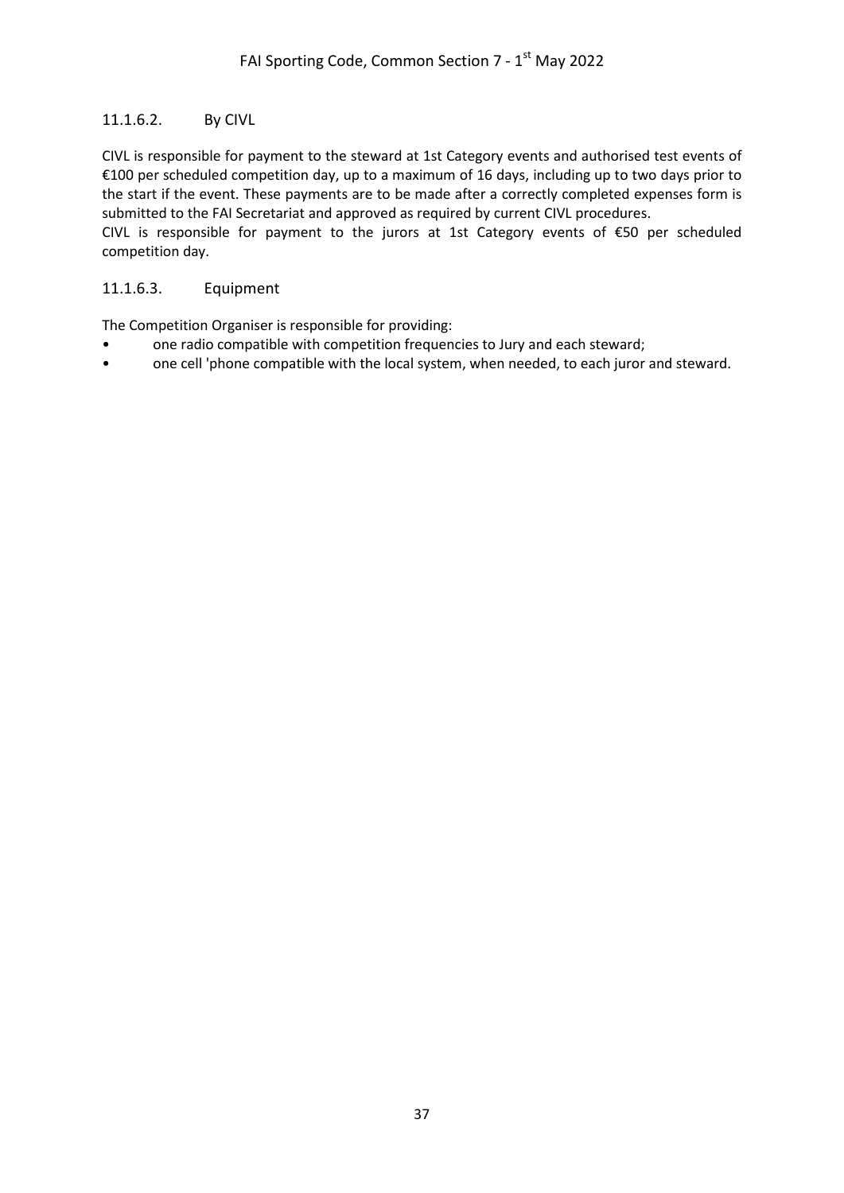#### 11.1.6.2. By CIVL

CIVL is responsible for payment to the steward at 1st Category events and authorised test events of €100 per scheduled competition day, up to a maximum of 16 days, including up to two days prior to the start if the event. These payments are to be made after a correctly completed expenses form is submitted to the FAI Secretariat and approved as required by current CIVL procedures.

CIVL is responsible for payment to the jurors at 1st Category events of €50 per scheduled competition day.

#### 11.1.6.3. Equipment

The Competition Organiser is responsible for providing:

- one radio compatible with competition frequencies to Jury and each steward;
- one cell 'phone compatible with the local system, when needed, to each juror and steward.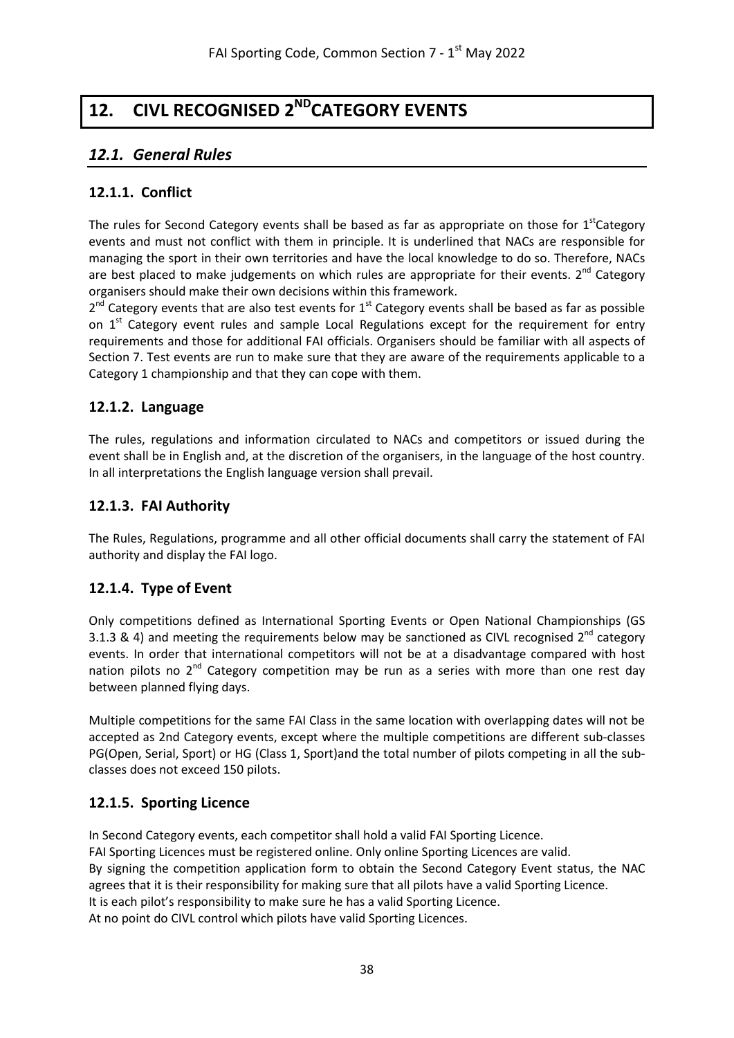# 12. CIVL RECOGNISED 2ND CATEGORY EVENTS

## *12.1. General Rules*

### 12.1.1. Conflict

The rules for Second Category events shall be based as far as appropriate on those for 1st Category events and must not conflict with them in principle. It is underlined that NACs are responsible for managing the sport in their own territories and have the local knowledge to do so. Therefore, NACs are best placed to make judgements on which rules are appropriate for their events. 2nd Category organisers should make their own decisions within this framework.

2nd Category events that are also test events for 1st Category events shall be based as far as possible on 1st Category event rules and sample Local Regulations except for the requirement for entry requirements and those for additional FAI officials. Organisers should be familiar with all aspects of Section 7. Test events are run to make sure that they are aware of the requirements applicable to a Category 1 championship and that they can cope with them.

### 12.1.2. Language

The rules, regulations and information circulated to NACs and competitors or issued during the event shall be in English and, at the discretion of the organisers, in the language of the host country. In all interpretations the English language version shall prevail.

### 12.1.3. FAI Authority

The Rules, Regulations, programme and all other official documents shall carry the statement of FAI authority and display the FAI logo.

### 12.1.4. Type of Event

Only competitions defined as International Sporting Events or Open National Championships (GS 3.1.3 & 4) and meeting the requirements below may be sanctioned as CIVL recognised 2nd category events. In order that international competitors will not be at a disadvantage compared with host nation pilots no 2nd Category competition may be run as a series with more than one rest day between planned flying days.

Multiple competitions for the same FAI Class in the same location with overlapping dates will not be accepted as 2nd Category events, except where the multiple competitions are different sub-classes PG(Open, Serial, Sport) or HG (Class 1, Sport)and the total number of pilots competing in all the sub-classes does not exceed 150 pilots.

### 12.1.5. Sporting Licence

In Second Category events, each competitor shall hold a valid FAI Sporting Licence.
FAI Sporting Licences must be registered online. Only online Sporting Licences are valid.
By signing the competition application form to obtain the Second Category Event status, the NAC agrees that it is their responsibility for making sure that all pilots have a valid Sporting Licence.
It is each pilot's responsibility to make sure he has a valid Sporting Licence.
At no point do CIVL control which pilots have valid Sporting Licences.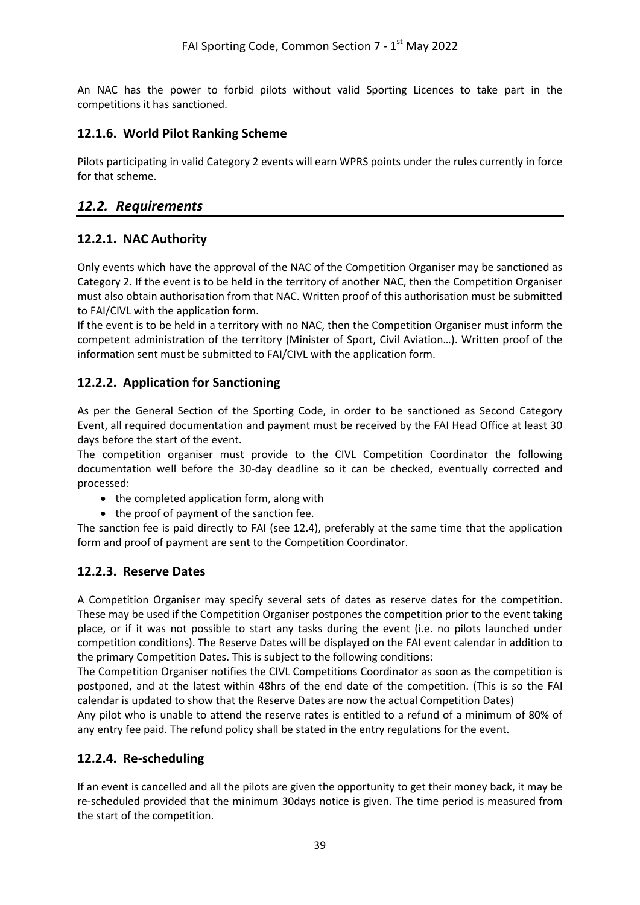An NAC has the power to forbid pilots without valid Sporting Licences to take part in the competitions it has sanctioned.

### 12.1.6. World Pilot Ranking Scheme

Pilots participating in valid Category 2 events will earn WPRS points under the rules currently in force for that scheme.

## *12.2. Requirements*

### 12.2.1. NAC Authority

Only events which have the approval of the NAC of the Competition Organiser may be sanctioned as Category 2. If the event is to be held in the territory of another NAC, then the Competition Organiser must also obtain authorisation from that NAC. Written proof of this authorisation must be submitted to FAI/CIVL with the application form.

If the event is to be held in a territory with no NAC, then the Competition Organiser must inform the competent administration of the territory (Minister of Sport, Civil Aviation…). Written proof of the information sent must be submitted to FAI/CIVL with the application form.

### 12.2.2. Application for Sanctioning

As per the General Section of the Sporting Code, in order to be sanctioned as Second Category Event, all required documentation and payment must be received by the FAI Head Office at least 30 days before the start of the event.

The competition organiser must provide to the CIVL Competition Coordinator the following documentation well before the 30-day deadline so it can be checked, eventually corrected and processed:

- the completed application form, along with
- the proof of payment of the sanction fee.

The sanction fee is paid directly to FAI (see 12.4), preferably at the same time that the application form and proof of payment are sent to the Competition Coordinator.

### 12.2.3. Reserve Dates

A Competition Organiser may specify several sets of dates as reserve dates for the competition. These may be used if the Competition Organiser postpones the competition prior to the event taking place, or if it was not possible to start any tasks during the event (i.e. no pilots launched under competition conditions). The Reserve Dates will be displayed on the FAI event calendar in addition to the primary Competition Dates. This is subject to the following conditions:

The Competition Organiser notifies the CIVL Competitions Coordinator as soon as the competition is postponed, and at the latest within 48hrs of the end date of the competition. (This is so the FAI calendar is updated to show that the Reserve Dates are now the actual Competition Dates)

Any pilot who is unable to attend the reserve rates is entitled to a refund of a minimum of 80% of any entry fee paid. The refund policy shall be stated in the entry regulations for the event.

### 12.2.4. Re-scheduling

If an event is cancelled and all the pilots are given the opportunity to get their money back, it may be re-scheduled provided that the minimum 30days notice is given. The time period is measured from the start of the competition.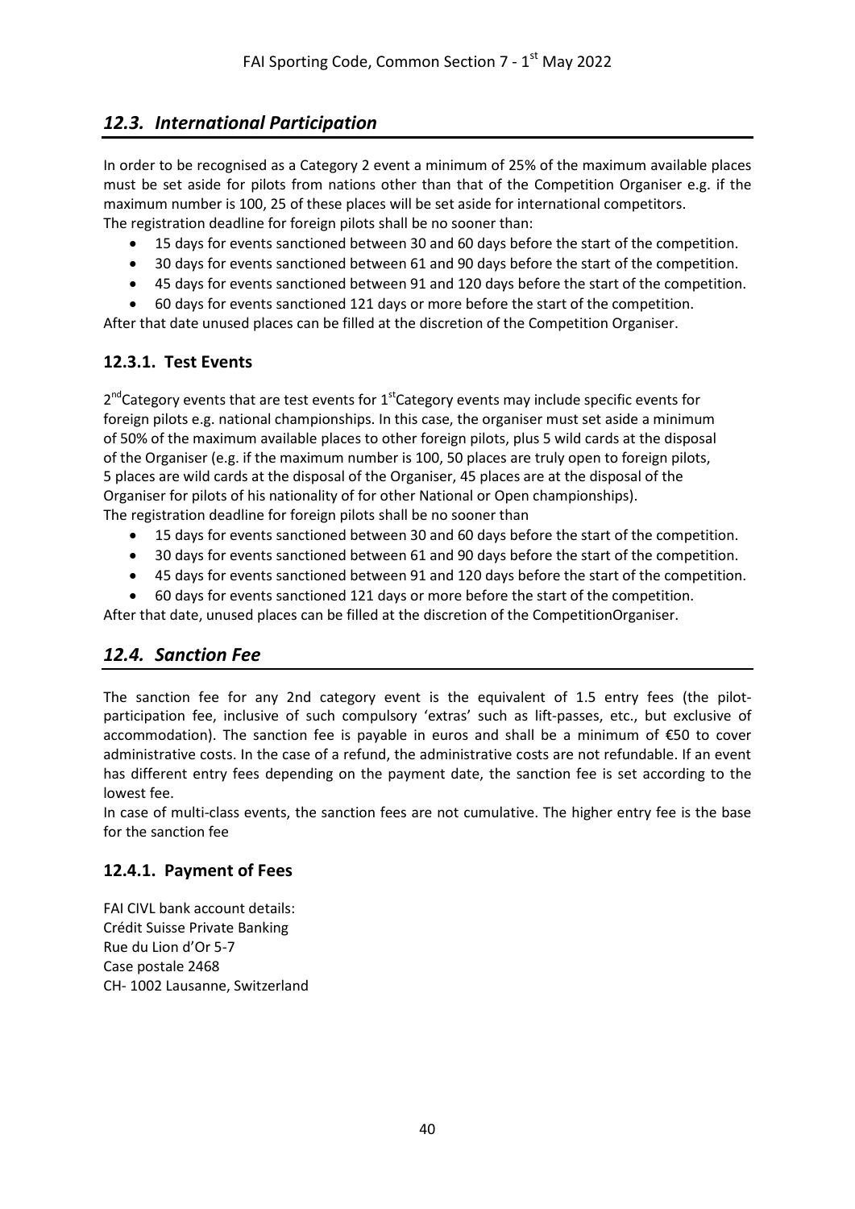## *12.3. International Participation*

In order to be recognised as a Category 2 event a minimum of 25% of the maximum available places must be set aside for pilots from nations other than that of the Competition Organiser e.g. if the maximum number is 100, 25 of these places will be set aside for international competitors.
The registration deadline for foreign pilots shall be no sooner than:

- 15 days for events sanctioned between 30 and 60 days before the start of the competition.
- 30 days for events sanctioned between 61 and 90 days before the start of the competition.
- 45 days for events sanctioned between 91 and 120 days before the start of the competition.
- 60 days for events sanctioned 121 days or more before the start of the competition.

After that date unused places can be filled at the discretion of the Competition Organiser.

### 12.3.1. Test Events

2ndCategory events that are test events for 1stCategory events may include specific events for foreign pilots e.g. national championships. In this case, the organiser must set aside a minimum of 50% of the maximum available places to other foreign pilots, plus 5 wild cards at the disposal of the Organiser (e.g. if the maximum number is 100, 50 places are truly open to foreign pilots, 5 places are wild cards at the disposal of the Organiser, 45 places are at the disposal of the Organiser for pilots of his nationality of for other National or Open championships).
The registration deadline for foreign pilots shall be no sooner than

- 15 days for events sanctioned between 30 and 60 days before the start of the competition.
- 30 days for events sanctioned between 61 and 90 days before the start of the competition.
- 45 days for events sanctioned between 91 and 120 days before the start of the competition.
- 60 days for events sanctioned 121 days or more before the start of the competition.

After that date, unused places can be filled at the discretion of the CompetitionOrganiser.

## *12.4. Sanction Fee*

The sanction fee for any 2nd category event is the equivalent of 1.5 entry fees (the pilot-participation fee, inclusive of such compulsory 'extras' such as lift-passes, etc., but exclusive of accommodation). The sanction fee is payable in euros and shall be a minimum of €50 to cover administrative costs. In the case of a refund, the administrative costs are not refundable. If an event has different entry fees depending on the payment date, the sanction fee is set according to the lowest fee.
In case of multi-class events, the sanction fees are not cumulative. The higher entry fee is the base for the sanction fee

### 12.4.1. Payment of Fees

FAI CIVL bank account details:
Crédit Suisse Private Banking
Rue du Lion d'Or 5-7
Case postale 2468
CH- 1002 Lausanne, Switzerland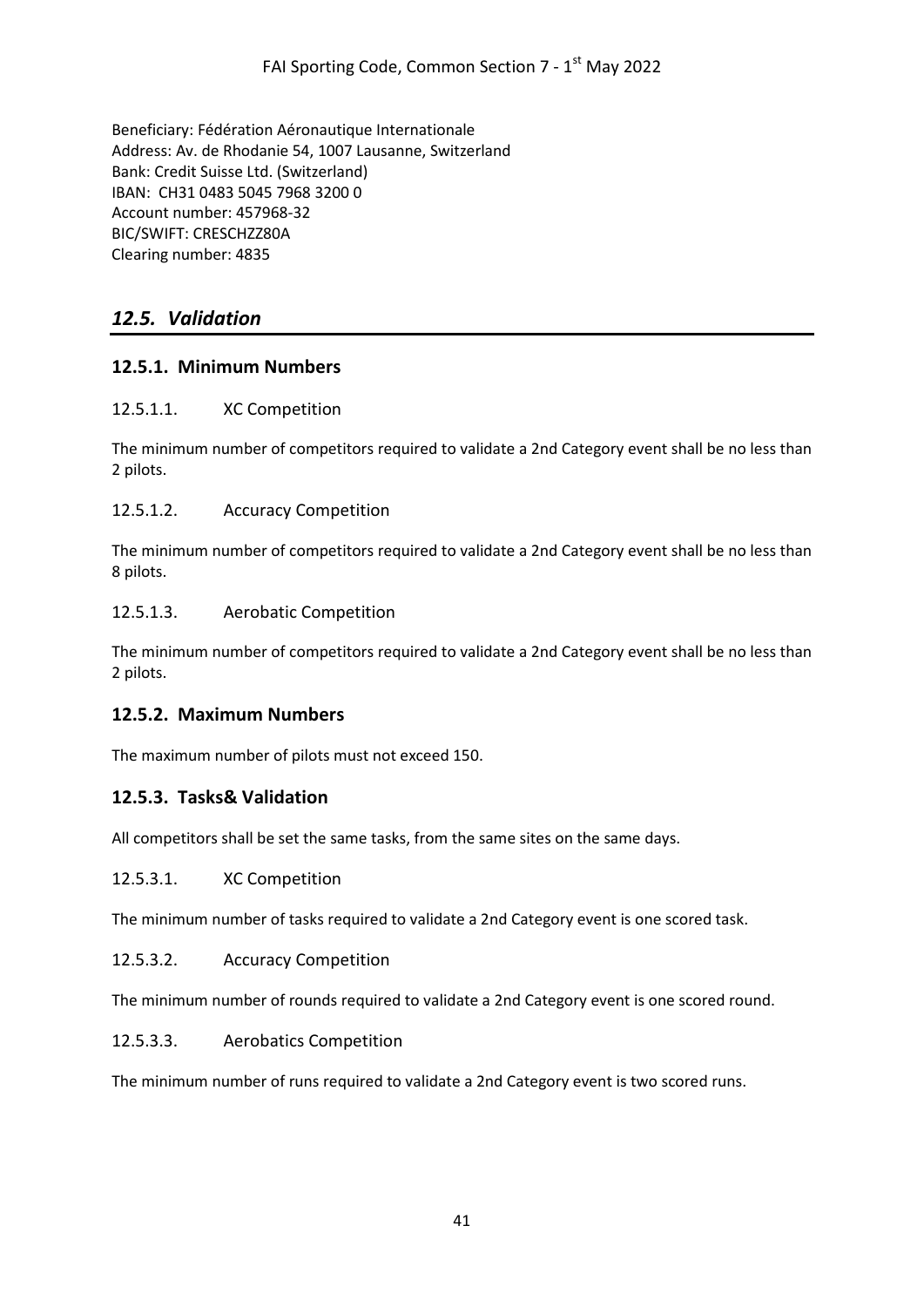Beneficiary: Fédération Aéronautique Internationale
Address: Av. de Rhodanie 54, 1007 Lausanne, Switzerland
Bank: Credit Suisse Ltd. (Switzerland)
IBAN: CH31 0483 5045 7968 3200 0
Account number: 457968-32
BIC/SWIFT: CRESCHZZ80A
Clearing number: 4835

## *12.5. Validation*

### 12.5.1. Minimum Numbers

#### 12.5.1.1. XC Competition

The minimum number of competitors required to validate a 2nd Category event shall be no less than 2 pilots.

#### 12.5.1.2. Accuracy Competition

The minimum number of competitors required to validate a 2nd Category event shall be no less than 8 pilots.

#### 12.5.1.3. Aerobatic Competition

The minimum number of competitors required to validate a 2nd Category event shall be no less than 2 pilots.

### 12.5.2. Maximum Numbers

The maximum number of pilots must not exceed 150.

### 12.5.3. Tasks& Validation

All competitors shall be set the same tasks, from the same sites on the same days.

#### 12.5.3.1. XC Competition

The minimum number of tasks required to validate a 2nd Category event is one scored task.

#### 12.5.3.2. Accuracy Competition

The minimum number of rounds required to validate a 2nd Category event is one scored round.

#### 12.5.3.3. Aerobatics Competition

The minimum number of runs required to validate a 2nd Category event is two scored runs.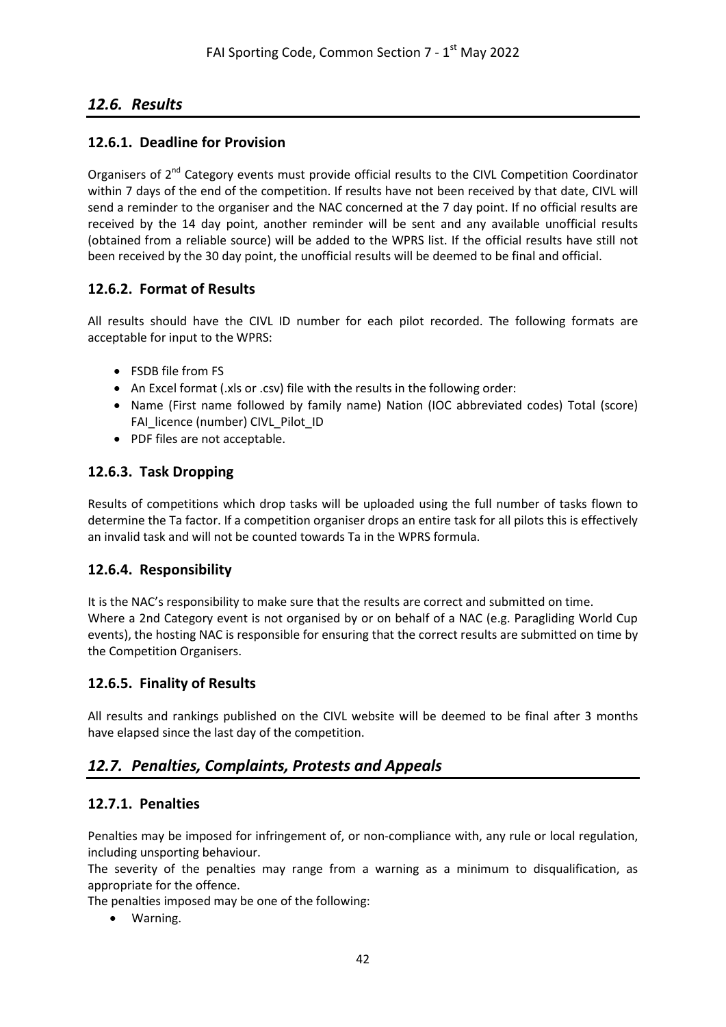## *12.6. Results*

### 12.6.1. Deadline for Provision

Organisers of 2nd Category events must provide official results to the CIVL Competition Coordinator within 7 days of the end of the competition. If results have not been received by that date, CIVL will send a reminder to the organiser and the NAC concerned at the 7 day point. If no official results are received by the 14 day point, another reminder will be sent and any available unofficial results (obtained from a reliable source) will be added to the WPRS list. If the official results have still not been received by the 30 day point, the unofficial results will be deemed to be final and official.

### 12.6.2. Format of Results

All results should have the CIVL ID number for each pilot recorded. The following formats are acceptable for input to the WPRS:

- FSDB file from FS
- An Excel format (.xls or .csv) file with the results in the following order:
- Name (First name followed by family name) Nation (IOC abbreviated codes) Total (score) FAI_licence (number) CIVL_Pilot_ID
- PDF files are not acceptable.

### 12.6.3. Task Dropping

Results of competitions which drop tasks will be uploaded using the full number of tasks flown to determine the Ta factor. If a competition organiser drops an entire task for all pilots this is effectively an invalid task and will not be counted towards Ta in the WPRS formula.

### 12.6.4. Responsibility

It is the NAC's responsibility to make sure that the results are correct and submitted on time.
Where a 2nd Category event is not organised by or on behalf of a NAC (e.g. Paragliding World Cup events), the hosting NAC is responsible for ensuring that the correct results are submitted on time by the Competition Organisers.

### 12.6.5. Finality of Results

All results and rankings published on the CIVL website will be deemed to be final after 3 months have elapsed since the last day of the competition.

## *12.7. Penalties, Complaints, Protests and Appeals*

### 12.7.1. Penalties

Penalties may be imposed for infringement of, or non-compliance with, any rule or local regulation, including unsporting behaviour.
The severity of the penalties may range from a warning as a minimum to disqualification, as appropriate for the offence.
The penalties imposed may be one of the following:

- Warning.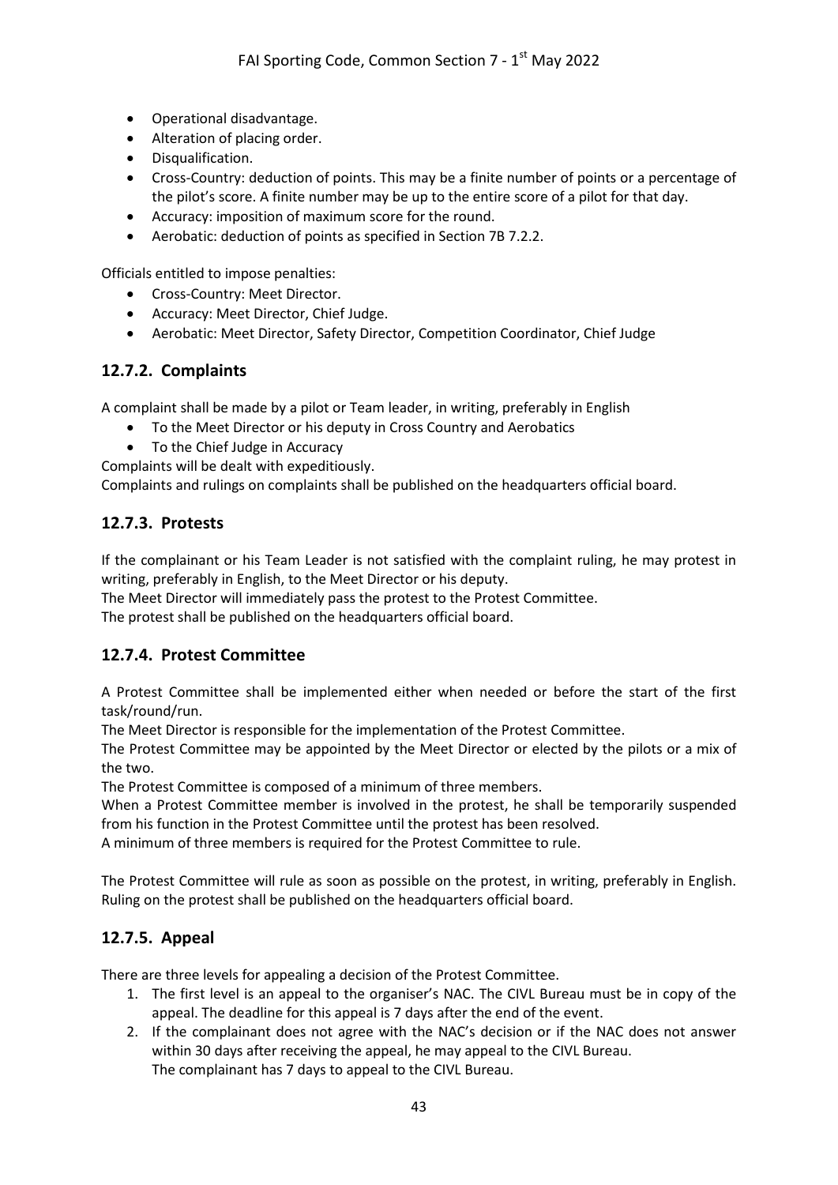- Operational disadvantage.
- Alteration of placing order.
- Disqualification.
- Cross-Country: deduction of points. This may be a finite number of points or a percentage of the pilot's score. A finite number may be up to the entire score of a pilot for that day.
- Accuracy: imposition of maximum score for the round.
- Aerobatic: deduction of points as specified in Section 7B 7.2.2.

Officials entitled to impose penalties:

- Cross-Country: Meet Director.
- Accuracy: Meet Director, Chief Judge.
- Aerobatic: Meet Director, Safety Director, Competition Coordinator, Chief Judge

## 12.7.2. Complaints

A complaint shall be made by a pilot or Team leader, in writing, preferably in English

- To the Meet Director or his deputy in Cross Country and Aerobatics
- To the Chief Judge in Accuracy

Complaints will be dealt with expeditiously.

Complaints and rulings on complaints shall be published on the headquarters official board.

## 12.7.3. Protests

If the complainant or his Team Leader is not satisfied with the complaint ruling, he may protest in writing, preferably in English, to the Meet Director or his deputy.

The Meet Director will immediately pass the protest to the Protest Committee.

The protest shall be published on the headquarters official board.

## 12.7.4. Protest Committee

A Protest Committee shall be implemented either when needed or before the start of the first task/round/run.

The Meet Director is responsible for the implementation of the Protest Committee.

The Protest Committee may be appointed by the Meet Director or elected by the pilots or a mix of the two.

The Protest Committee is composed of a minimum of three members.

When a Protest Committee member is involved in the protest, he shall be temporarily suspended from his function in the Protest Committee until the protest has been resolved.

A minimum of three members is required for the Protest Committee to rule.

The Protest Committee will rule as soon as possible on the protest, in writing, preferably in English. Ruling on the protest shall be published on the headquarters official board.

## 12.7.5. Appeal

There are three levels for appealing a decision of the Protest Committee.

1. The first level is an appeal to the organiser's NAC. The CIVL Bureau must be in copy of the appeal. The deadline for this appeal is 7 days after the end of the event.
2. If the complainant does not agree with the NAC's decision or if the NAC does not answer within 30 days after receiving the appeal, he may appeal to the CIVL Bureau.
   The complainant has 7 days to appeal to the CIVL Bureau.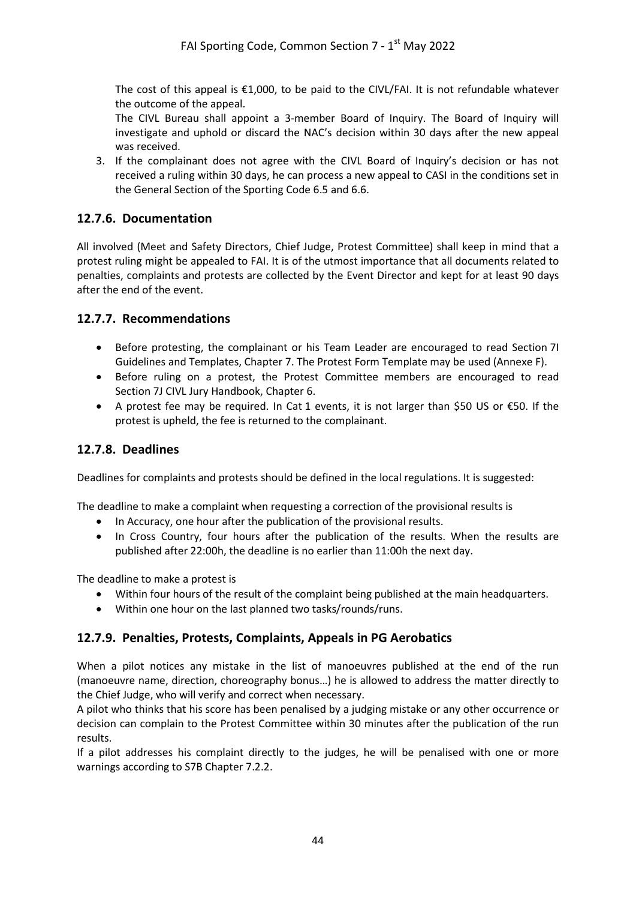The cost of this appeal is €1,000, to be paid to the CIVL/FAI. It is not refundable whatever the outcome of the appeal.

The CIVL Bureau shall appoint a 3-member Board of Inquiry. The Board of Inquiry will investigate and uphold or discard the NAC's decision within 30 days after the new appeal was received.

3. If the complainant does not agree with the CIVL Board of Inquiry's decision or has not received a ruling within 30 days, he can process a new appeal to CASI in the conditions set in the General Section of the Sporting Code 6.5 and 6.6.

### 12.7.6. Documentation

All involved (Meet and Safety Directors, Chief Judge, Protest Committee) shall keep in mind that a protest ruling might be appealed to FAI. It is of the utmost importance that all documents related to penalties, complaints and protests are collected by the Event Director and kept for at least 90 days after the end of the event.

### 12.7.7. Recommendations

- Before protesting, the complainant or his Team Leader are encouraged to read Section 7I Guidelines and Templates, Chapter 7. The Protest Form Template may be used (Annexe F).
- Before ruling on a protest, the Protest Committee members are encouraged to read Section 7J CIVL Jury Handbook, Chapter 6.
- A protest fee may be required. In Cat 1 events, it is not larger than $50 US or €50. If the protest is upheld, the fee is returned to the complainant.

### 12.7.8. Deadlines

Deadlines for complaints and protests should be defined in the local regulations. It is suggested:

The deadline to make a complaint when requesting a correction of the provisional results is

- In Accuracy, one hour after the publication of the provisional results.
- In Cross Country, four hours after the publication of the results. When the results are published after 22:00h, the deadline is no earlier than 11:00h the next day.

The deadline to make a protest is

- Within four hours of the result of the complaint being published at the main headquarters.
- Within one hour on the last planned two tasks/rounds/runs.

### 12.7.9. Penalties, Protests, Complaints, Appeals in PG Aerobatics

When a pilot notices any mistake in the list of manoeuvres published at the end of the run (manoeuvre name, direction, choreography bonus…) he is allowed to address the matter directly to the Chief Judge, who will verify and correct when necessary.

A pilot who thinks that his score has been penalised by a judging mistake or any other occurrence or decision can complain to the Protest Committee within 30 minutes after the publication of the run results.

If a pilot addresses his complaint directly to the judges, he will be penalised with one or more warnings according to S7B Chapter 7.2.2.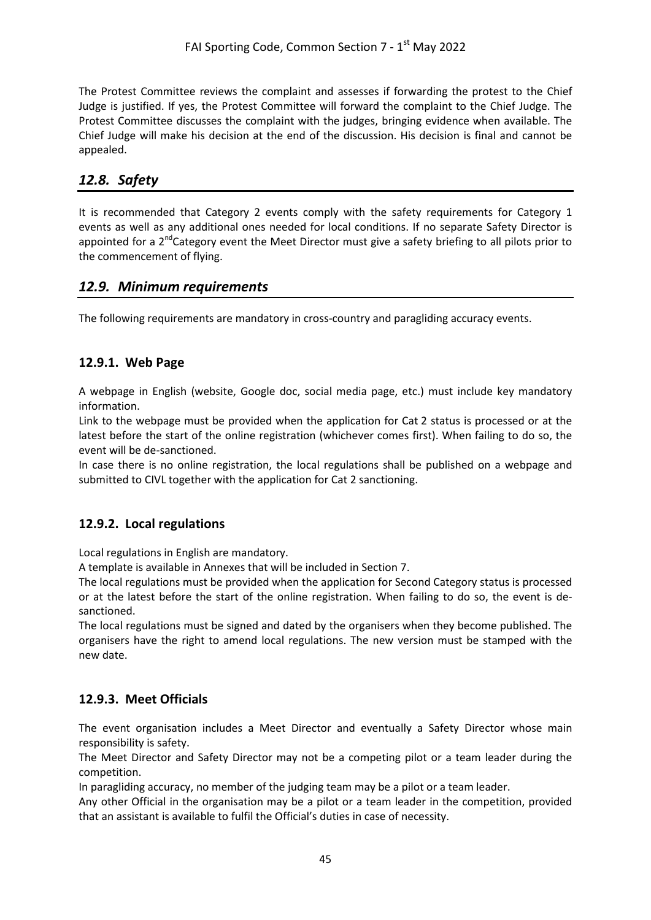The Protest Committee reviews the complaint and assesses if forwarding the protest to the Chief Judge is justified. If yes, the Protest Committee will forward the complaint to the Chief Judge. The Protest Committee discusses the complaint with the judges, bringing evidence when available. The Chief Judge will make his decision at the end of the discussion. His decision is final and cannot be appealed.

## *12.8. Safety*

It is recommended that Category 2 events comply with the safety requirements for Category 1 events as well as any additional ones needed for local conditions. If no separate Safety Director is appointed for a 2nd Category event the Meet Director must give a safety briefing to all pilots prior to the commencement of flying.

## *12.9. Minimum requirements*

The following requirements are mandatory in cross-country and paragliding accuracy events.

### 12.9.1. Web Page

A webpage in English (website, Google doc, social media page, etc.) must include key mandatory information.

Link to the webpage must be provided when the application for Cat 2 status is processed or at the latest before the start of the online registration (whichever comes first). When failing to do so, the event will be de-sanctioned.

In case there is no online registration, the local regulations shall be published on a webpage and submitted to CIVL together with the application for Cat 2 sanctioning.

### 12.9.2. Local regulations

Local regulations in English are mandatory.

A template is available in Annexes that will be included in Section 7.

The local regulations must be provided when the application for Second Category status is processed or at the latest before the start of the online registration. When failing to do so, the event is de-sanctioned.

The local regulations must be signed and dated by the organisers when they become published. The organisers have the right to amend local regulations. The new version must be stamped with the new date.

### 12.9.3. Meet Officials

The event organisation includes a Meet Director and eventually a Safety Director whose main responsibility is safety.

The Meet Director and Safety Director may not be a competing pilot or a team leader during the competition.

In paragliding accuracy, no member of the judging team may be a pilot or a team leader.

Any other Official in the organisation may be a pilot or a team leader in the competition, provided that an assistant is available to fulfil the Official's duties in case of necessity.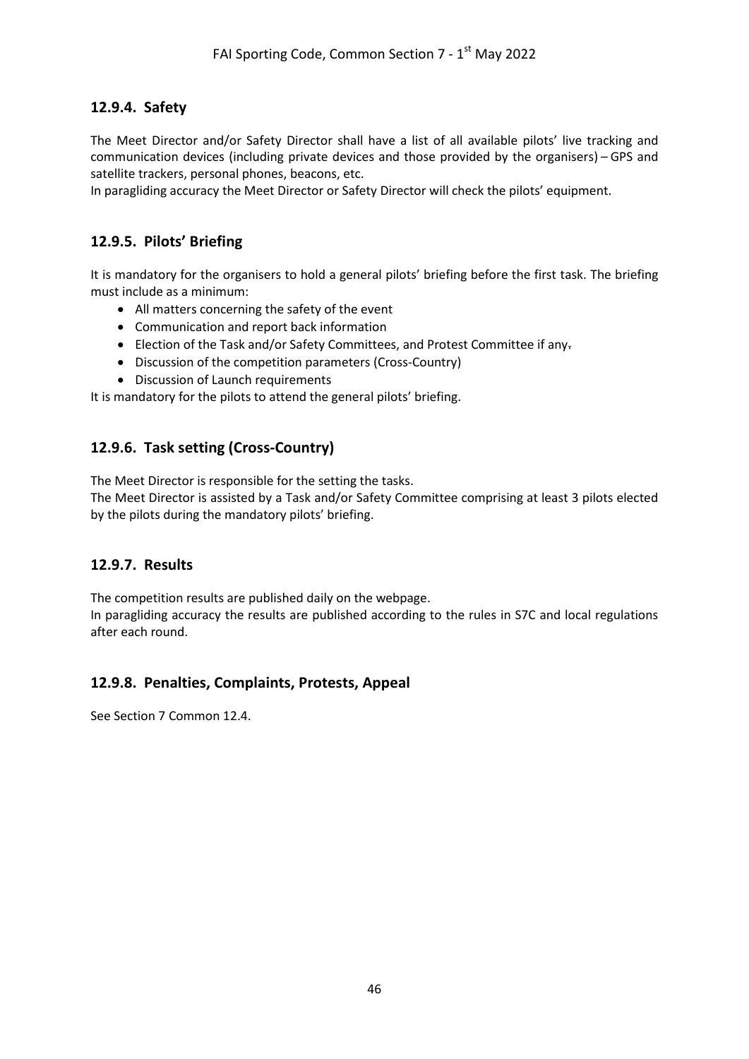### 12.9.4. Safety

The Meet Director and/or Safety Director shall have a list of all available pilots' live tracking and communication devices (including private devices and those provided by the organisers) – GPS and satellite trackers, personal phones, beacons, etc.
In paragliding accuracy the Meet Director or Safety Director will check the pilots' equipment.

### 12.9.5. Pilots' Briefing

It is mandatory for the organisers to hold a general pilots' briefing before the first task. The briefing must include as a minimum:

- All matters concerning the safety of the event
- Communication and report back information
- Election of the Task and/or Safety Committees, and Protest Committee if any.
- Discussion of the competition parameters (Cross-Country)
- Discussion of Launch requirements

It is mandatory for the pilots to attend the general pilots' briefing.

### 12.9.6. Task setting (Cross-Country)

The Meet Director is responsible for the setting the tasks.
The Meet Director is assisted by a Task and/or Safety Committee comprising at least 3 pilots elected by the pilots during the mandatory pilots' briefing.

### 12.9.7. Results

The competition results are published daily on the webpage.
In paragliding accuracy the results are published according to the rules in S7C and local regulations after each round.

### 12.9.8. Penalties, Complaints, Protests, Appeal

See Section 7 Common 12.4.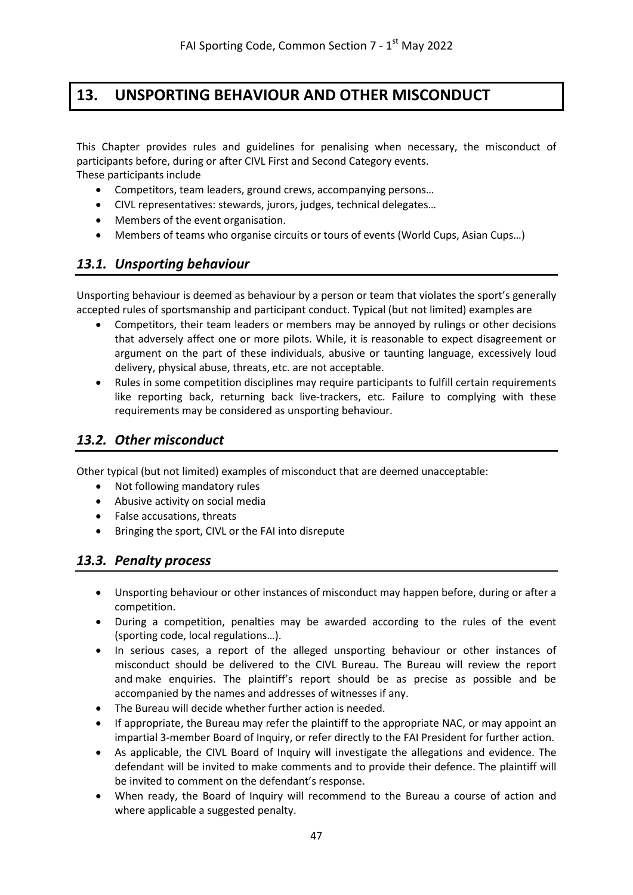# 13. UNSPORTING BEHAVIOUR AND OTHER MISCONDUCT

This Chapter provides rules and guidelines for penalising when necessary, the misconduct of participants before, during or after CIVL First and Second Category events.
These participants include

- Competitors, team leaders, ground crews, accompanying persons…
- CIVL representatives: stewards, jurors, judges, technical delegates…
- Members of the event organisation.
- Members of teams who organise circuits or tours of events (World Cups, Asian Cups…)

## *13.1. Unsporting behaviour*

Unsporting behaviour is deemed as behaviour by a person or team that violates the sport's generally accepted rules of sportsmanship and participant conduct. Typical (but not limited) examples are

- Competitors, their team leaders or members may be annoyed by rulings or other decisions that adversely affect one or more pilots. While, it is reasonable to expect disagreement or argument on the part of these individuals, abusive or taunting language, excessively loud delivery, physical abuse, threats, etc. are not acceptable.
- Rules in some competition disciplines may require participants to fulfill certain requirements like reporting back, returning back live-trackers, etc. Failure to complying with these requirements may be considered as unsporting behaviour.

## *13.2. Other misconduct*

Other typical (but not limited) examples of misconduct that are deemed unacceptable:

- Not following mandatory rules
- Abusive activity on social media
- False accusations, threats
- Bringing the sport, CIVL or the FAI into disrepute

## *13.3. Penalty process*

- Unsporting behaviour or other instances of misconduct may happen before, during or after a competition.
- During a competition, penalties may be awarded according to the rules of the event (sporting code, local regulations…).
- In serious cases, a report of the alleged unsporting behaviour or other instances of misconduct should be delivered to the CIVL Bureau. The Bureau will review the report and make enquiries. The plaintiff's report should be as precise as possible and be accompanied by the names and addresses of witnesses if any.
- The Bureau will decide whether further action is needed.
- If appropriate, the Bureau may refer the plaintiff to the appropriate NAC, or may appoint an impartial 3-member Board of Inquiry, or refer directly to the FAI President for further action.
- As applicable, the CIVL Board of Inquiry will investigate the allegations and evidence. The defendant will be invited to make comments and to provide their defence. The plaintiff will be invited to comment on the defendant's response.
- When ready, the Board of Inquiry will recommend to the Bureau a course of action and where applicable a suggested penalty.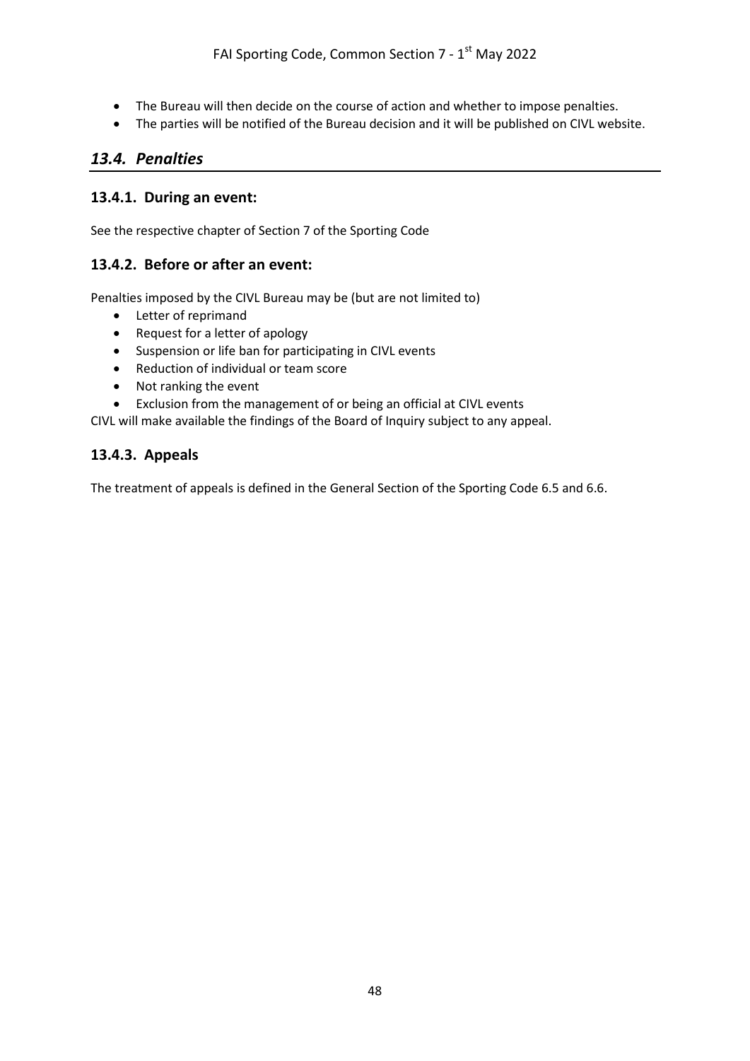- The Bureau will then decide on the course of action and whether to impose penalties.
- The parties will be notified of the Bureau decision and it will be published on CIVL website.

## *13.4. Penalties*

### 13.4.1. During an event:

See the respective chapter of Section 7 of the Sporting Code

### 13.4.2. Before or after an event:

Penalties imposed by the CIVL Bureau may be (but are not limited to)

- Letter of reprimand
- Request for a letter of apology
- Suspension or life ban for participating in CIVL events
- Reduction of individual or team score
- Not ranking the event
- Exclusion from the management of or being an official at CIVL events

CIVL will make available the findings of the Board of Inquiry subject to any appeal.

### 13.4.3. Appeals

The treatment of appeals is defined in the General Section of the Sporting Code 6.5 and 6.6.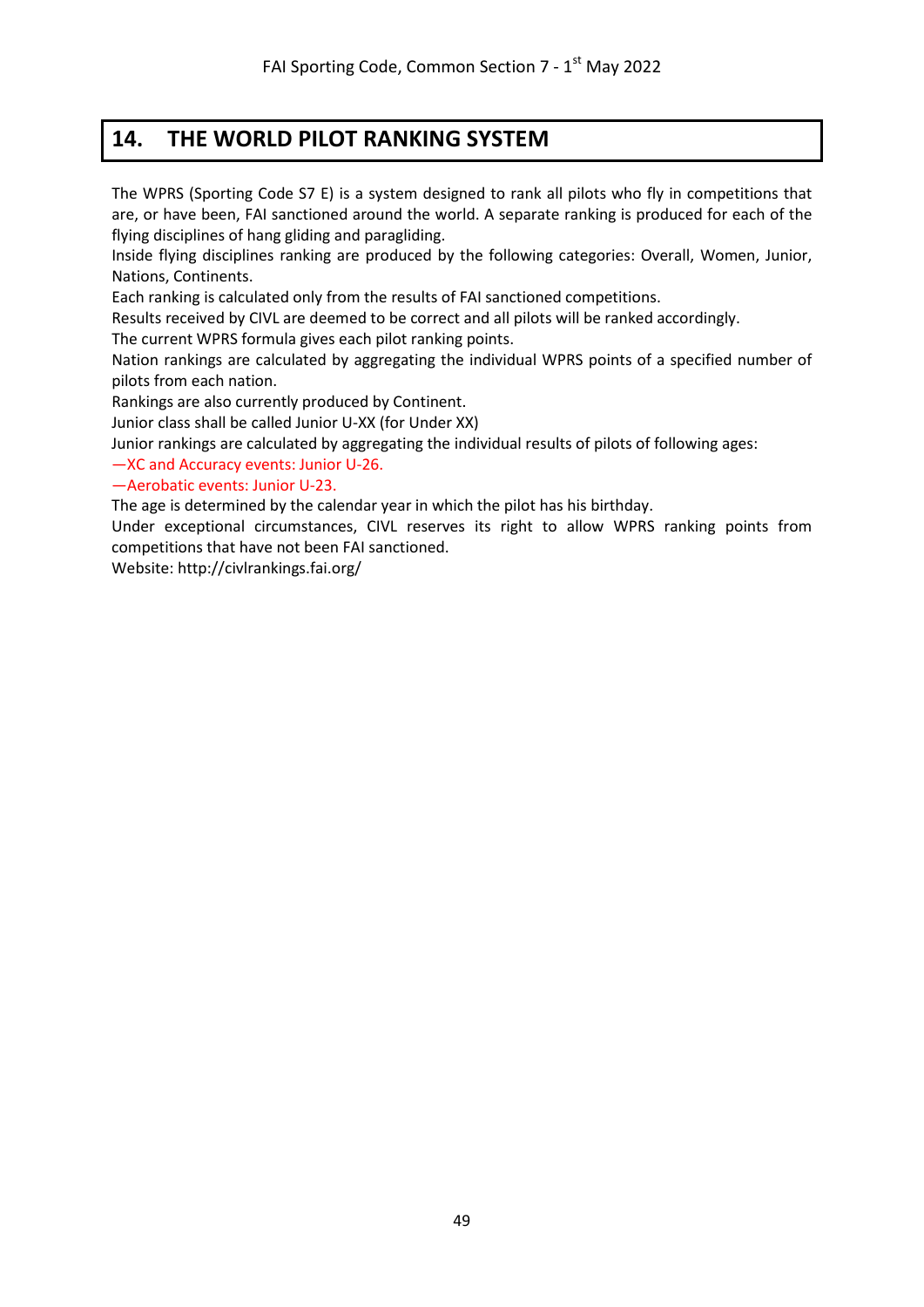# 14. THE WORLD PILOT RANKING SYSTEM

The WPRS (Sporting Code S7 E) is a system designed to rank all pilots who fly in competitions that are, or have been, FAI sanctioned around the world. A separate ranking is produced for each of the flying disciplines of hang gliding and paragliding.

Inside flying disciplines ranking are produced by the following categories: Overall, Women, Junior, Nations, Continents.

Each ranking is calculated only from the results of FAI sanctioned competitions.

Results received by CIVL are deemed to be correct and all pilots will be ranked accordingly.

The current WPRS formula gives each pilot ranking points.

Nation rankings are calculated by aggregating the individual WPRS points of a specified number of pilots from each nation.

Rankings are also currently produced by Continent.

Junior class shall be called Junior U-XX (for Under XX)

Junior rankings are calculated by aggregating the individual results of pilots of following ages:

—XC and Accuracy events: Junior U-26.

—Aerobatic events: Junior U-23.

The age is determined by the calendar year in which the pilot has his birthday.

Under exceptional circumstances, CIVL reserves its right to allow WPRS ranking points from competitions that have not been FAI sanctioned.

Website: http://civlrankings.fai.org/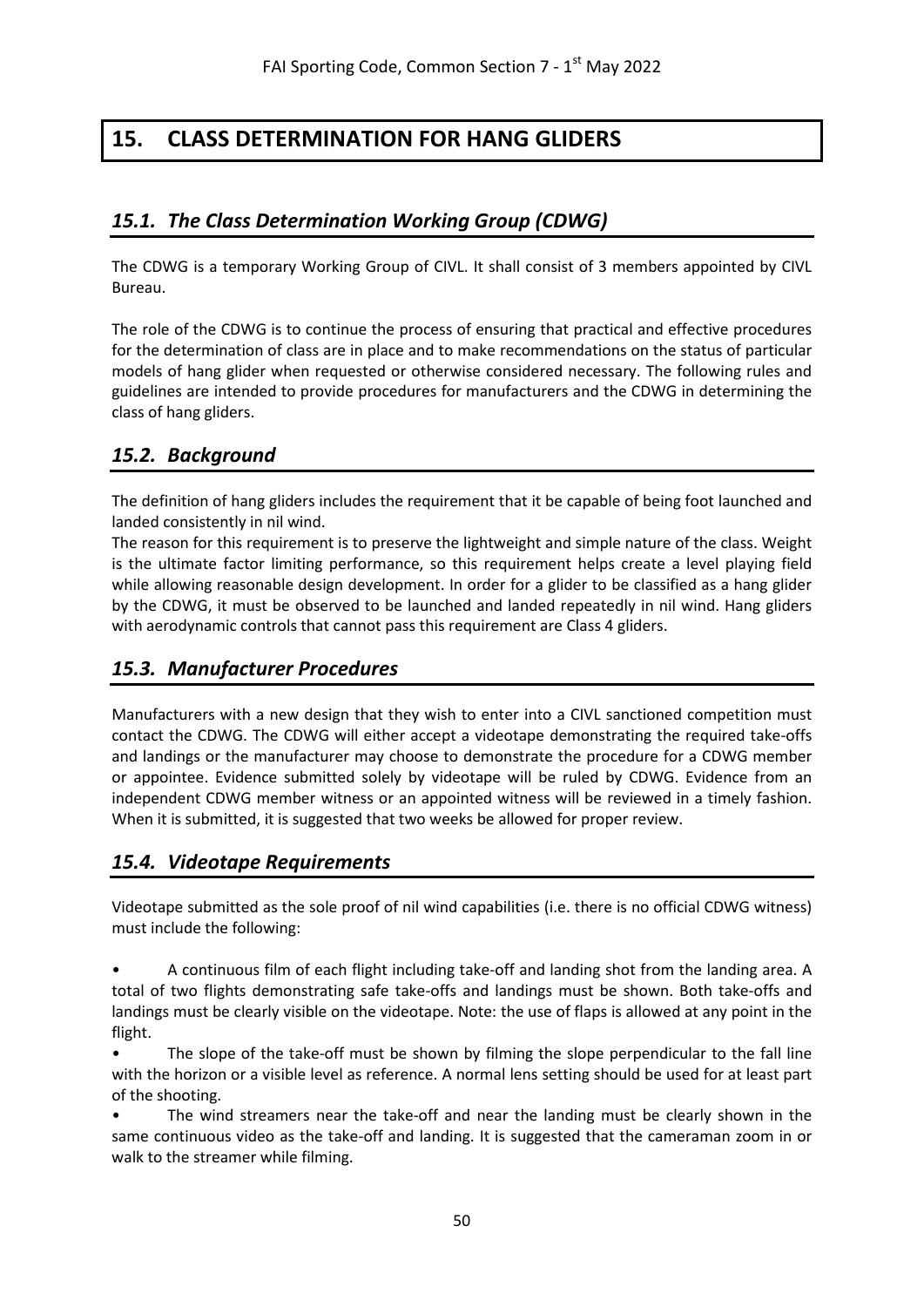# 15. CLASS DETERMINATION FOR HANG GLIDERS

## *15.1. The Class Determination Working Group (CDWG)*

The CDWG is a temporary Working Group of CIVL. It shall consist of 3 members appointed by CIVL Bureau.

The role of the CDWG is to continue the process of ensuring that practical and effective procedures for the determination of class are in place and to make recommendations on the status of particular models of hang glider when requested or otherwise considered necessary. The following rules and guidelines are intended to provide procedures for manufacturers and the CDWG in determining the class of hang gliders.

## *15.2. Background*

The definition of hang gliders includes the requirement that it be capable of being foot launched and landed consistently in nil wind.

The reason for this requirement is to preserve the lightweight and simple nature of the class. Weight is the ultimate factor limiting performance, so this requirement helps create a level playing field while allowing reasonable design development. In order for a glider to be classified as a hang glider by the CDWG, it must be observed to be launched and landed repeatedly in nil wind. Hang gliders with aerodynamic controls that cannot pass this requirement are Class 4 gliders.

## *15.3. Manufacturer Procedures*

Manufacturers with a new design that they wish to enter into a CIVL sanctioned competition must contact the CDWG. The CDWG will either accept a videotape demonstrating the required take-offs and landings or the manufacturer may choose to demonstrate the procedure for a CDWG member or appointee. Evidence submitted solely by videotape will be ruled by CDWG. Evidence from an independent CDWG member witness or an appointed witness will be reviewed in a timely fashion. When it is submitted, it is suggested that two weeks be allowed for proper review.

## *15.4. Videotape Requirements*

Videotape submitted as the sole proof of nil wind capabilities (i.e. there is no official CDWG witness) must include the following:

- A continuous film of each flight including take-off and landing shot from the landing area. A total of two flights demonstrating safe take-offs and landings must be shown. Both take-offs and landings must be clearly visible on the videotape. Note: the use of flaps is allowed at any point in the flight.
- The slope of the take-off must be shown by filming the slope perpendicular to the fall line with the horizon or a visible level as reference. A normal lens setting should be used for at least part of the shooting.
- The wind streamers near the take-off and near the landing must be clearly shown in the same continuous video as the take-off and landing. It is suggested that the cameraman zoom in or walk to the streamer while filming.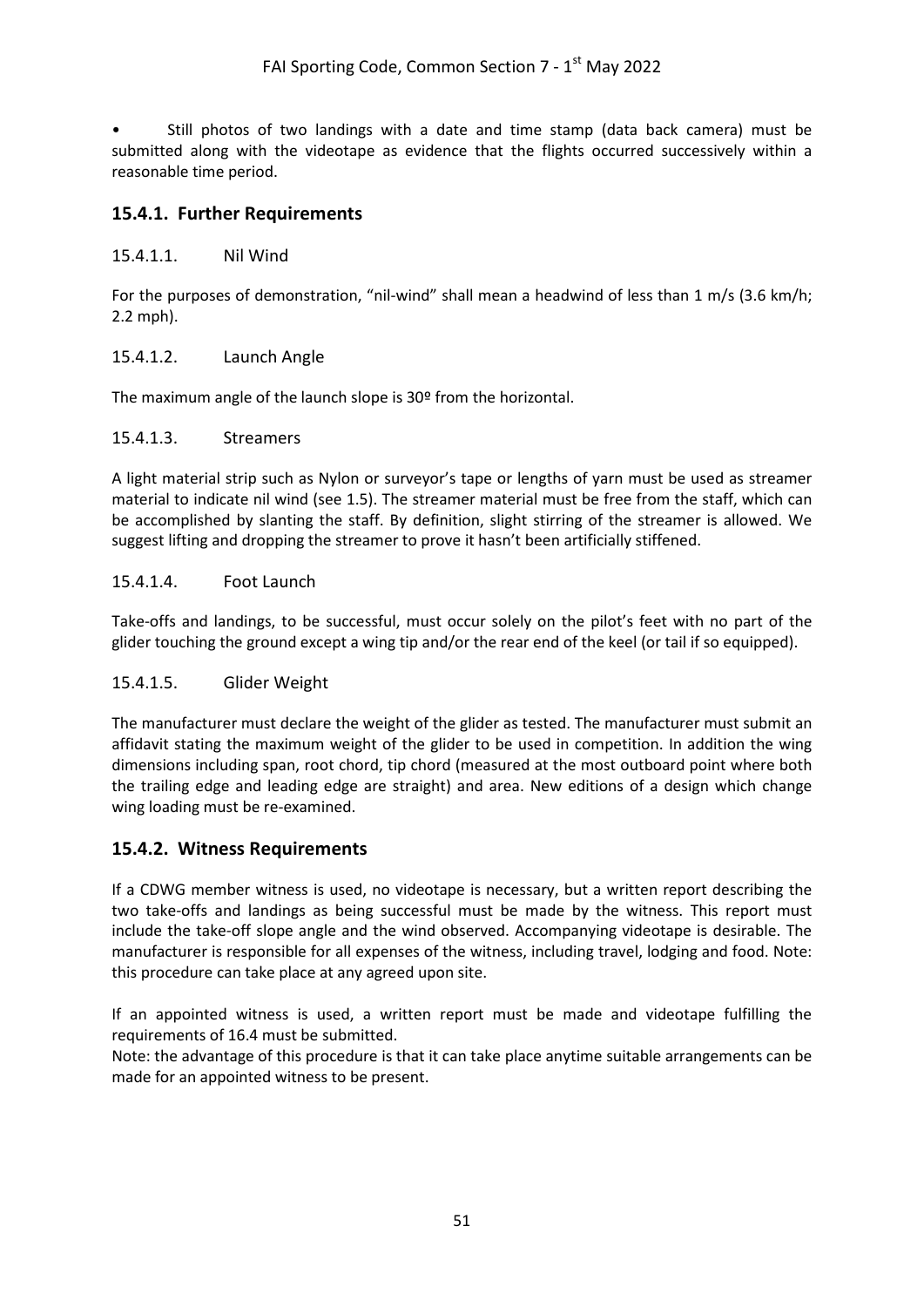- Still photos of two landings with a date and time stamp (data back camera) must be submitted along with the videotape as evidence that the flights occurred successively within a reasonable time period.

### 15.4.1. Further Requirements

#### 15.4.1.1. Nil Wind

For the purposes of demonstration, “nil-wind” shall mean a headwind of less than 1 m/s (3.6 km/h; 2.2 mph).

#### 15.4.1.2. Launch Angle

The maximum angle of the launch slope is 30º from the horizontal.

#### 15.4.1.3. Streamers

A light material strip such as Nylon or surveyor’s tape or lengths of yarn must be used as streamer material to indicate nil wind (see 1.5). The streamer material must be free from the staff, which can be accomplished by slanting the staff. By definition, slight stirring of the streamer is allowed. We suggest lifting and dropping the streamer to prove it hasn’t been artificially stiffened.

#### 15.4.1.4. Foot Launch

Take-offs and landings, to be successful, must occur solely on the pilot’s feet with no part of the glider touching the ground except a wing tip and/or the rear end of the keel (or tail if so equipped).

#### 15.4.1.5. Glider Weight

The manufacturer must declare the weight of the glider as tested. The manufacturer must submit an affidavit stating the maximum weight of the glider to be used in competition. In addition the wing dimensions including span, root chord, tip chord (measured at the most outboard point where both the trailing edge and leading edge are straight) and area. New editions of a design which change wing loading must be re-examined.

### 15.4.2. Witness Requirements

If a CDWG member witness is used, no videotape is necessary, but a written report describing the two take-offs and landings as being successful must be made by the witness. This report must include the take-off slope angle and the wind observed. Accompanying videotape is desirable. The manufacturer is responsible for all expenses of the witness, including travel, lodging and food. Note: this procedure can take place at any agreed upon site.

If an appointed witness is used, a written report must be made and videotape fulfilling the requirements of 16.4 must be submitted.
Note: the advantage of this procedure is that it can take place anytime suitable arrangements can be made for an appointed witness to be present.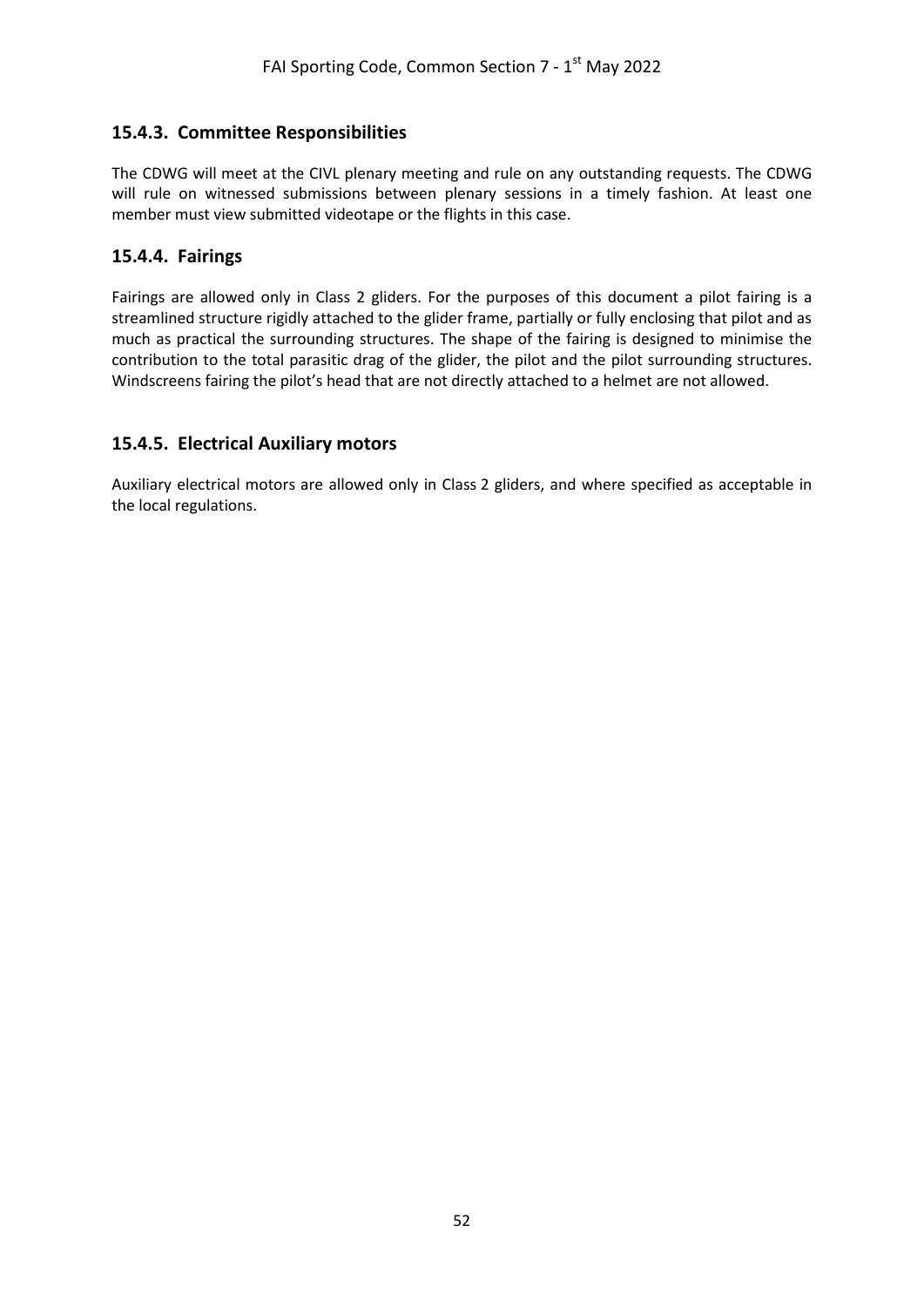### 15.4.3. Committee Responsibilities

The CDWG will meet at the CIVL plenary meeting and rule on any outstanding requests. The CDWG will rule on witnessed submissions between plenary sessions in a timely fashion. At least one member must view submitted videotape or the flights in this case.

### 15.4.4. Fairings

Fairings are allowed only in Class 2 gliders. For the purposes of this document a pilot fairing is a streamlined structure rigidly attached to the glider frame, partially or fully enclosing that pilot and as much as practical the surrounding structures. The shape of the fairing is designed to minimise the contribution to the total parasitic drag of the glider, the pilot and the pilot surrounding structures. Windscreens fairing the pilot's head that are not directly attached to a helmet are not allowed.

### 15.4.5. Electrical Auxiliary motors

Auxiliary electrical motors are allowed only in Class 2 gliders, and where specified as acceptable in the local regulations.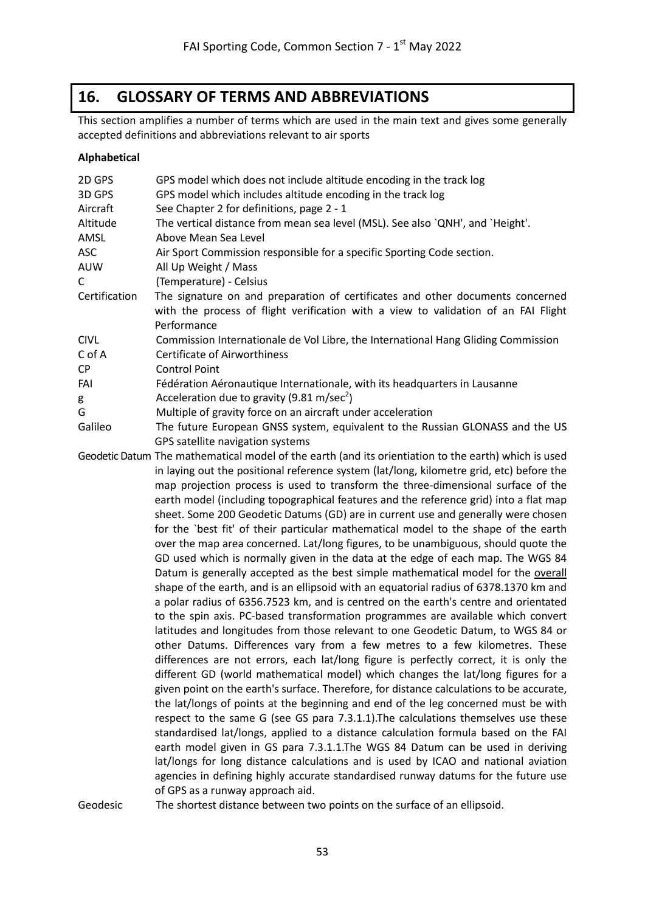# 16. GLOSSARY OF TERMS AND ABBREVIATIONS

This section amplifies a number of terms which are used in the main text and gives some generally accepted definitions and abbreviations relevant to air sports

**Alphabetical**

| | |
|---|---|
| 2D GPS | GPS model which does not include altitude encoding in the track log |
| 3D GPS | GPS model which includes altitude encoding in the track log |
| Aircraft | See Chapter 2 for definitions, page 2 - 1 |
| Altitude | The vertical distance from mean sea level (MSL). See also `QNH', and `Height'. |
| AMSL | Above Mean Sea Level |
| ASC | Air Sport Commission responsible for a specific Sporting Code section. |
| AUW | All Up Weight / Mass |
| C | (Temperature) - Celsius |
| Certification | The signature on and preparation of certificates and other documents concerned with the process of flight verification with a view to validation of an FAI Flight Performance |
| CIVL | Commission Internationale de Vol Libre, the International Hang Gliding Commission |
| C of A | Certificate of Airworthiness |
| CP | Control Point |
| FAI | Fédération Aéronautique Internationale, with its headquarters in Lausanne |
| g | Acceleration due to gravity (9.81 m/sec$^2$) |
| G | Multiple of gravity force on an aircraft under acceleration |
| Galileo | The future European GNSS system, equivalent to the Russian GLONASS and the US GPS satellite navigation systems |
| Geodetic Datum | The mathematical model of the earth (and its orientiation to the earth) which is used in laying out the positional reference system (lat/long, kilometre grid, etc) before the map projection process is used to transform the three-dimensional surface of the earth model (including topographical features and the reference grid) into a flat map sheet. Some 200 Geodetic Datums (GD) are in current use and generally were chosen for the `best fit' of their particular mathematical model to the shape of the earth over the map area concerned. Lat/long figures, to be unambiguous, should quote the GD used which is normally given in the data at the edge of each map. The WGS 84 Datum is generally accepted as the best simple mathematical model for the overall shape of the earth, and is an ellipsoid with an equatorial radius of 6378.1370 km and a polar radius of 6356.7523 km, and is centred on the earth's centre and orientated to the spin axis. PC-based transformation programmes are available which convert latitudes and longitudes from those relevant to one Geodetic Datum, to WGS 84 or other Datums. Differences vary from a few metres to a few kilometres. These differences are not errors, each lat/long figure is perfectly correct, it is only the different GD (world mathematical model) which changes the lat/long figures for a given point on the earth's surface. Therefore, for distance calculations to be accurate, the lat/longs of points at the beginning and end of the leg concerned must be with respect to the same G (see GS para 7.3.1.1).The calculations themselves use these standardised lat/longs, applied to a distance calculation formula based on the FAI earth model given in GS para 7.3.1.1.The WGS 84 Datum can be used in deriving lat/longs for long distance calculations and is used by ICAO and national aviation agencies in defining highly accurate standardised runway datums for the future use of GPS as a runway approach aid. |
| Geodesic | The shortest distance between two points on the surface of an ellipsoid. |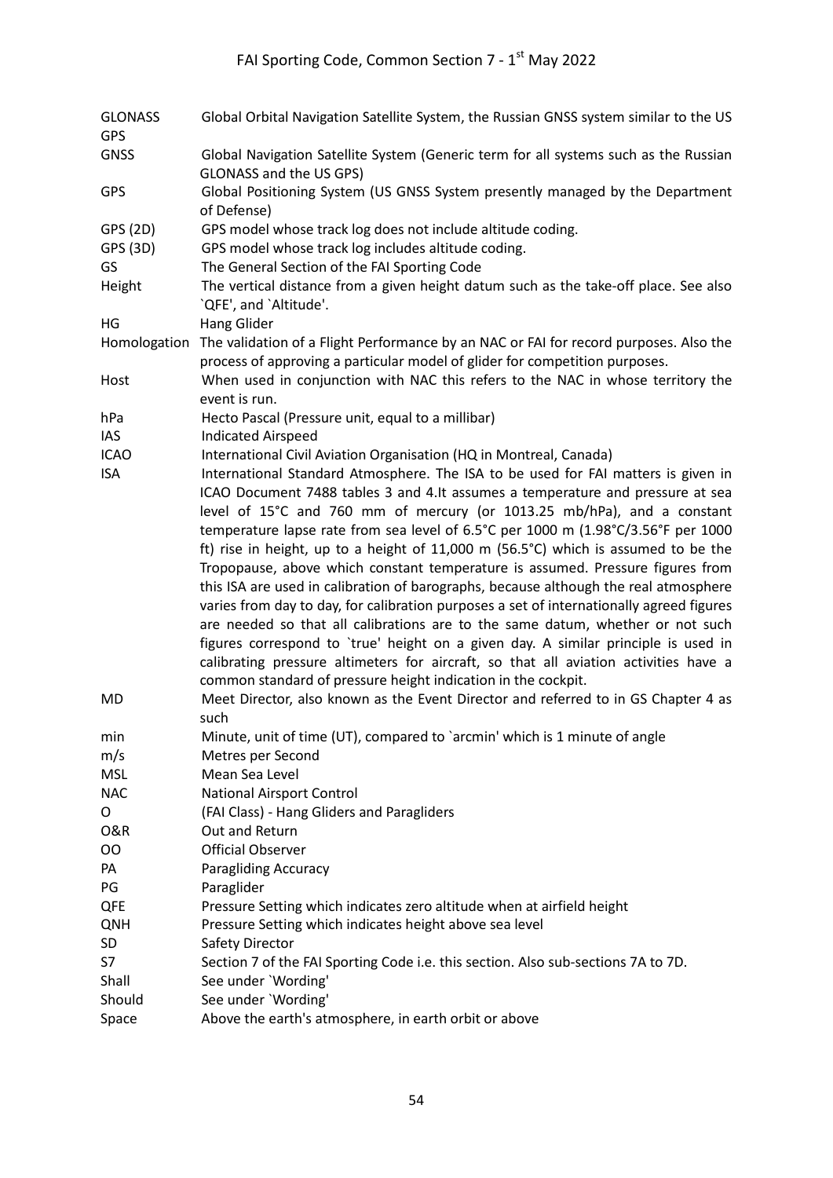| | |
|---|---|
| GLONASS | Global Orbital Navigation Satellite System, the Russian GNSS system similar to the US GPS |
| GNSS | Global Navigation Satellite System (Generic term for all systems such as the Russian GLONASS and the US GPS) |
| GPS | Global Positioning System (US GNSS System presently managed by the Department of Defense) |
| GPS (2D) | GPS model whose track log does not include altitude coding. |
| GPS (3D) | GPS model whose track log includes altitude coding. |
| GS | The General Section of the FAI Sporting Code |
| Height | The vertical distance from a given height datum such as the take-off place. See also `QFE', and `Altitude'. |
| HG | Hang Glider |
| Homologation | The validation of a Flight Performance by an NAC or FAI for record purposes. Also the process of approving a particular model of glider for competition purposes. |
| Host | When used in conjunction with NAC this refers to the NAC in whose territory the event is run. |
| hPa | Hecto Pascal (Pressure unit, equal to a millibar) |
| IAS | Indicated Airspeed |
| ICAO | International Civil Aviation Organisation (HQ in Montreal, Canada) |
| ISA | International Standard Atmosphere. The ISA to be used for FAI matters is given in ICAO Document 7488 tables 3 and 4.It assumes a temperature and pressure at sea level of 15°C and 760 mm of mercury (or 1013.25 mb/hPa), and a constant temperature lapse rate from sea level of 6.5°C per 1000 m (1.98°C/3.56°F per 1000 ft) rise in height, up to a height of 11,000 m (56.5°C) which is assumed to be the Tropopause, above which constant temperature is assumed. Pressure figures from this ISA are used in calibration of barographs, because although the real atmosphere varies from day to day, for calibration purposes a set of internationally agreed figures are needed so that all calibrations are to the same datum, whether or not such figures correspond to `true' height on a given day. A similar principle is used in calibrating pressure altimeters for aircraft, so that all aviation activities have a common standard of pressure height indication in the cockpit. |
| MD | Meet Director, also known as the Event Director and referred to in GS Chapter 4 as such |
| min | Minute, unit of time (UT), compared to `arcmin' which is 1 minute of angle |
| m/s | Metres per Second |
| MSL | Mean Sea Level |
| NAC | National Airsport Control |
| O | (FAI Class) - Hang Gliders and Paragliders |
| O&R | Out and Return |
| OO | Official Observer |
| PA | Paragliding Accuracy |
| PG | Paraglider |
| QFE | Pressure Setting which indicates zero altitude when at airfield height |
| QNH | Pressure Setting which indicates height above sea level |
| SD | Safety Director |
| S7 | Section 7 of the FAI Sporting Code i.e. this section. Also sub-sections 7A to 7D. |
| Shall | See under `Wording' |
| Should | See under `Wording' |
| Space | Above the earth's atmosphere, in earth orbit or above |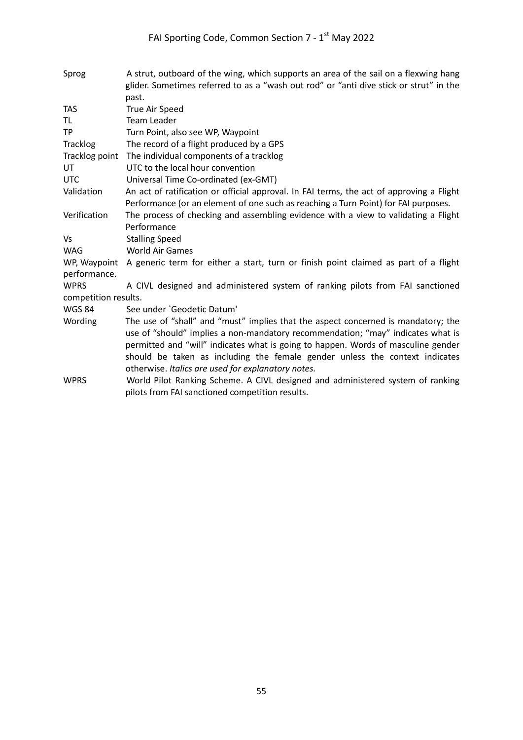| | |
|---|---|
| Sprog | A strut, outboard of the wing, which supports an area of the sail on a flexwing hang glider. Sometimes referred to as a "wash out rod" or "anti dive stick or strut" in the past. |
| TAS | True Air Speed |
| TL | Team Leader |
| TP | Turn Point, also see WP, Waypoint |
| Tracklog | The record of a flight produced by a GPS |
| Tracklog point | The individual components of a tracklog |
| UT | UTC to the local hour convention |
| UTC | Universal Time Co-ordinated (ex-GMT) |
| Validation | An act of ratification or official approval. In FAI terms, the act of approving a Flight Performance (or an element of one such as reaching a Turn Point) for FAI purposes. |
| Verification | The process of checking and assembling evidence with a view to validating a Flight Performance |
| Vs | Stalling Speed |
| WAG | World Air Games |
| WP, Waypoint | A generic term for either a start, turn or finish point claimed as part of a flight performance. |
| WPRS | A CIVL designed and administered system of ranking pilots from FAI sanctioned competition results. |
| WGS 84 | See under `Geodetic Datum' |
| Wording | The use of "shall" and "must" implies that the aspect concerned is mandatory; the use of "should" implies a non-mandatory recommendation; "may" indicates what is permitted and "will" indicates what is going to happen. Words of masculine gender should be taken as including the female gender unless the context indicates otherwise. *Italics are used for explanatory notes.* |
| WPRS | World Pilot Ranking Scheme. A CIVL designed and administered system of ranking pilots from FAI sanctioned competition results. |